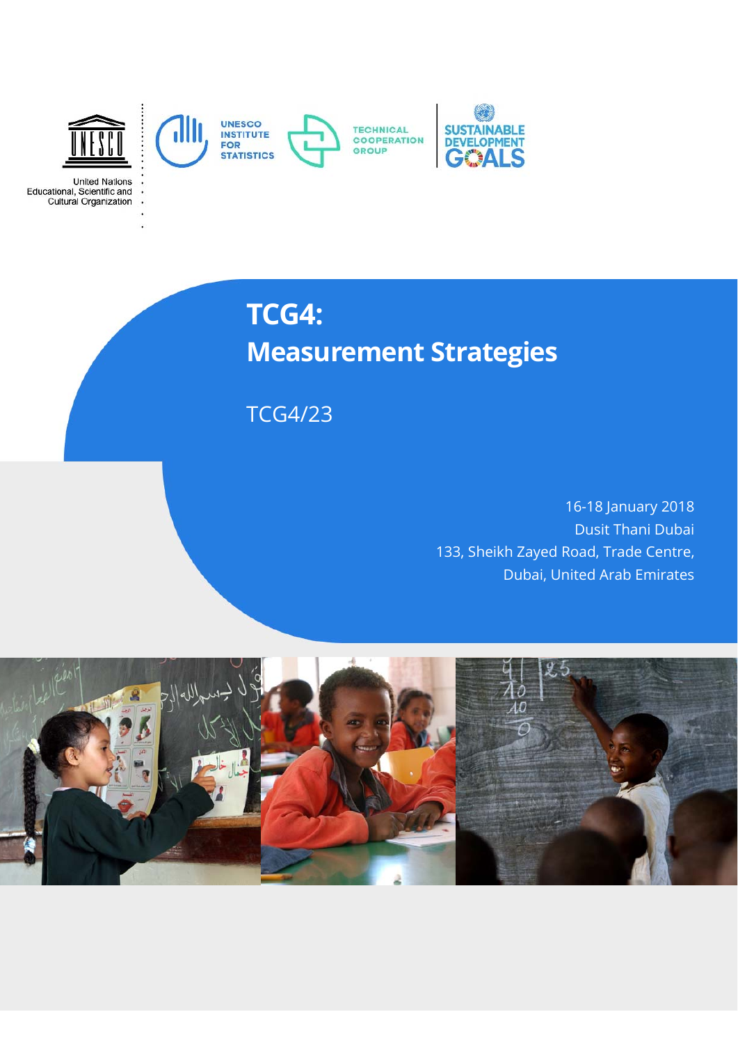United Nations Educational, Scientific and Cultural Organization

UNESCO INSTITUTE FOR STATISTICS

TECHNICAL COOPERATION GROUP

SUSTAINABLE DEVELOPMENT GOALS

# TCG4:
# Measurement Strategies

TCG4/23

16-18 January 2018
Dusit Thani Dubai
133, Sheikh Zayed Road, Trade Centre,
Dubai, United Arab Emirates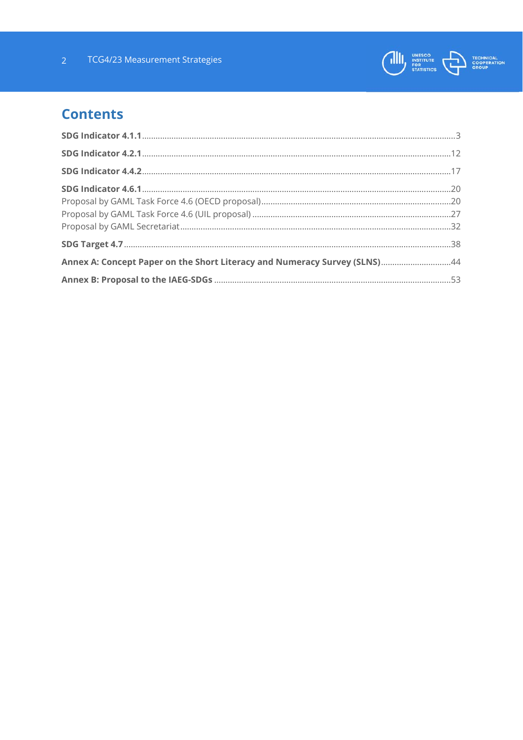# Contents

**SDG Indicator 4.1.1** ........ 3

**SDG Indicator 4.2.1** ........ 12

**SDG Indicator 4.4.2** ........ 17

**SDG Indicator 4.6.1** ........ 20

Proposal by GAML Task Force 4.6 (OECD proposal) ........ 20

Proposal by GAML Task Force 4.6 (UIL proposal) ........ 27

Proposal by GAML Secretariat ........ 32

**SDG Target 4.7** ........ 38

**Annex A: Concept Paper on the Short Literacy and Numeracy Survey (SLNS)** ........ 44

**Annex B: Proposal to the IAEG-SDGs** ........ 53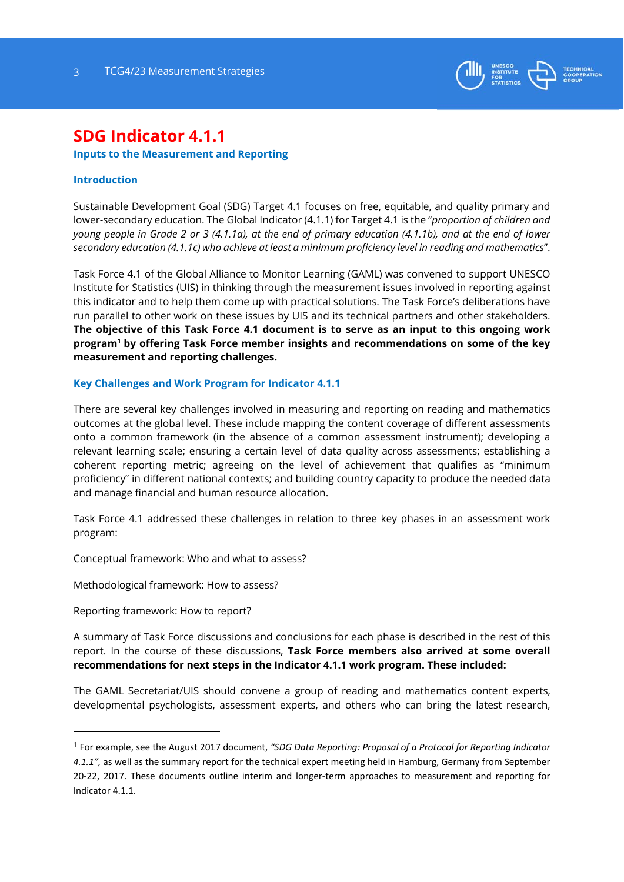# SDG Indicator 4.1.1

## Inputs to the Measurement and Reporting

### Introduction

Sustainable Development Goal (SDG) Target 4.1 focuses on free, equitable, and quality primary and lower-secondary education. The Global Indicator (4.1.1) for Target 4.1 is the "*proportion of children and young people in Grade 2 or 3 (4.1.1a), at the end of primary education (4.1.1b), and at the end of lower secondary education (4.1.1c) who achieve at least a minimum proficiency level in reading and mathematics*".

Task Force 4.1 of the Global Alliance to Monitor Learning (GAML) was convened to support UNESCO Institute for Statistics (UIS) in thinking through the measurement issues involved in reporting against this indicator and to help them come up with practical solutions. The Task Force's deliberations have run parallel to other work on these issues by UIS and its technical partners and other stakeholders. **The objective of this Task Force 4.1 document is to serve as an input to this ongoing work program[1] by offering Task Force member insights and recommendations on some of the key measurement and reporting challenges.**

### Key Challenges and Work Program for Indicator 4.1.1

There are several key challenges involved in measuring and reporting on reading and mathematics outcomes at the global level. These include mapping the content coverage of different assessments onto a common framework (in the absence of a common assessment instrument); developing a relevant learning scale; ensuring a certain level of data quality across assessments; establishing a coherent reporting metric; agreeing on the level of achievement that qualifies as "minimum proficiency" in different national contexts; and building country capacity to produce the needed data and manage financial and human resource allocation.

Task Force 4.1 addressed these challenges in relation to three key phases in an assessment work program:

Conceptual framework: Who and what to assess?

Methodological framework: How to assess?

Reporting framework: How to report?

A summary of Task Force discussions and conclusions for each phase is described in the rest of this report. In the course of these discussions, **Task Force members also arrived at some overall recommendations for next steps in the Indicator 4.1.1 work program. These included:**

The GAML Secretariat/UIS should convene a group of reading and mathematics content experts, developmental psychologists, assessment experts, and others who can bring the latest research,

---

[1] For example, see the August 2017 document, *"SDG Data Reporting: Proposal of a Protocol for Reporting Indicator 4.1.1"*, as well as the summary report for the technical expert meeting held in Hamburg, Germany from September 20-22, 2017. These documents outline interim and longer-term approaches to measurement and reporting for Indicator 4.1.1.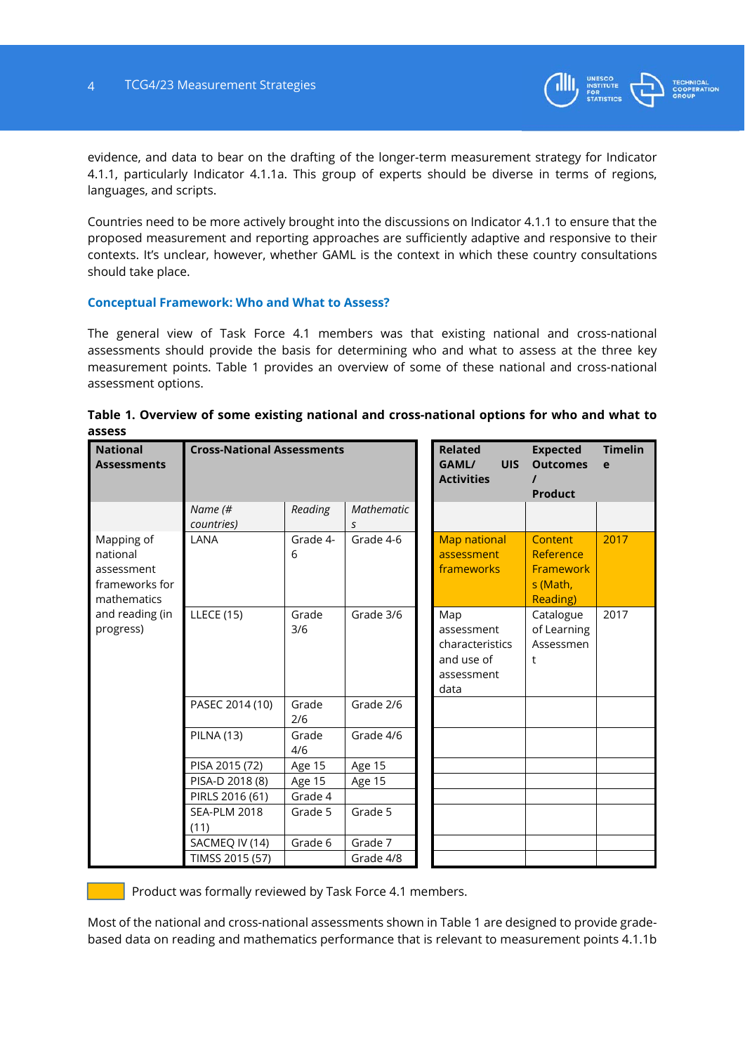evidence, and data to bear on the drafting of the longer-term measurement strategy for Indicator 4.1.1, particularly Indicator 4.1.1a. This group of experts should be diverse in terms of regions, languages, and scripts.

Countries need to be more actively brought into the discussions on Indicator 4.1.1 to ensure that the proposed measurement and reporting approaches are sufficiently adaptive and responsive to their contexts. It's unclear, however, whether GAML is the context in which these country consultations should take place.

### Conceptual Framework: Who and What to Assess?

The general view of Task Force 4.1 members was that existing national and cross-national assessments should provide the basis for determining who and what to assess at the three key measurement points. Table 1 provides an overview of some of these national and cross-national assessment options.

**Table 1. Overview of some existing national and cross-national options for who and what to assess**

| National Assessments | Cross-National Assessments | | | Related GAML/ UIS Activities | Expected Outcomes / Product | Timeline |
|---|---|---|---|---|---|---|
| | *Name (# countries)* | *Reading* | *Mathematics* | | | |
| Mapping of national assessment frameworks for mathematics and reading (in progress) | LANA | Grade 4-6 | Grade 4-6 | Map national assessment frameworks | Content Reference Frameworks (Math, Reading) | 2017 |
| | LLECE (15) | Grade 3/6 | Grade 3/6 | Map assessment characteristics and use of assessment data | Catalogue of Learning Assessment | 2017 |
| | PASEC 2014 (10) | Grade 2/6 | Grade 2/6 | | | |
| | PILNA (13) | Grade 4/6 | Grade 4/6 | | | |
| | PISA 2015 (72) | Age 15 | Age 15 | | | |
| | PISA-D 2018 (8) | Age 15 | Age 15 | | | |
| | PIRLS 2016 (61) | Grade 4 | | | | |
| | SEA-PLM 2018 (11) | Grade 5 | Grade 5 | | | |
| | SACMEQ IV (14) | Grade 6 | Grade 7 | | | |
| | TIMSS 2015 (57) | | Grade 4/8 | | | |

Product was formally reviewed by Task Force 4.1 members.

Most of the national and cross-national assessments shown in Table 1 are designed to provide grade-based data on reading and mathematics performance that is relevant to measurement points 4.1.1b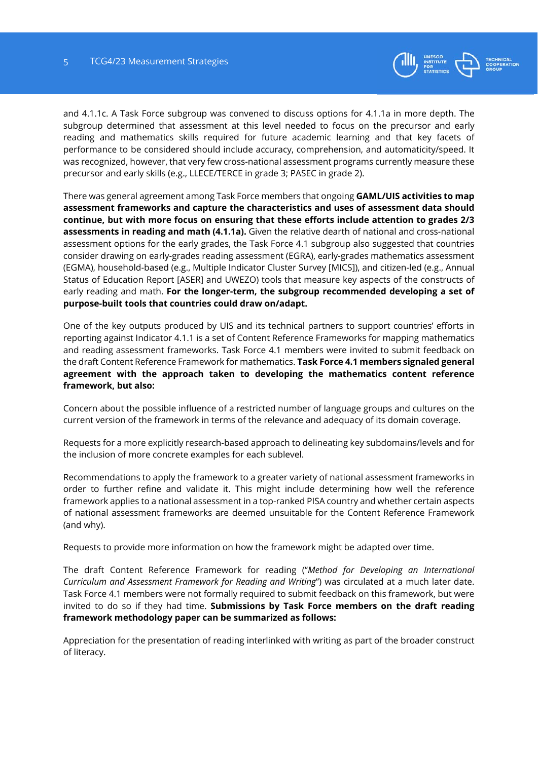and 4.1.1c. A Task Force subgroup was convened to discuss options for 4.1.1a in more depth. The subgroup determined that assessment at this level needed to focus on the precursor and early reading and mathematics skills required for future academic learning and that key facets of performance to be considered should include accuracy, comprehension, and automaticity/speed. It was recognized, however, that very few cross-national assessment programs currently measure these precursor and early skills (e.g., LLECE/TERCE in grade 3; PASEC in grade 2).

There was general agreement among Task Force members that ongoing **GAML/UIS activities to map assessment frameworks and capture the characteristics and uses of assessment data should continue, but with more focus on ensuring that these efforts include attention to grades 2/3 assessments in reading and math (4.1.1a).** Given the relative dearth of national and cross-national assessment options for the early grades, the Task Force 4.1 subgroup also suggested that countries consider drawing on early-grades reading assessment (EGRA), early-grades mathematics assessment (EGMA), household-based (e.g., Multiple Indicator Cluster Survey [MICS]), and citizen-led (e.g., Annual Status of Education Report [ASER] and UWEZO) tools that measure key aspects of the constructs of early reading and math. **For the longer-term, the subgroup recommended developing a set of purpose-built tools that countries could draw on/adapt.**

One of the key outputs produced by UIS and its technical partners to support countries' efforts in reporting against Indicator 4.1.1 is a set of Content Reference Frameworks for mapping mathematics and reading assessment frameworks. Task Force 4.1 members were invited to submit feedback on the draft Content Reference Framework for mathematics. **Task Force 4.1 members signaled general agreement with the approach taken to developing the mathematics content reference framework, but also:**

Concern about the possible influence of a restricted number of language groups and cultures on the current version of the framework in terms of the relevance and adequacy of its domain coverage.

Requests for a more explicitly research-based approach to delineating key subdomains/levels and for the inclusion of more concrete examples for each sublevel.

Recommendations to apply the framework to a greater variety of national assessment frameworks in order to further refine and validate it. This might include determining how well the reference framework applies to a national assessment in a top-ranked PISA country and whether certain aspects of national assessment frameworks are deemed unsuitable for the Content Reference Framework (and why).

Requests to provide more information on how the framework might be adapted over time.

The draft Content Reference Framework for reading ("*Method for Developing an International Curriculum and Assessment Framework for Reading and Writing*") was circulated at a much later date. Task Force 4.1 members were not formally required to submit feedback on this framework, but were invited to do so if they had time. **Submissions by Task Force members on the draft reading framework methodology paper can be summarized as follows:**

Appreciation for the presentation of reading interlinked with writing as part of the broader construct of literacy.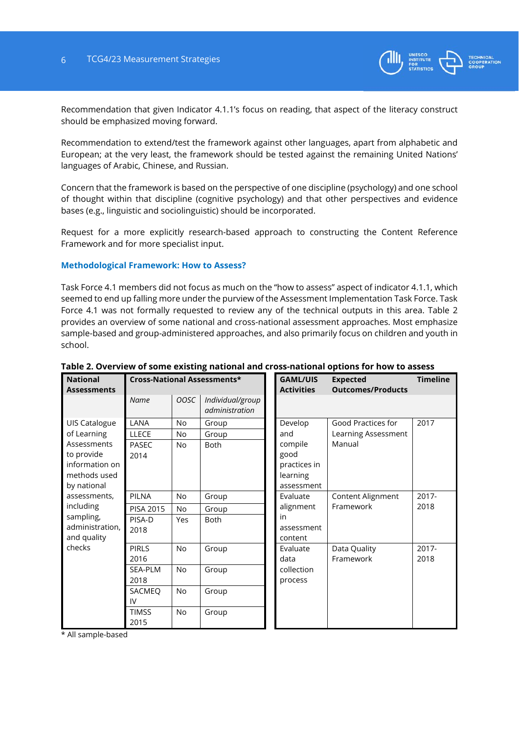Recommendation that given Indicator 4.1.1's focus on reading, that aspect of the literacy construct should be emphasized moving forward.

Recommendation to extend/test the framework against other languages, apart from alphabetic and European; at the very least, the framework should be tested against the remaining United Nations' languages of Arabic, Chinese, and Russian.

Concern that the framework is based on the perspective of one discipline (psychology) and one school of thought within that discipline (cognitive psychology) and that other perspectives and evidence bases (e.g., linguistic and sociolinguistic) should be incorporated.

Request for a more explicitly research-based approach to constructing the Content Reference Framework and for more specialist input.

### Methodological Framework: How to Assess?

Task Force 4.1 members did not focus as much on the "how to assess" aspect of indicator 4.1.1, which seemed to end up falling more under the purview of the Assessment Implementation Task Force. Task Force 4.1 was not formally requested to review any of the technical outputs in this area. Table 2 provides an overview of some national and cross-national assessment approaches. Most emphasize sample-based and group-administered approaches, and also primarily focus on children and youth in school.

**Table 2. Overview of some existing national and cross-national options for how to assess**

| National Assessments | Cross-National Assessments* | | | GAML/UIS Activities | Expected Outcomes/Products | Timeline |
|---|---|---|---|---|---|---|
| | *Name* | *OOSC* | *Individual/group administration* | | | |
| UIS Catalogue of Learning Assessments to provide information on methods used by national assessments, including sampling, administration, and quality checks | LANA | No | Group | Develop and compile good practices in learning assessment | Good Practices for Learning Assessment Manual | 2017 |
| | LLECE | No | Group | | | |
| | PASEC 2014 | No | Both | | | |
| | PILNA | No | Group | Evaluate alignment in assessment content | Content Alignment Framework | 2017-2018 |
| | PISA 2015 | No | Group | | | |
| | PISA-D 2018 | Yes | Both | | | |
| | PIRLS 2016 | No | Group | Evaluate data collection process | Data Quality Framework | 2017-2018 |
| | SEA-PLM 2018 | No | Group | | | |
| | SACMEQ IV | No | Group | | | |
| | TIMSS 2015 | No | Group | | | |

\* All sample-based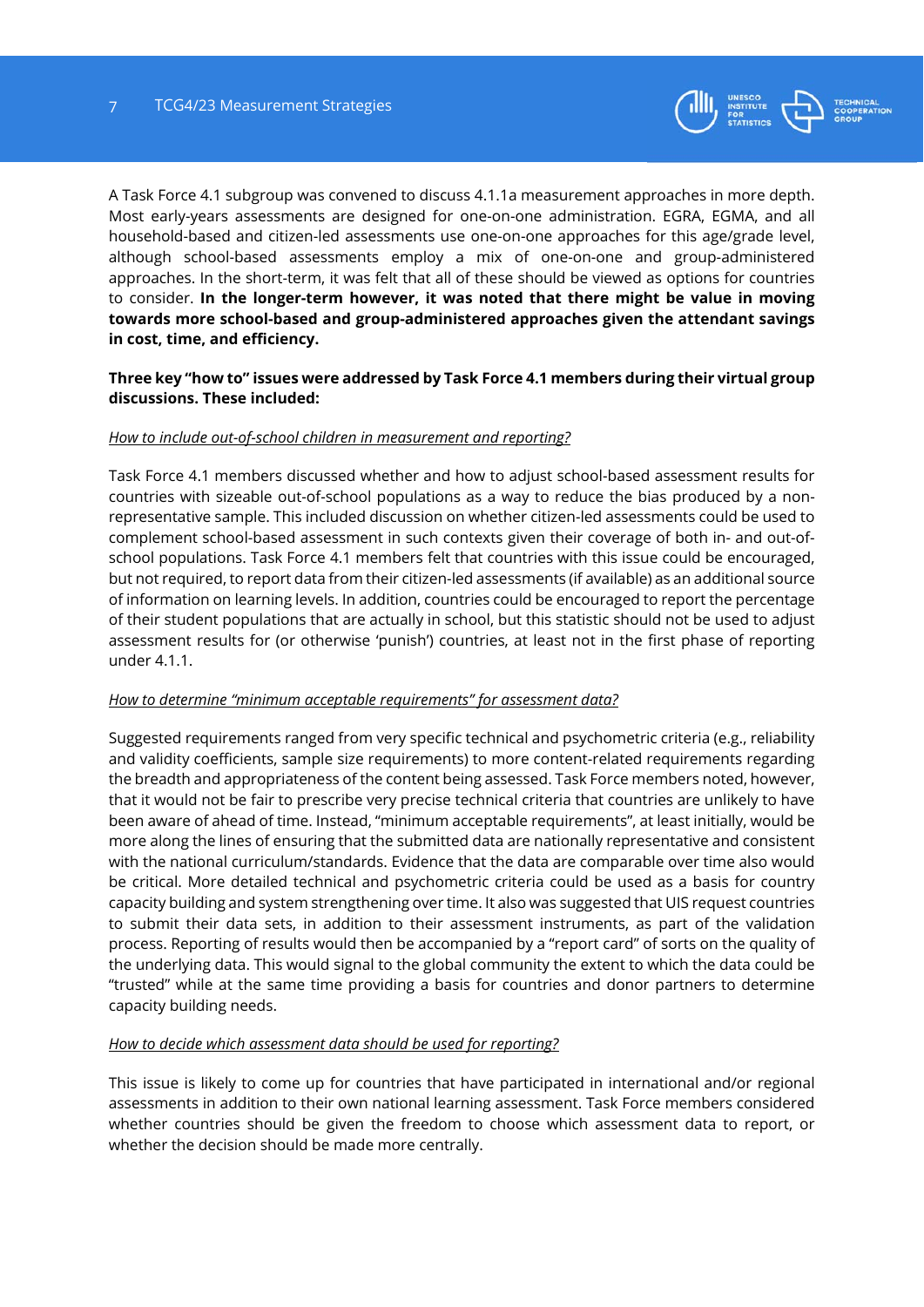A Task Force 4.1 subgroup was convened to discuss 4.1.1a measurement approaches in more depth. Most early-years assessments are designed for one-on-one administration. EGRA, EGMA, and all household-based and citizen-led assessments use one-on-one approaches for this age/grade level, although school-based assessments employ a mix of one-on-one and group-administered approaches. In the short-term, it was felt that all of these should be viewed as options for countries to consider. **In the longer-term however, it was noted that there might be value in moving towards more school-based and group-administered approaches given the attendant savings in cost, time, and efficiency.**

**Three key "how to" issues were addressed by Task Force 4.1 members during their virtual group discussions. These included:**

*How to include out-of-school children in measurement and reporting?*

Task Force 4.1 members discussed whether and how to adjust school-based assessment results for countries with sizeable out-of-school populations as a way to reduce the bias produced by a non-representative sample. This included discussion on whether citizen-led assessments could be used to complement school-based assessment in such contexts given their coverage of both in- and out-of-school populations. Task Force 4.1 members felt that countries with this issue could be encouraged, but not required, to report data from their citizen-led assessments (if available) as an additional source of information on learning levels. In addition, countries could be encouraged to report the percentage of their student populations that are actually in school, but this statistic should not be used to adjust assessment results for (or otherwise 'punish') countries, at least not in the first phase of reporting under 4.1.1.

*How to determine "minimum acceptable requirements" for assessment data?*

Suggested requirements ranged from very specific technical and psychometric criteria (e.g., reliability and validity coefficients, sample size requirements) to more content-related requirements regarding the breadth and appropriateness of the content being assessed. Task Force members noted, however, that it would not be fair to prescribe very precise technical criteria that countries are unlikely to have been aware of ahead of time. Instead, "minimum acceptable requirements", at least initially, would be more along the lines of ensuring that the submitted data are nationally representative and consistent with the national curriculum/standards. Evidence that the data are comparable over time also would be critical. More detailed technical and psychometric criteria could be used as a basis for country capacity building and system strengthening over time. It also was suggested that UIS request countries to submit their data sets, in addition to their assessment instruments, as part of the validation process. Reporting of results would then be accompanied by a "report card" of sorts on the quality of the underlying data. This would signal to the global community the extent to which the data could be "trusted" while at the same time providing a basis for countries and donor partners to determine capacity building needs.

*How to decide which assessment data should be used for reporting?*

This issue is likely to come up for countries that have participated in international and/or regional assessments in addition to their own national learning assessment. Task Force members considered whether countries should be given the freedom to choose which assessment data to report, or whether the decision should be made more centrally.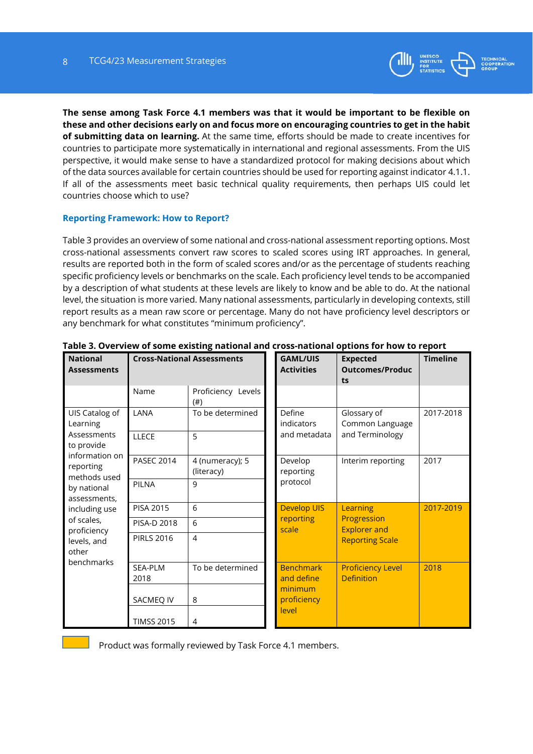**The sense among Task Force 4.1 members was that it would be important to be flexible on these and other decisions early on and focus more on encouraging countries to get in the habit of submitting data on learning.** At the same time, efforts should be made to create incentives for countries to participate more systematically in international and regional assessments. From the UIS perspective, it would make sense to have a standardized protocol for making decisions about which of the data sources available for certain countries should be used for reporting against indicator 4.1.1. If all of the assessments meet basic technical quality requirements, then perhaps UIS could let countries choose which to use?

### Reporting Framework: How to Report?

Table 3 provides an overview of some national and cross-national assessment reporting options. Most cross-national assessments convert raw scores to scaled scores using IRT approaches. In general, results are reported both in the form of scaled scores and/or as the percentage of students reaching specific proficiency levels or benchmarks on the scale. Each proficiency level tends to be accompanied by a description of what students at these levels are likely to know and be able to do. At the national level, the situation is more varied. Many national assessments, particularly in developing contexts, still report results as a mean raw score or percentage. Many do not have proficiency level descriptors or any benchmark for what constitutes "minimum proficiency".

**Table 3. Overview of some existing national and cross-national options for how to report**

| National Assessments | Cross-National Assessments | | GAML/UIS Activities | Expected Outcomes/Products | Timeline |
|---|---|---|---|---|---|
| | Name | Proficiency Levels (#) | | | |
| UIS Catalog of Learning Assessments to provide information on reporting methods used by national assessments, including use of scales, proficiency levels, and other benchmarks | LANA | To be determined | Define indicators and metadata | Glossary of Common Language and Terminology | 2017-2018 |
| | LLECE | 5 | | | |
| | PASEC 2014 | 4 (numeracy); 5 (literacy) | Develop reporting protocol | Interim reporting | 2017 |
| | PILNA | 9 | | | |
| | PISA 2015 | 6 | Develop UIS reporting scale | Learning Progression Explorer and Reporting Scale | 2017-2019 |
| | PISA-D 2018 | 6 | | | |
| | PIRLS 2016 | 4 | | | |
| | SEA-PLM 2018 | To be determined | Benchmark and define minimum proficiency level | Proficiency Level Definition | 2018 |
| | SACMEQ IV | 8 | | | |
| | TIMSS 2015 | 4 | | | |

Product was formally reviewed by Task Force 4.1 members. (highlighted rows: Develop UIS reporting scale; Benchmark and define minimum proficiency level)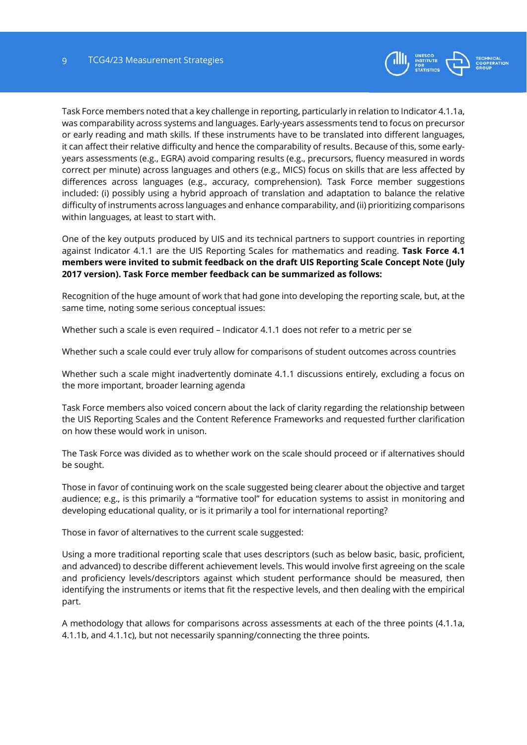Task Force members noted that a key challenge in reporting, particularly in relation to Indicator 4.1.1a, was comparability across systems and languages. Early-years assessments tend to focus on precursor or early reading and math skills. If these instruments have to be translated into different languages, it can affect their relative difficulty and hence the comparability of results. Because of this, some early-years assessments (e.g., EGRA) avoid comparing results (e.g., precursors, fluency measured in words correct per minute) across languages and others (e.g., MICS) focus on skills that are less affected by differences across languages (e.g., accuracy, comprehension). Task Force member suggestions included: (i) possibly using a hybrid approach of translation and adaptation to balance the relative difficulty of instruments across languages and enhance comparability, and (ii) prioritizing comparisons within languages, at least to start with.

One of the key outputs produced by UIS and its technical partners to support countries in reporting against Indicator 4.1.1 are the UIS Reporting Scales for mathematics and reading. **Task Force 4.1 members were invited to submit feedback on the draft UIS Reporting Scale Concept Note (July 2017 version). Task Force member feedback can be summarized as follows:**

Recognition of the huge amount of work that had gone into developing the reporting scale, but, at the same time, noting some serious conceptual issues:

Whether such a scale is even required – Indicator 4.1.1 does not refer to a metric per se

Whether such a scale could ever truly allow for comparisons of student outcomes across countries

Whether such a scale might inadvertently dominate 4.1.1 discussions entirely, excluding a focus on the more important, broader learning agenda

Task Force members also voiced concern about the lack of clarity regarding the relationship between the UIS Reporting Scales and the Content Reference Frameworks and requested further clarification on how these would work in unison.

The Task Force was divided as to whether work on the scale should proceed or if alternatives should be sought.

Those in favor of continuing work on the scale suggested being clearer about the objective and target audience; e.g., is this primarily a "formative tool" for education systems to assist in monitoring and developing educational quality, or is it primarily a tool for international reporting?

Those in favor of alternatives to the current scale suggested:

Using a more traditional reporting scale that uses descriptors (such as below basic, basic, proficient, and advanced) to describe different achievement levels. This would involve first agreeing on the scale and proficiency levels/descriptors against which student performance should be measured, then identifying the instruments or items that fit the respective levels, and then dealing with the empirical part.

A methodology that allows for comparisons across assessments at each of the three points (4.1.1a, 4.1.1b, and 4.1.1c), but not necessarily spanning/connecting the three points.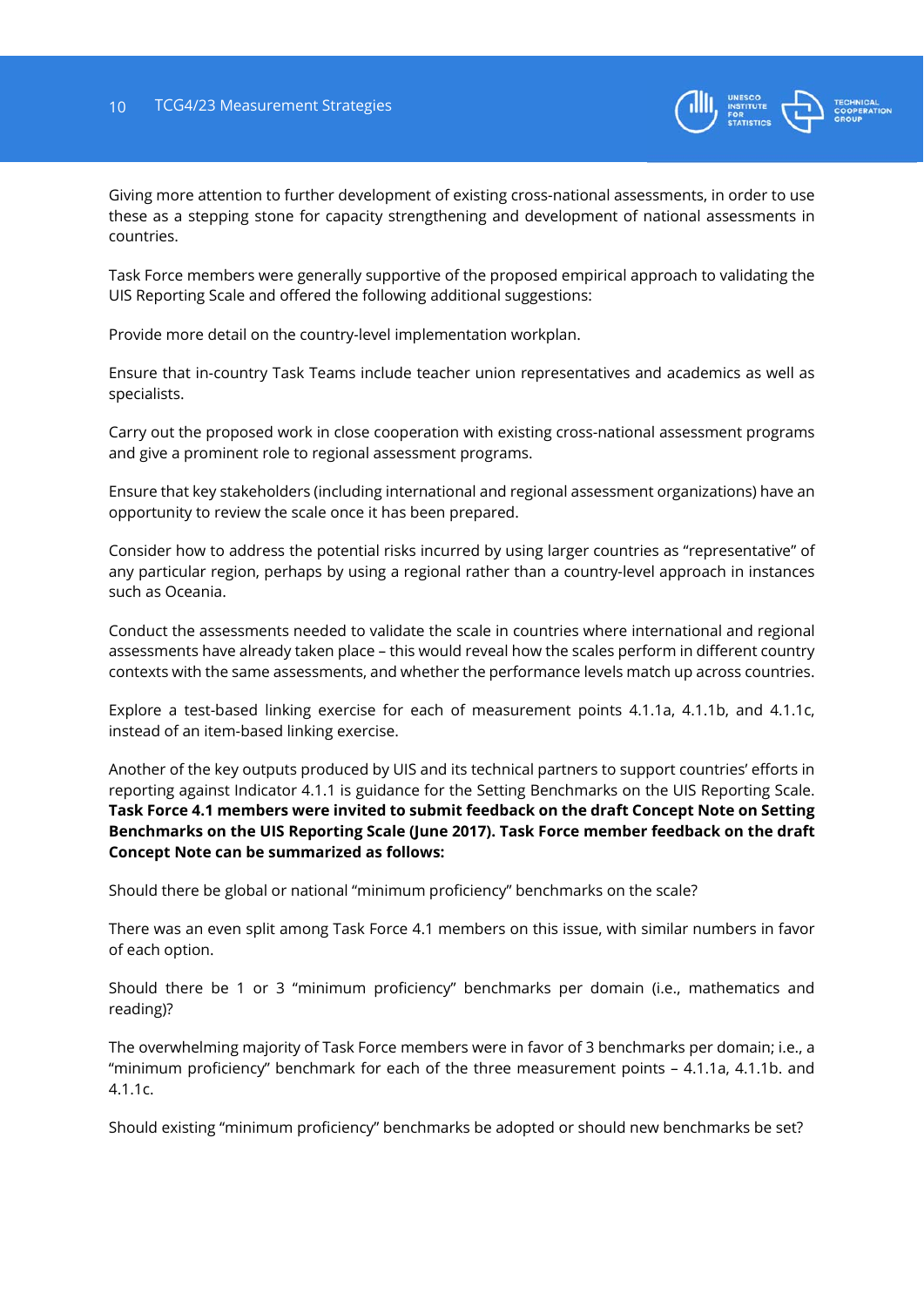Giving more attention to further development of existing cross-national assessments, in order to use these as a stepping stone for capacity strengthening and development of national assessments in countries.

Task Force members were generally supportive of the proposed empirical approach to validating the UIS Reporting Scale and offered the following additional suggestions:

Provide more detail on the country-level implementation workplan.

Ensure that in-country Task Teams include teacher union representatives and academics as well as specialists.

Carry out the proposed work in close cooperation with existing cross-national assessment programs and give a prominent role to regional assessment programs.

Ensure that key stakeholders (including international and regional assessment organizations) have an opportunity to review the scale once it has been prepared.

Consider how to address the potential risks incurred by using larger countries as "representative" of any particular region, perhaps by using a regional rather than a country-level approach in instances such as Oceania.

Conduct the assessments needed to validate the scale in countries where international and regional assessments have already taken place – this would reveal how the scales perform in different country contexts with the same assessments, and whether the performance levels match up across countries.

Explore a test-based linking exercise for each of measurement points 4.1.1a, 4.1.1b, and 4.1.1c, instead of an item-based linking exercise.

Another of the key outputs produced by UIS and its technical partners to support countries' efforts in reporting against Indicator 4.1.1 is guidance for the Setting Benchmarks on the UIS Reporting Scale. **Task Force 4.1 members were invited to submit feedback on the draft Concept Note on Setting Benchmarks on the UIS Reporting Scale (June 2017). Task Force member feedback on the draft Concept Note can be summarized as follows:**

Should there be global or national "minimum proficiency" benchmarks on the scale?

There was an even split among Task Force 4.1 members on this issue, with similar numbers in favor of each option.

Should there be 1 or 3 "minimum proficiency" benchmarks per domain (i.e., mathematics and reading)?

The overwhelming majority of Task Force members were in favor of 3 benchmarks per domain; i.e., a "minimum proficiency" benchmark for each of the three measurement points – 4.1.1a, 4.1.1b. and 4.1.1c.

Should existing "minimum proficiency" benchmarks be adopted or should new benchmarks be set?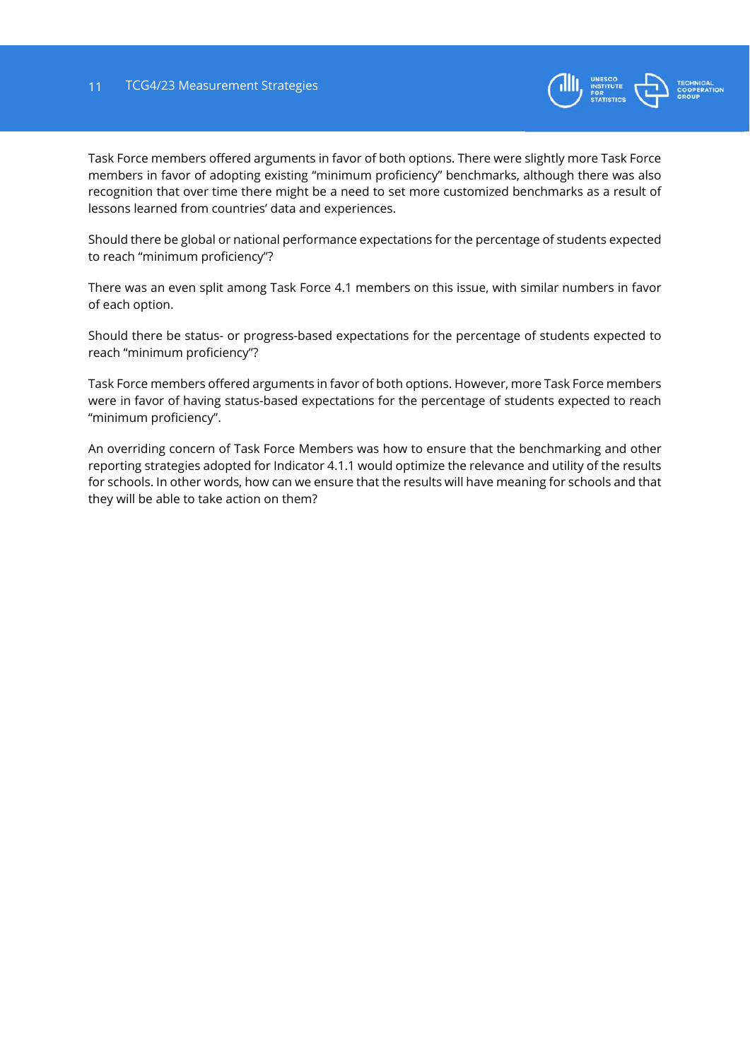Task Force members offered arguments in favor of both options. There were slightly more Task Force members in favor of adopting existing "minimum proficiency" benchmarks, although there was also recognition that over time there might be a need to set more customized benchmarks as a result of lessons learned from countries' data and experiences.

Should there be global or national performance expectations for the percentage of students expected to reach "minimum proficiency"?

There was an even split among Task Force 4.1 members on this issue, with similar numbers in favor of each option.

Should there be status- or progress-based expectations for the percentage of students expected to reach "minimum proficiency"?

Task Force members offered arguments in favor of both options. However, more Task Force members were in favor of having status-based expectations for the percentage of students expected to reach "minimum proficiency".

An overriding concern of Task Force Members was how to ensure that the benchmarking and other reporting strategies adopted for Indicator 4.1.1 would optimize the relevance and utility of the results for schools. In other words, how can we ensure that the results will have meaning for schools and that they will be able to take action on them?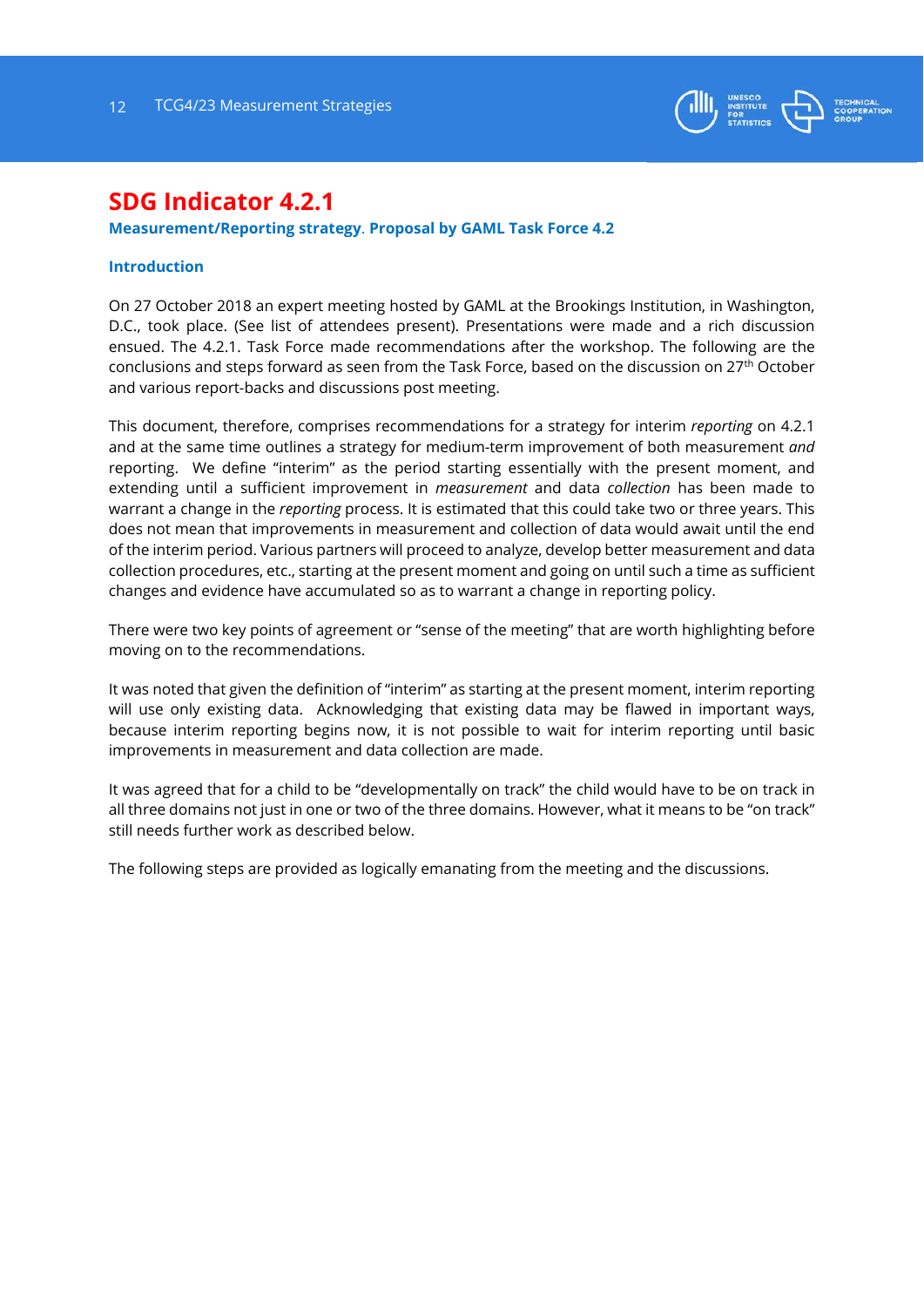# SDG Indicator 4.2.1

**Measurement/Reporting strategy**. **Proposal by GAML Task Force 4.2**

## Introduction

On 27 October 2018 an expert meeting hosted by GAML at the Brookings Institution, in Washington, D.C., took place. (See list of attendees present). Presentations were made and a rich discussion ensued. The 4.2.1. Task Force made recommendations after the workshop. The following are the conclusions and steps forward as seen from the Task Force, based on the discussion on 27th October and various report-backs and discussions post meeting.

This document, therefore, comprises recommendations for a strategy for interim *reporting* on 4.2.1 and at the same time outlines a strategy for medium-term improvement of both measurement *and* reporting. We define "interim" as the period starting essentially with the present moment, and extending until a sufficient improvement in *measurement* and data *collection* has been made to warrant a change in the *reporting* process. It is estimated that this could take two or three years. This does not mean that improvements in measurement and collection of data would await until the end of the interim period. Various partners will proceed to analyze, develop better measurement and data collection procedures, etc., starting at the present moment and going on until such a time as sufficient changes and evidence have accumulated so as to warrant a change in reporting policy.

There were two key points of agreement or "sense of the meeting" that are worth highlighting before moving on to the recommendations.

It was noted that given the definition of "interim" as starting at the present moment, interim reporting will use only existing data. Acknowledging that existing data may be flawed in important ways, because interim reporting begins now, it is not possible to wait for interim reporting until basic improvements in measurement and data collection are made.

It was agreed that for a child to be "developmentally on track" the child would have to be on track in all three domains not just in one or two of the three domains. However, what it means to be "on track" still needs further work as described below.

The following steps are provided as logically emanating from the meeting and the discussions.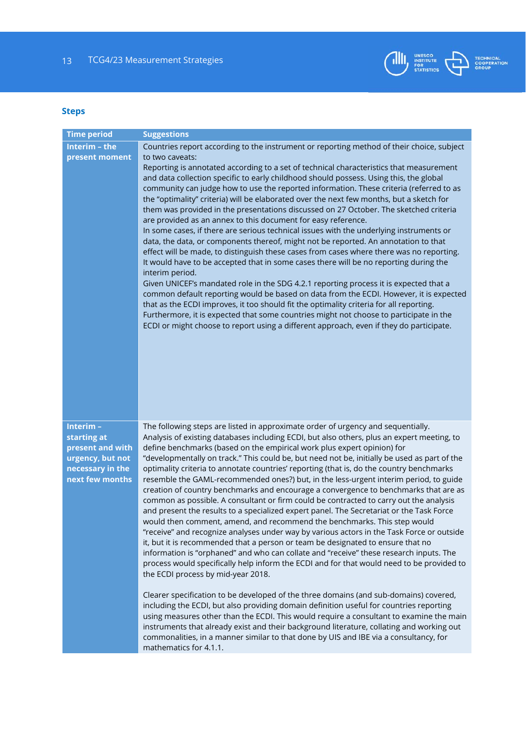### Steps

| Time period | Suggestions |
|---|---|
| **Interim – the present moment** | Countries report according to the instrument or reporting method of their choice, subject to two caveats:<br>Reporting is annotated according to a set of technical characteristics that measurement and data collection specific to early childhood should possess. Using this, the global community can judge how to use the reported information. These criteria (referred to as the "optimality" criteria) will be elaborated over the next few months, but a sketch for them was provided in the presentations discussed on 27 October. The sketched criteria are provided as an annex to this document for easy reference.<br>In some cases, if there are serious technical issues with the underlying instruments or data, the data, or components thereof, might not be reported. An annotation to that effect will be made, to distinguish these cases from cases where there was no reporting. It would have to be accepted that in some cases there will be no reporting during the interim period.<br>Given UNICEF's mandated role in the SDG 4.2.1 reporting process it is expected that a common default reporting would be based on data from the ECDI. However, it is expected that as the ECDI improves, it too should fit the optimality criteria for all reporting. Furthermore, it is expected that some countries might not choose to participate in the ECDI or might choose to report using a different approach, even if they do participate. |
| **Interim – starting at present and with urgency, but not necessary in the next few months** | The following steps are listed in approximate order of urgency and sequentially.<br>Analysis of existing databases including ECDI, but also others, plus an expert meeting, to define benchmarks (based on the empirical work plus expert opinion) for "developmentally on track." This could be, but need not be, initially be used as part of the optimality criteria to annotate countries' reporting (that is, do the country benchmarks resemble the GAML-recommended ones?) but, in the less-urgent interim period, to guide creation of country benchmarks and encourage a convergence to benchmarks that are as common as possible. A consultant or firm could be contracted to carry out the analysis and present the results to a specialized expert panel. The Secretariat or the Task Force would then comment, amend, and recommend the benchmarks. This step would "receive" and recognize analyses under way by various actors in the Task Force or outside it, but it is recommended that a person or team be designated to ensure that no information is "orphaned" and who can collate and "receive" these research inputs. The process would specifically help inform the ECDI and for that would need to be provided to the ECDI process by mid-year 2018.<br><br>Clearer specification to be developed of the three domains (and sub-domains) covered, including the ECDI, but also providing domain definition useful for countries reporting using measures other than the ECDI. This would require a consultant to examine the main instruments that already exist and their background literature, collating and working out commonalities, in a manner similar to that done by UIS and IBE via a consultancy, for mathematics for 4.1.1. |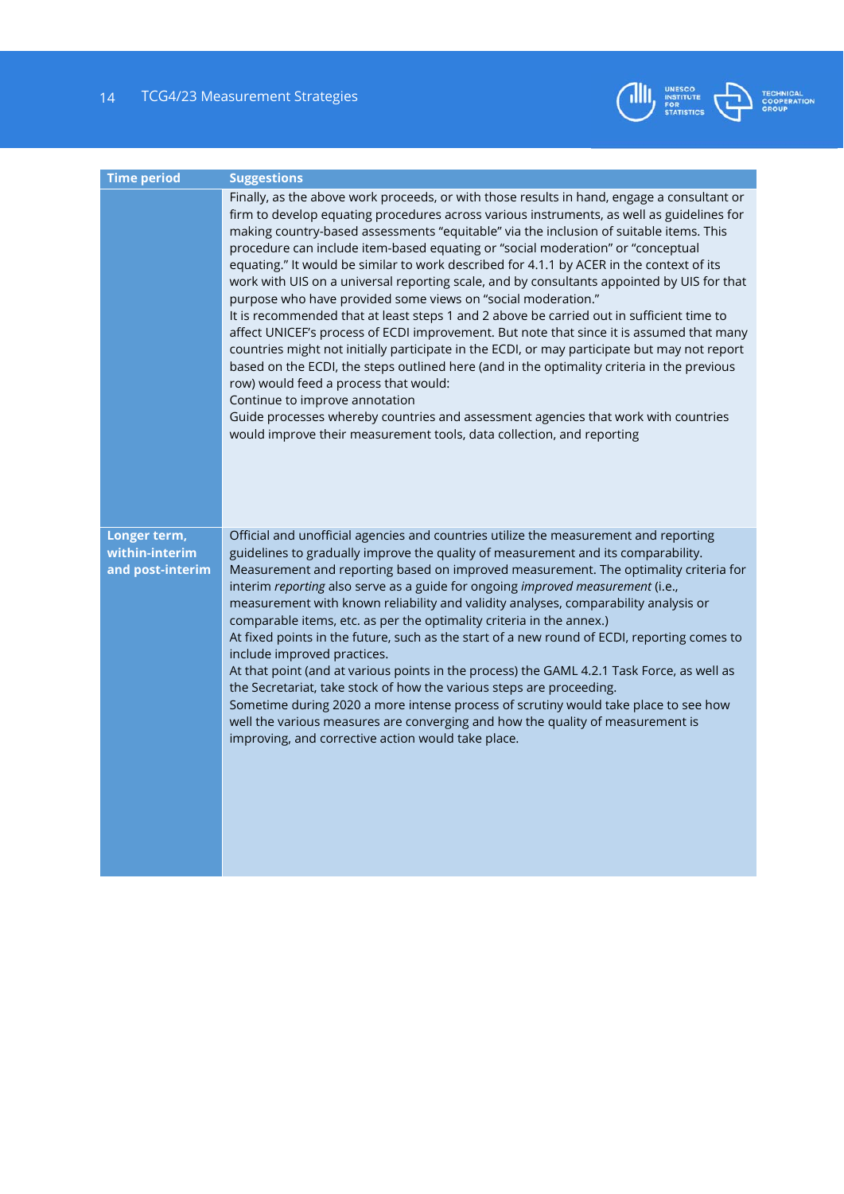| Time period | Suggestions |
|---|---|
| | Finally, as the above work proceeds, or with those results in hand, engage a consultant or firm to develop equating procedures across various instruments, as well as guidelines for making country-based assessments "equitable" via the inclusion of suitable items. This procedure can include item-based equating or "social moderation" or "conceptual equating." It would be similar to work described for 4.1.1 by ACER in the context of its work with UIS on a universal reporting scale, and by consultants appointed by UIS for that purpose who have provided some views on "social moderation."<br>It is recommended that at least steps 1 and 2 above be carried out in sufficient time to affect UNICEF's process of ECDI improvement. But note that since it is assumed that many countries might not initially participate in the ECDI, or may participate but may not report based on the ECDI, the steps outlined here (and in the optimality criteria in the previous row) would feed a process that would:<br>Continue to improve annotation<br>Guide processes whereby countries and assessment agencies that work with countries would improve their measurement tools, data collection, and reporting |
| **Longer term, within-interim and post-interim** | Official and unofficial agencies and countries utilize the measurement and reporting guidelines to gradually improve the quality of measurement and its comparability.<br>Measurement and reporting based on improved measurement. The optimality criteria for interim *reporting* also serve as a guide for ongoing *improved measurement* (i.e., measurement with known reliability and validity analyses, comparability analysis or comparable items, etc. as per the optimality criteria in the annex.)<br>At fixed points in the future, such as the start of a new round of ECDI, reporting comes to include improved practices.<br>At that point (and at various points in the process) the GAML 4.2.1 Task Force, as well as the Secretariat, take stock of how the various steps are proceeding.<br>Sometime during 2020 a more intense process of scrutiny would take place to see how well the various measures are converging and how the quality of measurement is improving, and corrective action would take place. |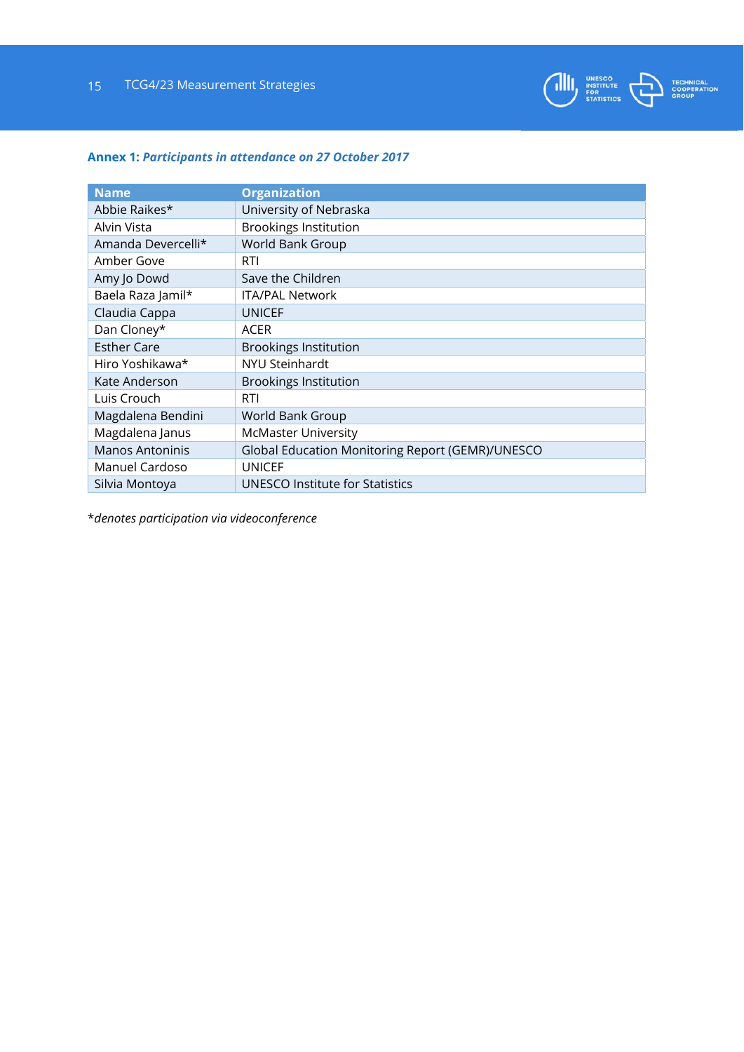**Annex 1:** ***Participants in attendance on 27 October 2017***

| Name | Organization |
| --- | --- |
| Abbie Raikes* | University of Nebraska |
| Alvin Vista | Brookings Institution |
| Amanda Devercelli* | World Bank Group |
| Amber Gove | RTI |
| Amy Jo Dowd | Save the Children |
| Baela Raza Jamil* | ITA/PAL Network |
| Claudia Cappa | UNICEF |
| Dan Cloney* | ACER |
| Esther Care | Brookings Institution |
| Hiro Yoshikawa* | NYU Steinhardt |
| Kate Anderson | Brookings Institution |
| Luis Crouch | RTI |
| Magdalena Bendini | World Bank Group |
| Magdalena Janus | McMaster University |
| Manos Antoninis | Global Education Monitoring Report (GEMR)/UNESCO |
| Manuel Cardoso | UNICEF |
| Silvia Montoya | UNESCO Institute for Statistics |

**denotes participation via videoconference*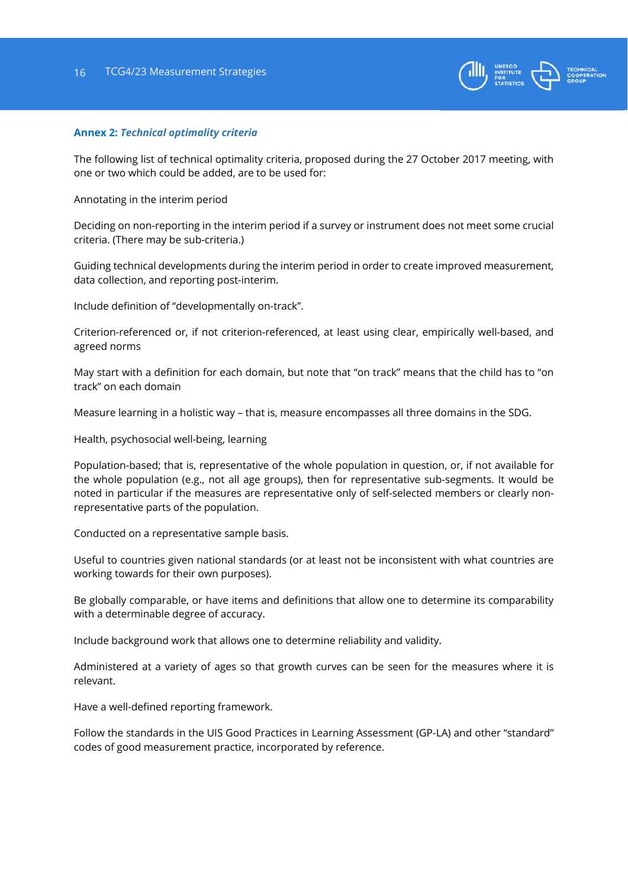## Annex 2: *Technical optimality criteria*

The following list of technical optimality criteria, proposed during the 27 October 2017 meeting, with one or two which could be added, are to be used for:

Annotating in the interim period

Deciding on non-reporting in the interim period if a survey or instrument does not meet some crucial criteria. (There may be sub-criteria.)

Guiding technical developments during the interim period in order to create improved measurement, data collection, and reporting post-interim.

Include definition of "developmentally on-track".

Criterion-referenced or, if not criterion-referenced, at least using clear, empirically well-based, and agreed norms

May start with a definition for each domain, but note that "on track" means that the child has to "on track" on each domain

Measure learning in a holistic way – that is, measure encompasses all three domains in the SDG.

Health, psychosocial well-being, learning

Population-based; that is, representative of the whole population in question, or, if not available for the whole population (e.g., not all age groups), then for representative sub-segments. It would be noted in particular if the measures are representative only of self-selected members or clearly non-representative parts of the population.

Conducted on a representative sample basis.

Useful to countries given national standards (or at least not be inconsistent with what countries are working towards for their own purposes).

Be globally comparable, or have items and definitions that allow one to determine its comparability with a determinable degree of accuracy.

Include background work that allows one to determine reliability and validity.

Administered at a variety of ages so that growth curves can be seen for the measures where it is relevant.

Have a well-defined reporting framework.

Follow the standards in the UIS Good Practices in Learning Assessment (GP-LA) and other "standard" codes of good measurement practice, incorporated by reference.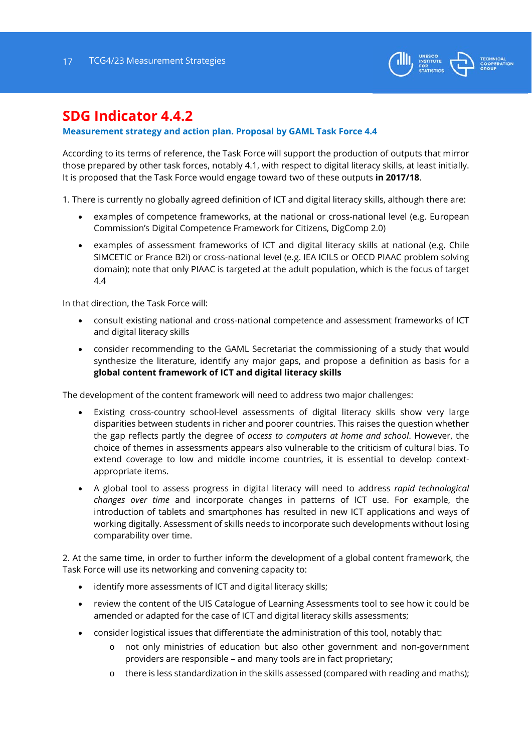# SDG Indicator 4.4.2

**Measurement strategy and action plan. Proposal by GAML Task Force 4.4**

According to its terms of reference, the Task Force will support the production of outputs that mirror those prepared by other task forces, notably 4.1, with respect to digital literacy skills, at least initially. It is proposed that the Task Force would engage toward two of these outputs **in 2017/18**.

1. There is currently no globally agreed definition of ICT and digital literacy skills, although there are:

- examples of competence frameworks, at the national or cross-national level (e.g. European Commission's Digital Competence Framework for Citizens, DigComp 2.0)
- examples of assessment frameworks of ICT and digital literacy skills at national (e.g. Chile SIMCETIC or France B2i) or cross-national level (e.g. IEA ICILS or OECD PIAAC problem solving domain); note that only PIAAC is targeted at the adult population, which is the focus of target 4.4

In that direction, the Task Force will:

- consult existing national and cross-national competence and assessment frameworks of ICT and digital literacy skills
- consider recommending to the GAML Secretariat the commissioning of a study that would synthesize the literature, identify any major gaps, and propose a definition as basis for a **global content framework of ICT and digital literacy skills**

The development of the content framework will need to address two major challenges:

- Existing cross-country school-level assessments of digital literacy skills show very large disparities between students in richer and poorer countries. This raises the question whether the gap reflects partly the degree of *access to computers at home and school*. However, the choice of themes in assessments appears also vulnerable to the criticism of cultural bias. To extend coverage to low and middle income countries, it is essential to develop context-appropriate items.
- A global tool to assess progress in digital literacy will need to address *rapid technological changes over time* and incorporate changes in patterns of ICT use. For example, the introduction of tablets and smartphones has resulted in new ICT applications and ways of working digitally. Assessment of skills needs to incorporate such developments without losing comparability over time.

2. At the same time, in order to further inform the development of a global content framework, the Task Force will use its networking and convening capacity to:

- identify more assessments of ICT and digital literacy skills;
- review the content of the UIS Catalogue of Learning Assessments tool to see how it could be amended or adapted for the case of ICT and digital literacy skills assessments;
- consider logistical issues that differentiate the administration of this tool, notably that:
  - not only ministries of education but also other government and non-government providers are responsible – and many tools are in fact proprietary;
  - there is less standardization in the skills assessed (compared with reading and maths);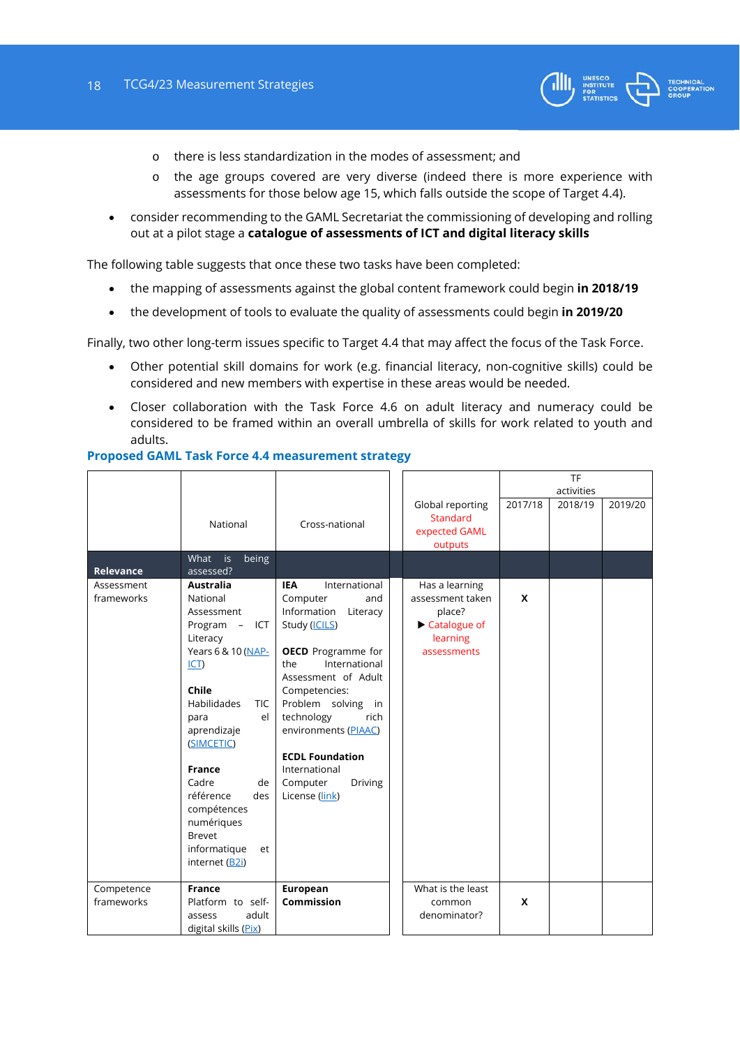- there is less standardization in the modes of assessment; and
   - the age groups covered are very diverse (indeed there is more experience with assessments for those below age 15, which falls outside the scope of Target 4.4).
- consider recommending to the GAML Secretariat the commissioning of developing and rolling out at a pilot stage a **catalogue of assessments of ICT and digital literacy skills**

The following table suggests that once these two tasks have been completed:

- the mapping of assessments against the global content framework could begin **in 2018/19**
- the development of tools to evaluate the quality of assessments could begin **in 2019/20**

Finally, two other long-term issues specific to Target 4.4 that may affect the focus of the Task Force.

- Other potential skill domains for work (e.g. financial literacy, non-cognitive skills) could be considered and new members with expertise in these areas would be needed.
- Closer collaboration with the Task Force 4.6 on adult literacy and numeracy could be considered to be framed within an overall umbrella of skills for work related to youth and adults.

### Proposed GAML Task Force 4.4 measurement strategy

| | National | Cross-national | | Global reporting Standard expected GAML outputs | TF activities 2017/18 | 2018/19 | 2019/20 |
|---|---|---|---|---|---|---|---|
| **Relevance** | What is being assessed? | | | | | | |
| Assessment frameworks | **Australia** National Assessment Program – ICT Literacy Years 6 & 10 (NAP-ICT)<br><br>**Chile** Habilidades TIC para el aprendizaje (SIMCETIC)<br><br>**France** Cadre de référence des compétences numériques Brevet informatique et internet (B2i) | **IEA** International Computer and Information Literacy Study (ICILS)<br><br>**OECD** Programme for the International Assessment of Adult Competencies: Problem solving in technology rich environments (PIAAC)<br><br>**ECDL Foundation** International Computer Driving License (link) | | Has a learning assessment taken place?<br>▶ Catalogue of learning assessments | X | | |
| Competence frameworks | **France** Platform to self-assess adult digital skills (Pix) | **European Commission** | | What is the least common denominator? | X | | |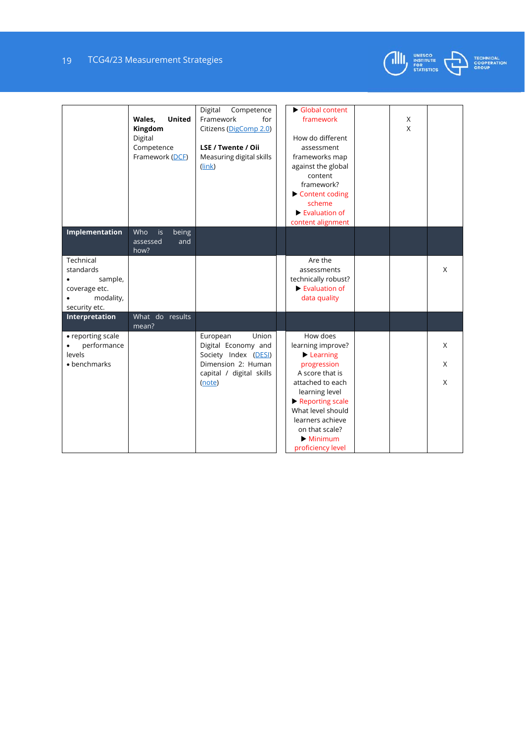| | | | | | | |
|---|---|---|---|---|---|---|
| | **Wales, United Kingdom** Digital Competence Framework (DCF) | Digital Competence Framework for Citizens (DigComp 2.0)<br><br>**LSE / Twente / Oii** Measuring digital skills (link) | ▶ Global content framework<br><br>How do different assessment frameworks map against the global content framework?<br>▶ Content coding scheme<br>▶ Evaluation of content alignment | | X<br>X | |
| **Implementation** | Who is being assessed and how? | | | | | |
| Technical standards<br>• sample, coverage etc.<br>• modality, security etc. | | | Are the assessments technically robust?<br>▶ Evaluation of data quality | | | X |
| **Interpretation** | What do results mean? | | | | | |
| • reporting scale<br>• performance levels<br>• benchmarks | | European Union Digital Economy and Society Index (DESI) Dimension 2: Human capital / digital skills (note) | How does learning improve?<br>▶ Learning progression<br>A score that is attached to each learning level<br>▶ Reporting scale<br>What level should learners achieve on that scale?<br>▶ Minimum proficiency level | | | X<br>X<br>X |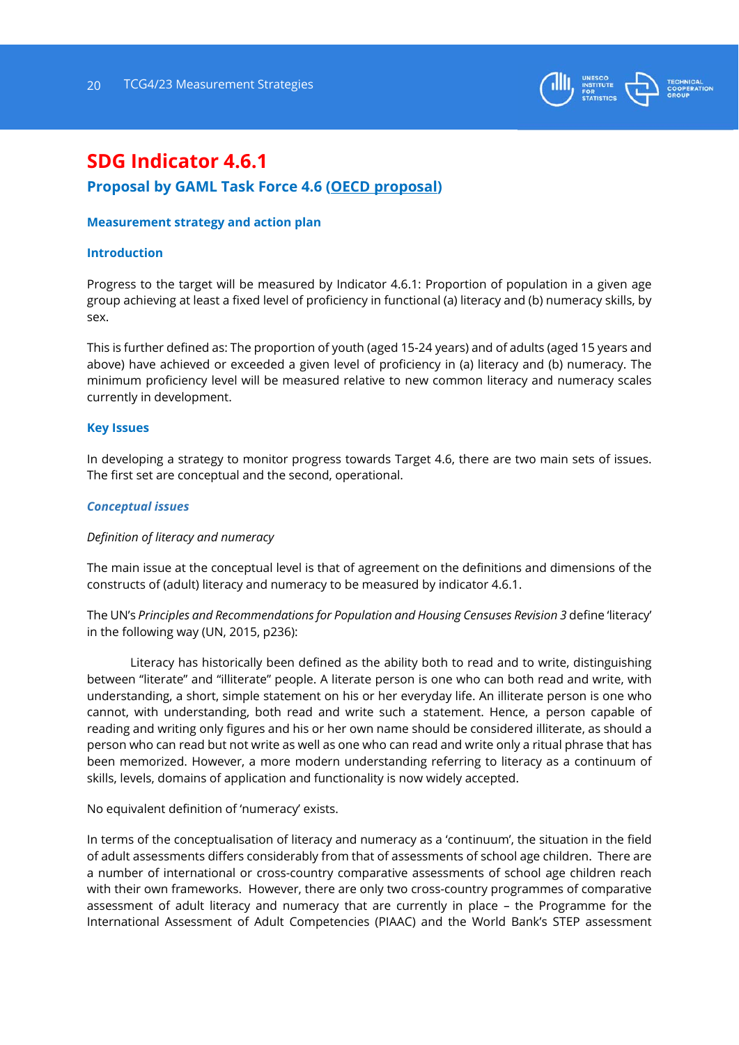# SDG Indicator 4.6.1

## Proposal by GAML Task Force 4.6 (OECD proposal)

### Measurement strategy and action plan

### Introduction

Progress to the target will be measured by Indicator 4.6.1: Proportion of population in a given age group achieving at least a fixed level of proficiency in functional (a) literacy and (b) numeracy skills, by sex.

This is further defined as: The proportion of youth (aged 15-24 years) and of adults (aged 15 years and above) have achieved or exceeded a given level of proficiency in (a) literacy and (b) numeracy. The minimum proficiency level will be measured relative to new common literacy and numeracy scales currently in development.

### Key Issues

In developing a strategy to monitor progress towards Target 4.6, there are two main sets of issues. The first set are conceptual and the second, operational.

#### *Conceptual issues*

*Definition of literacy and numeracy*

The main issue at the conceptual level is that of agreement on the definitions and dimensions of the constructs of (adult) literacy and numeracy to be measured by indicator 4.6.1.

The UN's *Principles and Recommendations for Population and Housing Censuses Revision 3* define 'literacy' in the following way (UN, 2015, p236):

> Literacy has historically been defined as the ability both to read and to write, distinguishing between "literate" and "illiterate" people. A literate person is one who can both read and write, with understanding, a short, simple statement on his or her everyday life. An illiterate person is one who cannot, with understanding, both read and write such a statement. Hence, a person capable of reading and writing only figures and his or her own name should be considered illiterate, as should a person who can read but not write as well as one who can read and write only a ritual phrase that has been memorized. However, a more modern understanding referring to literacy as a continuum of skills, levels, domains of application and functionality is now widely accepted.

No equivalent definition of 'numeracy' exists.

In terms of the conceptualisation of literacy and numeracy as a 'continuum', the situation in the field of adult assessments differs considerably from that of assessments of school age children. There are a number of international or cross-country comparative assessments of school age children reach with their own frameworks. However, there are only two cross-country programmes of comparative assessment of adult literacy and numeracy that are currently in place – the Programme for the International Assessment of Adult Competencies (PIAAC) and the World Bank's STEP assessment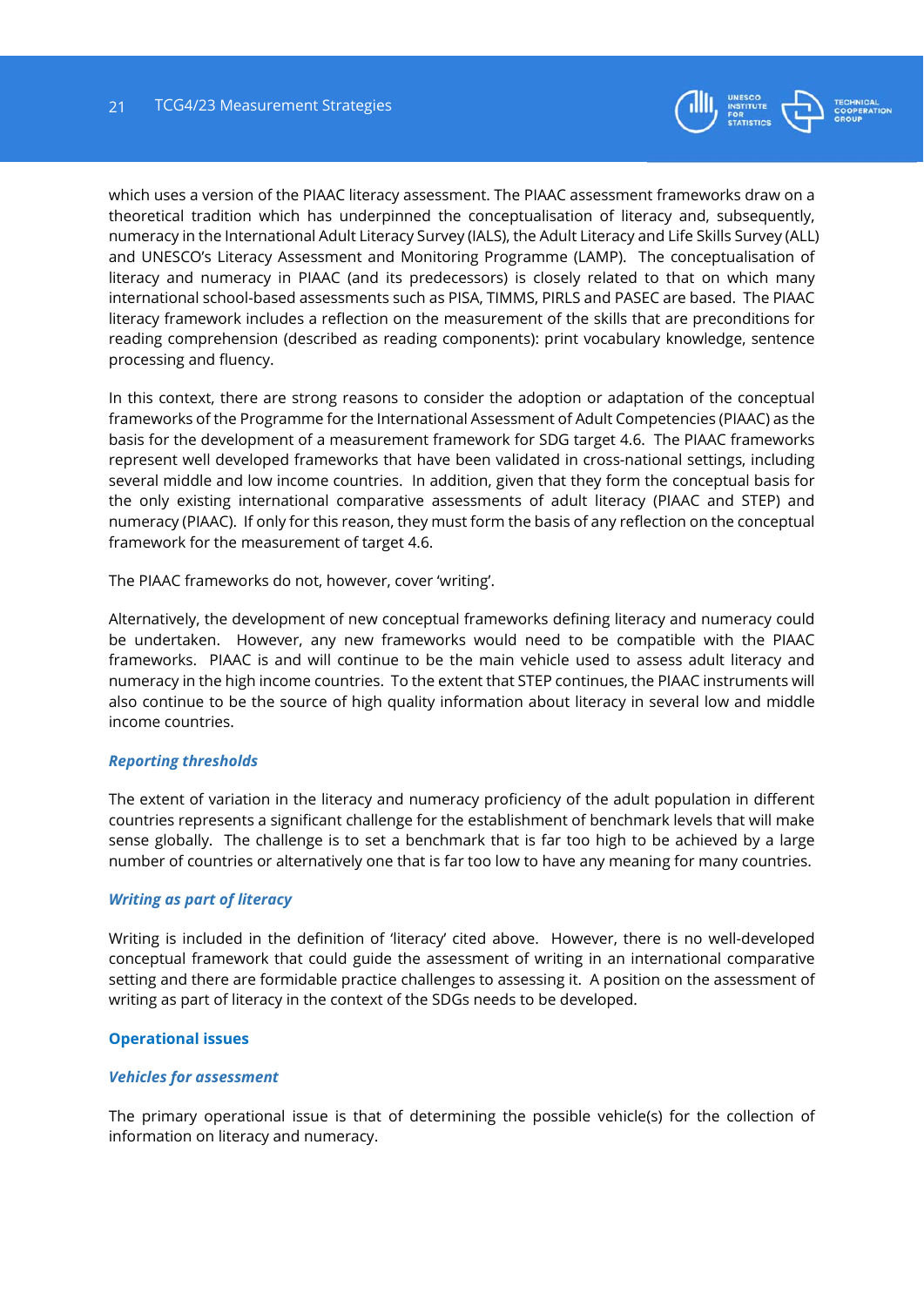which uses a version of the PIAAC literacy assessment. The PIAAC assessment frameworks draw on a theoretical tradition which has underpinned the conceptualisation of literacy and, subsequently, numeracy in the International Adult Literacy Survey (IALS), the Adult Literacy and Life Skills Survey (ALL) and UNESCO's Literacy Assessment and Monitoring Programme (LAMP). The conceptualisation of literacy and numeracy in PIAAC (and its predecessors) is closely related to that on which many international school-based assessments such as PISA, TIMMS, PIRLS and PASEC are based. The PIAAC literacy framework includes a reflection on the measurement of the skills that are preconditions for reading comprehension (described as reading components): print vocabulary knowledge, sentence processing and fluency.

In this context, there are strong reasons to consider the adoption or adaptation of the conceptual frameworks of the Programme for the International Assessment of Adult Competencies (PIAAC) as the basis for the development of a measurement framework for SDG target 4.6. The PIAAC frameworks represent well developed frameworks that have been validated in cross-national settings, including several middle and low income countries. In addition, given that they form the conceptual basis for the only existing international comparative assessments of adult literacy (PIAAC and STEP) and numeracy (PIAAC). If only for this reason, they must form the basis of any reflection on the conceptual framework for the measurement of target 4.6.

The PIAAC frameworks do not, however, cover 'writing'.

Alternatively, the development of new conceptual frameworks defining literacy and numeracy could be undertaken. However, any new frameworks would need to be compatible with the PIAAC frameworks. PIAAC is and will continue to be the main vehicle used to assess adult literacy and numeracy in the high income countries. To the extent that STEP continues, the PIAAC instruments will also continue to be the source of high quality information about literacy in several low and middle income countries.

#### *Reporting thresholds*

The extent of variation in the literacy and numeracy proficiency of the adult population in different countries represents a significant challenge for the establishment of benchmark levels that will make sense globally. The challenge is to set a benchmark that is far too high to be achieved by a large number of countries or alternatively one that is far too low to have any meaning for many countries.

#### *Writing as part of literacy*

Writing is included in the definition of 'literacy' cited above. However, there is no well-developed conceptual framework that could guide the assessment of writing in an international comparative setting and there are formidable practice challenges to assessing it. A position on the assessment of writing as part of literacy in the context of the SDGs needs to be developed.

### Operational issues

#### *Vehicles for assessment*

The primary operational issue is that of determining the possible vehicle(s) for the collection of information on literacy and numeracy.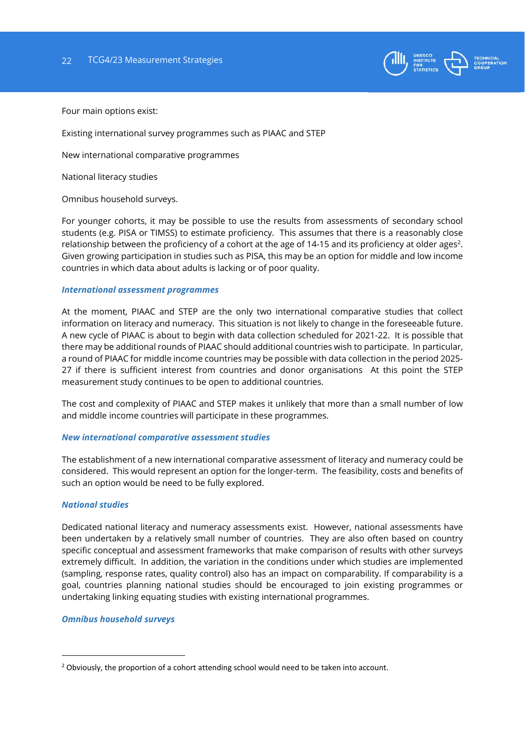Four main options exist:

Existing international survey programmes such as PIAAC and STEP

New international comparative programmes

National literacy studies

Omnibus household surveys.

For younger cohorts, it may be possible to use the results from assessments of secondary school students (e.g. PISA or TIMSS) to estimate proficiency. This assumes that there is a reasonably close relationship between the proficiency of a cohort at the age of 14-15 and its proficiency at older ages[2]. Given growing participation in studies such as PISA, this may be an option for middle and low income countries in which data about adults is lacking or of poor quality.

### *International assessment programmes*

At the moment, PIAAC and STEP are the only two international comparative studies that collect information on literacy and numeracy. This situation is not likely to change in the foreseeable future. A new cycle of PIAAC is about to begin with data collection scheduled for 2021-22. It is possible that there may be additional rounds of PIAAC should additional countries wish to participate. In particular, a round of PIAAC for middle income countries may be possible with data collection in the period 2025-27 if there is sufficient interest from countries and donor organisations At this point the STEP measurement study continues to be open to additional countries.

The cost and complexity of PIAAC and STEP makes it unlikely that more than a small number of low and middle income countries will participate in these programmes.

### *New international comparative assessment studies*

The establishment of a new international comparative assessment of literacy and numeracy could be considered. This would represent an option for the longer-term. The feasibility, costs and benefits of such an option would be need to be fully explored.

### *National studies*

Dedicated national literacy and numeracy assessments exist. However, national assessments have been undertaken by a relatively small number of countries. They are also often based on country specific conceptual and assessment frameworks that make comparison of results with other surveys extremely difficult. In addition, the variation in the conditions under which studies are implemented (sampling, response rates, quality control) also has an impact on comparability. If comparability is a goal, countries planning national studies should be encouraged to join existing programmes or undertaking linking equating studies with existing international programmes.

### *Omnibus household surveys*

---

[2] Obviously, the proportion of a cohort attending school would need to be taken into account.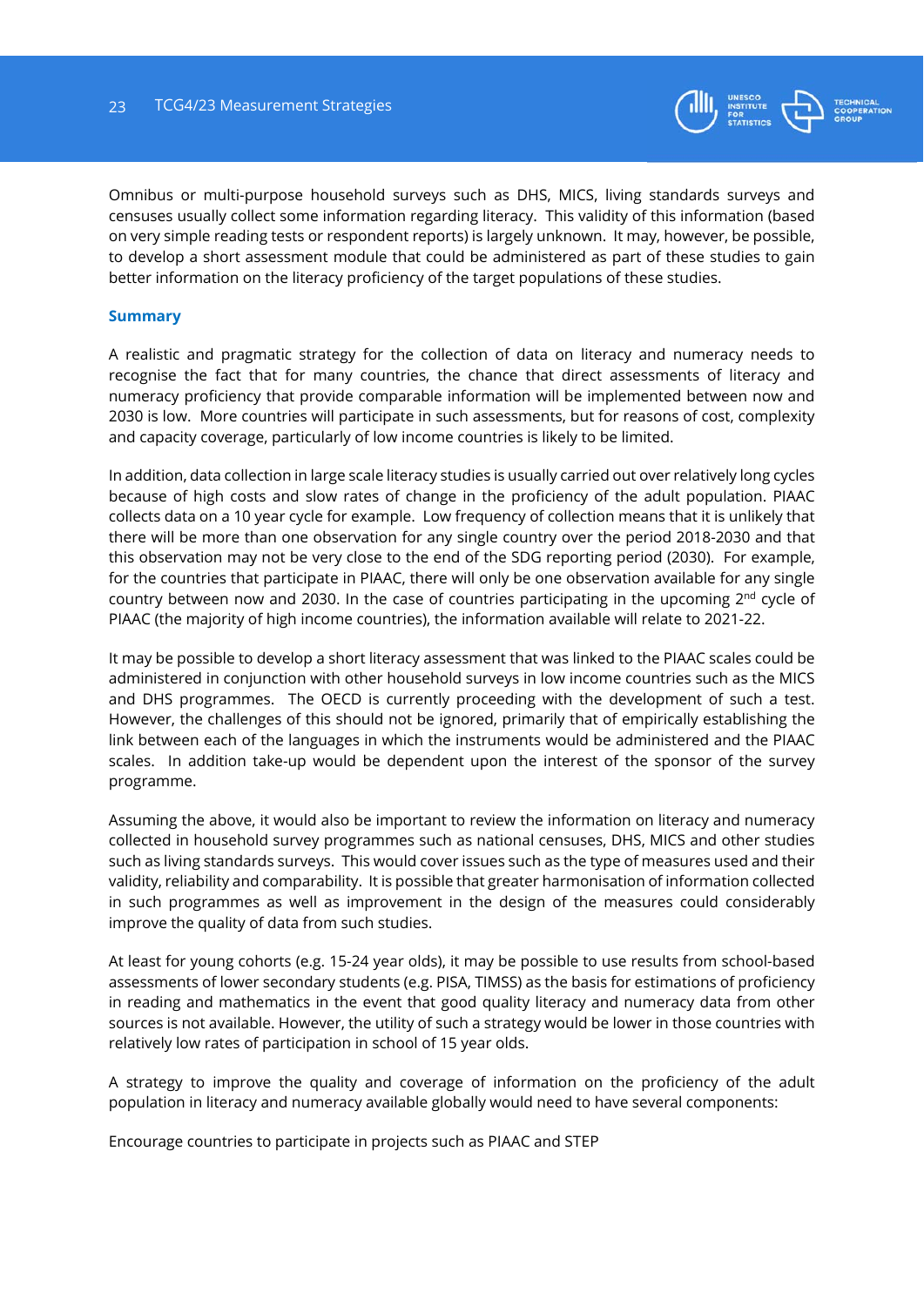Omnibus or multi-purpose household surveys such as DHS, MICS, living standards surveys and censuses usually collect some information regarding literacy. This validity of this information (based on very simple reading tests or respondent reports) is largely unknown. It may, however, be possible, to develop a short assessment module that could be administered as part of these studies to gain better information on the literacy proficiency of the target populations of these studies.

### Summary

A realistic and pragmatic strategy for the collection of data on literacy and numeracy needs to recognise the fact that for many countries, the chance that direct assessments of literacy and numeracy proficiency that provide comparable information will be implemented between now and 2030 is low. More countries will participate in such assessments, but for reasons of cost, complexity and capacity coverage, particularly of low income countries is likely to be limited.

In addition, data collection in large scale literacy studies is usually carried out over relatively long cycles because of high costs and slow rates of change in the proficiency of the adult population. PIAAC collects data on a 10 year cycle for example. Low frequency of collection means that it is unlikely that there will be more than one observation for any single country over the period 2018-2030 and that this observation may not be very close to the end of the SDG reporting period (2030). For example, for the countries that participate in PIAAC, there will only be one observation available for any single country between now and 2030. In the case of countries participating in the upcoming 2nd cycle of PIAAC (the majority of high income countries), the information available will relate to 2021-22.

It may be possible to develop a short literacy assessment that was linked to the PIAAC scales could be administered in conjunction with other household surveys in low income countries such as the MICS and DHS programmes. The OECD is currently proceeding with the development of such a test. However, the challenges of this should not be ignored, primarily that of empirically establishing the link between each of the languages in which the instruments would be administered and the PIAAC scales. In addition take-up would be dependent upon the interest of the sponsor of the survey programme.

Assuming the above, it would also be important to review the information on literacy and numeracy collected in household survey programmes such as national censuses, DHS, MICS and other studies such as living standards surveys. This would cover issues such as the type of measures used and their validity, reliability and comparability. It is possible that greater harmonisation of information collected in such programmes as well as improvement in the design of the measures could considerably improve the quality of data from such studies.

At least for young cohorts (e.g. 15-24 year olds), it may be possible to use results from school-based assessments of lower secondary students (e.g. PISA, TIMSS) as the basis for estimations of proficiency in reading and mathematics in the event that good quality literacy and numeracy data from other sources is not available. However, the utility of such a strategy would be lower in those countries with relatively low rates of participation in school of 15 year olds.

A strategy to improve the quality and coverage of information on the proficiency of the adult population in literacy and numeracy available globally would need to have several components:

Encourage countries to participate in projects such as PIAAC and STEP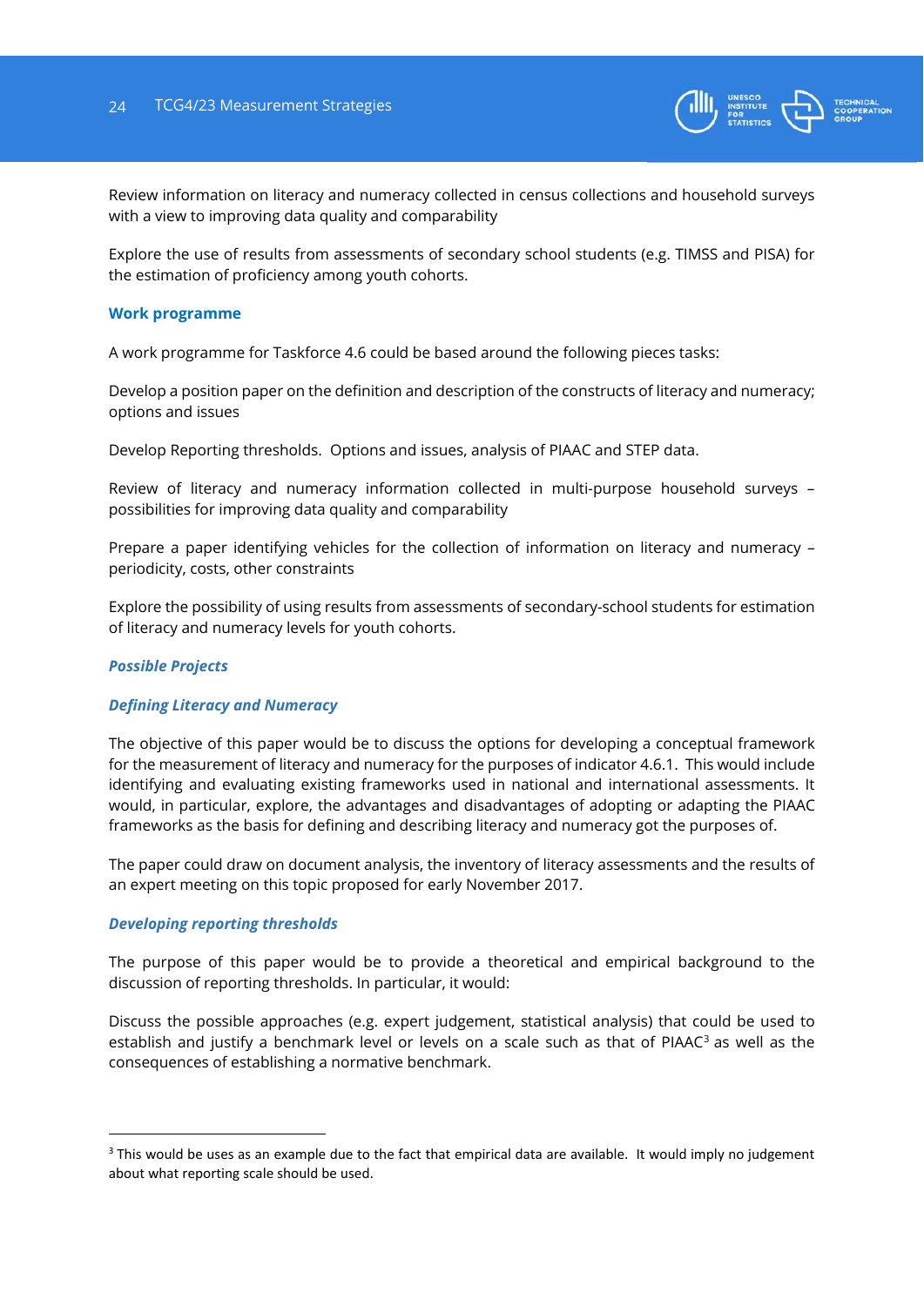Review information on literacy and numeracy collected in census collections and household surveys with a view to improving data quality and comparability

Explore the use of results from assessments of secondary school students (e.g. TIMSS and PISA) for the estimation of proficiency among youth cohorts.

### Work programme

A work programme for Taskforce 4.6 could be based around the following pieces tasks:

Develop a position paper on the definition and description of the constructs of literacy and numeracy; options and issues

Develop Reporting thresholds. Options and issues, analysis of PIAAC and STEP data.

Review of literacy and numeracy information collected in multi-purpose household surveys – possibilities for improving data quality and comparability

Prepare a paper identifying vehicles for the collection of information on literacy and numeracy – periodicity, costs, other constraints

Explore the possibility of using results from assessments of secondary-school students for estimation of literacy and numeracy levels for youth cohorts.

#### *Possible Projects*

#### *Defining Literacy and Numeracy*

The objective of this paper would be to discuss the options for developing a conceptual framework for the measurement of literacy and numeracy for the purposes of indicator 4.6.1. This would include identifying and evaluating existing frameworks used in national and international assessments. It would, in particular, explore, the advantages and disadvantages of adopting or adapting the PIAAC frameworks as the basis for defining and describing literacy and numeracy got the purposes of.

The paper could draw on document analysis, the inventory of literacy assessments and the results of an expert meeting on this topic proposed for early November 2017.

#### *Developing reporting thresholds*

The purpose of this paper would be to provide a theoretical and empirical background to the discussion of reporting thresholds. In particular, it would:

Discuss the possible approaches (e.g. expert judgement, statistical analysis) that could be used to establish and justify a benchmark level or levels on a scale such as that of PIAAC[3] as well as the consequences of establishing a normative benchmark.

---

[3] This would be uses as an example due to the fact that empirical data are available. It would imply no judgement about what reporting scale should be used.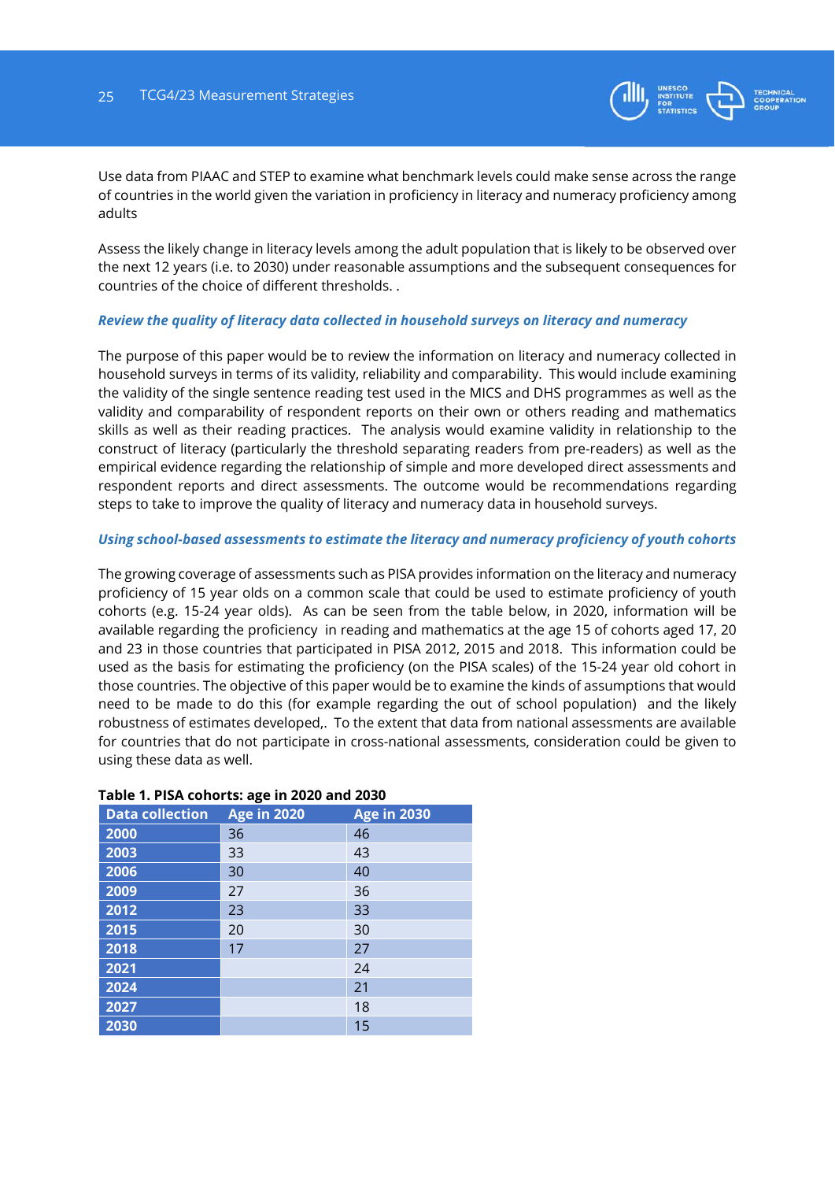Use data from PIAAC and STEP to examine what benchmark levels could make sense across the range of countries in the world given the variation in proficiency in literacy and numeracy proficiency among adults

Assess the likely change in literacy levels among the adult population that is likely to be observed over the next 12 years (i.e. to 2030) under reasonable assumptions and the subsequent consequences for countries of the choice of different thresholds. .

### *Review the quality of literacy data collected in household surveys on literacy and numeracy*

The purpose of this paper would be to review the information on literacy and numeracy collected in household surveys in terms of its validity, reliability and comparability. This would include examining the validity of the single sentence reading test used in the MICS and DHS programmes as well as the validity and comparability of respondent reports on their own or others reading and mathematics skills as well as their reading practices. The analysis would examine validity in relationship to the construct of literacy (particularly the threshold separating readers from pre-readers) as well as the empirical evidence regarding the relationship of simple and more developed direct assessments and respondent reports and direct assessments. The outcome would be recommendations regarding steps to take to improve the quality of literacy and numeracy data in household surveys.

### *Using school-based assessments to estimate the literacy and numeracy proficiency of youth cohorts*

The growing coverage of assessments such as PISA provides information on the literacy and numeracy proficiency of 15 year olds on a common scale that could be used to estimate proficiency of youth cohorts (e.g. 15-24 year olds). As can be seen from the table below, in 2020, information will be available regarding the proficiency in reading and mathematics at the age 15 of cohorts aged 17, 20 and 23 in those countries that participated in PISA 2012, 2015 and 2018. This information could be used as the basis for estimating the proficiency (on the PISA scales) of the 15-24 year old cohort in those countries. The objective of this paper would be to examine the kinds of assumptions that would need to be made to do this (for example regarding the out of school population) and the likely robustness of estimates developed,. To the extent that data from national assessments are available for countries that do not participate in cross-national assessments, consideration could be given to using these data as well.

**Table 1. PISA cohorts: age in 2020 and 2030**

| Data collection | Age in 2020 | Age in 2030 |
|---|---|---|
| **2000** | 36 | 46 |
| **2003** | 33 | 43 |
| **2006** | 30 | 40 |
| **2009** | 27 | 36 |
| **2012** | 23 | 33 |
| **2015** | 20 | 30 |
| **2018** | 17 | 27 |
| **2021** | | 24 |
| **2024** | | 21 |
| **2027** | | 18 |
| **2030** | | 15 |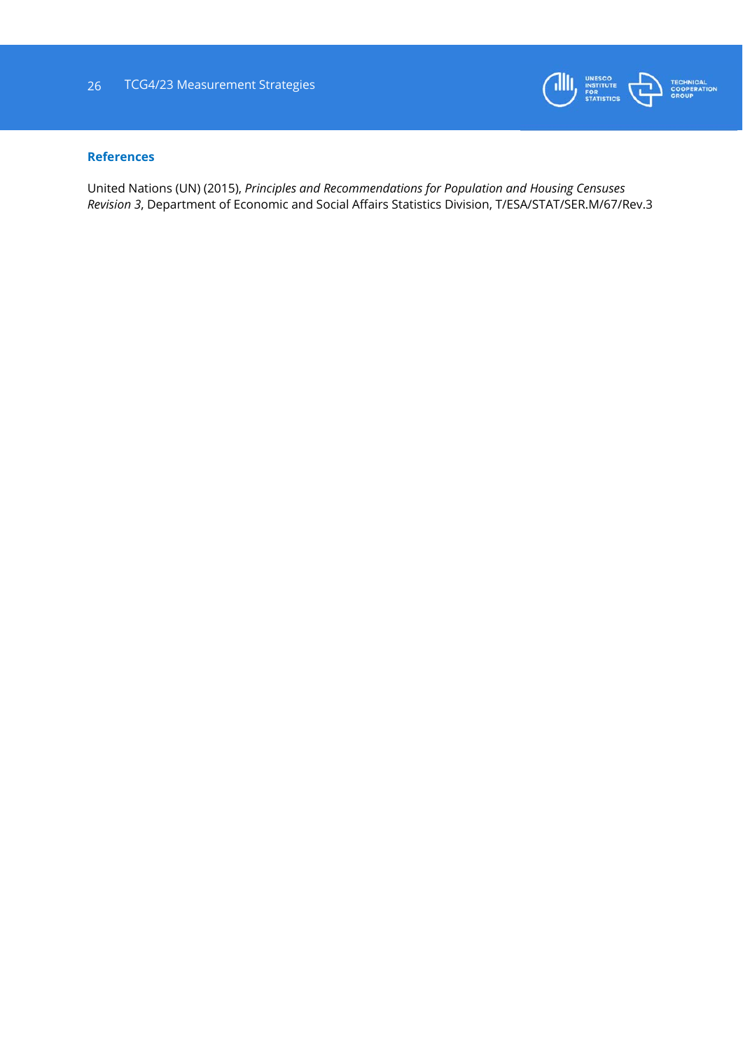## References

United Nations (UN) (2015), *Principles and Recommendations for Population and Housing Censuses Revision 3*, Department of Economic and Social Affairs Statistics Division, T/ESA/STAT/SER.M/67/Rev.3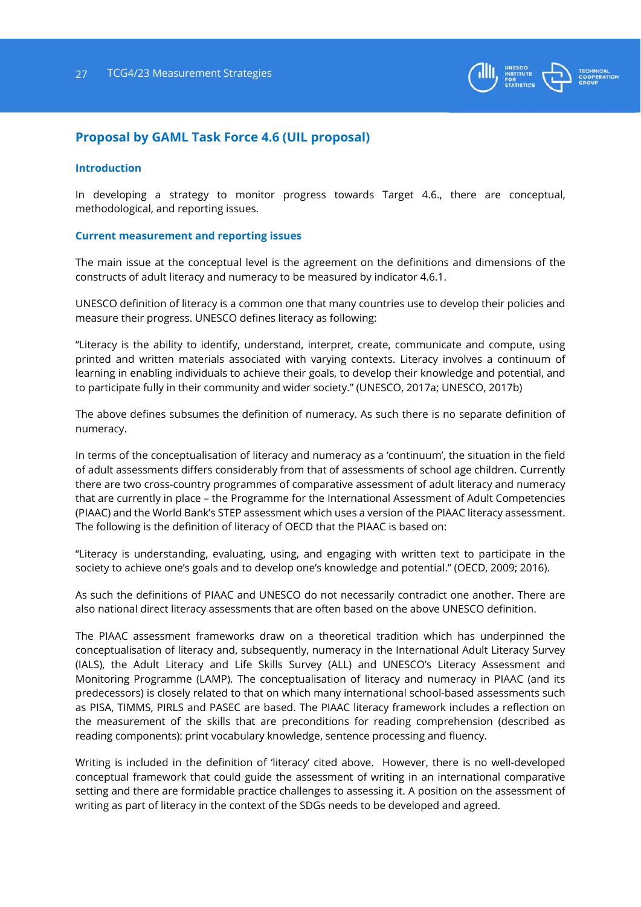## Proposal by GAML Task Force 4.6 (UIL proposal)

### Introduction

In developing a strategy to monitor progress towards Target 4.6., there are conceptual, methodological, and reporting issues.

### Current measurement and reporting issues

The main issue at the conceptual level is the agreement on the definitions and dimensions of the constructs of adult literacy and numeracy to be measured by indicator 4.6.1.

UNESCO definition of literacy is a common one that many countries use to develop their policies and measure their progress. UNESCO defines literacy as following:

"Literacy is the ability to identify, understand, interpret, create, communicate and compute, using printed and written materials associated with varying contexts. Literacy involves a continuum of learning in enabling individuals to achieve their goals, to develop their knowledge and potential, and to participate fully in their community and wider society." (UNESCO, 2017a; UNESCO, 2017b)

The above defines subsumes the definition of numeracy. As such there is no separate definition of numeracy.

In terms of the conceptualisation of literacy and numeracy as a 'continuum', the situation in the field of adult assessments differs considerably from that of assessments of school age children. Currently there are two cross-country programmes of comparative assessment of adult literacy and numeracy that are currently in place – the Programme for the International Assessment of Adult Competencies (PIAAC) and the World Bank's STEP assessment which uses a version of the PIAAC literacy assessment. The following is the definition of literacy of OECD that the PIAAC is based on:

"Literacy is understanding, evaluating, using, and engaging with written text to participate in the society to achieve one's goals and to develop one's knowledge and potential." (OECD, 2009; 2016).

As such the definitions of PIAAC and UNESCO do not necessarily contradict one another. There are also national direct literacy assessments that are often based on the above UNESCO definition.

The PIAAC assessment frameworks draw on a theoretical tradition which has underpinned the conceptualisation of literacy and, subsequently, numeracy in the International Adult Literacy Survey (IALS), the Adult Literacy and Life Skills Survey (ALL) and UNESCO's Literacy Assessment and Monitoring Programme (LAMP). The conceptualisation of literacy and numeracy in PIAAC (and its predecessors) is closely related to that on which many international school-based assessments such as PISA, TIMMS, PIRLS and PASEC are based. The PIAAC literacy framework includes a reflection on the measurement of the skills that are preconditions for reading comprehension (described as reading components): print vocabulary knowledge, sentence processing and fluency.

Writing is included in the definition of 'literacy' cited above. However, there is no well-developed conceptual framework that could guide the assessment of writing in an international comparative setting and there are formidable practice challenges to assessing it. A position on the assessment of writing as part of literacy in the context of the SDGs needs to be developed and agreed.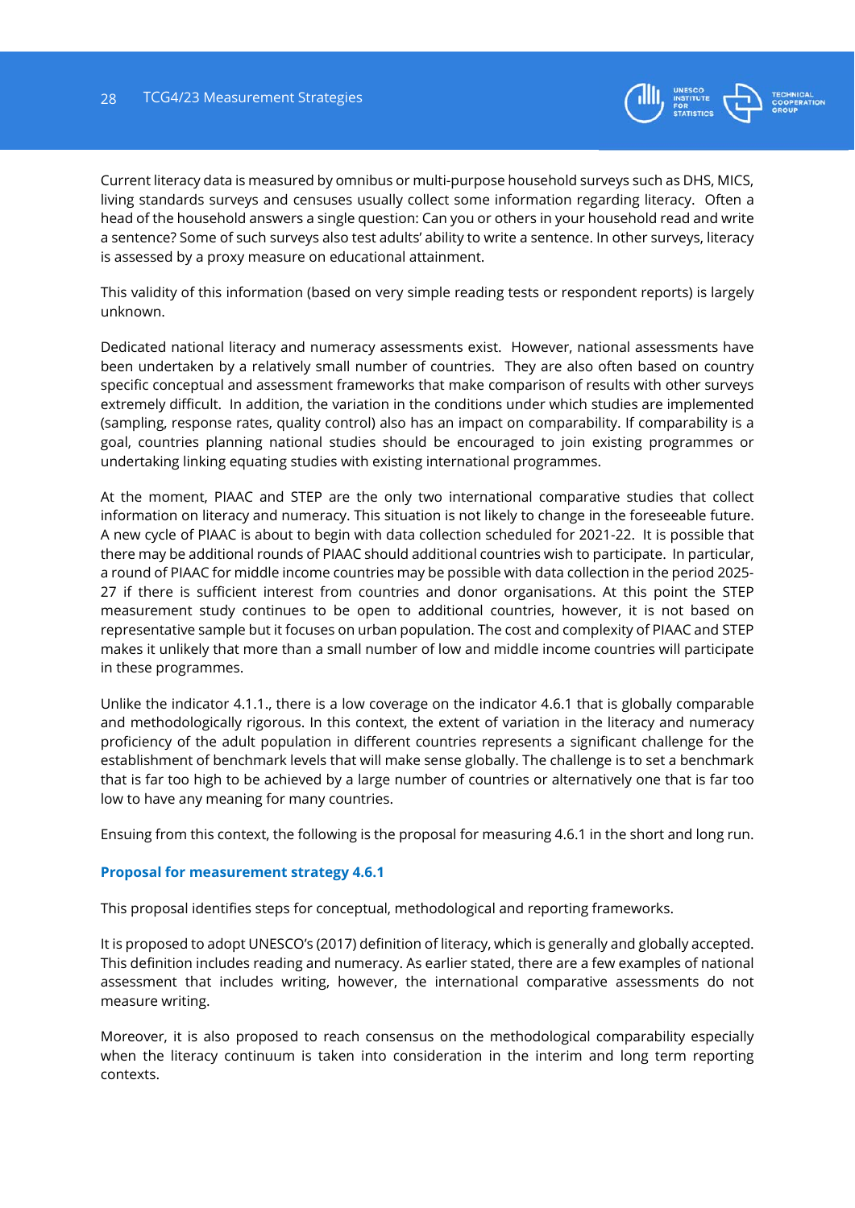Current literacy data is measured by omnibus or multi-purpose household surveys such as DHS, MICS, living standards surveys and censuses usually collect some information regarding literacy. Often a head of the household answers a single question: Can you or others in your household read and write a sentence? Some of such surveys also test adults' ability to write a sentence. In other surveys, literacy is assessed by a proxy measure on educational attainment.

This validity of this information (based on very simple reading tests or respondent reports) is largely unknown.

Dedicated national literacy and numeracy assessments exist. However, national assessments have been undertaken by a relatively small number of countries. They are also often based on country specific conceptual and assessment frameworks that make comparison of results with other surveys extremely difficult. In addition, the variation in the conditions under which studies are implemented (sampling, response rates, quality control) also has an impact on comparability. If comparability is a goal, countries planning national studies should be encouraged to join existing programmes or undertaking linking equating studies with existing international programmes.

At the moment, PIAAC and STEP are the only two international comparative studies that collect information on literacy and numeracy. This situation is not likely to change in the foreseeable future. A new cycle of PIAAC is about to begin with data collection scheduled for 2021-22. It is possible that there may be additional rounds of PIAAC should additional countries wish to participate. In particular, a round of PIAAC for middle income countries may be possible with data collection in the period 2025-27 if there is sufficient interest from countries and donor organisations. At this point the STEP measurement study continues to be open to additional countries, however, it is not based on representative sample but it focuses on urban population. The cost and complexity of PIAAC and STEP makes it unlikely that more than a small number of low and middle income countries will participate in these programmes.

Unlike the indicator 4.1.1., there is a low coverage on the indicator 4.6.1 that is globally comparable and methodologically rigorous. In this context, the extent of variation in the literacy and numeracy proficiency of the adult population in different countries represents a significant challenge for the establishment of benchmark levels that will make sense globally. The challenge is to set a benchmark that is far too high to be achieved by a large number of countries or alternatively one that is far too low to have any meaning for many countries.

Ensuing from this context, the following is the proposal for measuring 4.6.1 in the short and long run.

### Proposal for measurement strategy 4.6.1

This proposal identifies steps for conceptual, methodological and reporting frameworks.

It is proposed to adopt UNESCO's (2017) definition of literacy, which is generally and globally accepted. This definition includes reading and numeracy. As earlier stated, there are a few examples of national assessment that includes writing, however, the international comparative assessments do not measure writing.

Moreover, it is also proposed to reach consensus on the methodological comparability especially when the literacy continuum is taken into consideration in the interim and long term reporting contexts.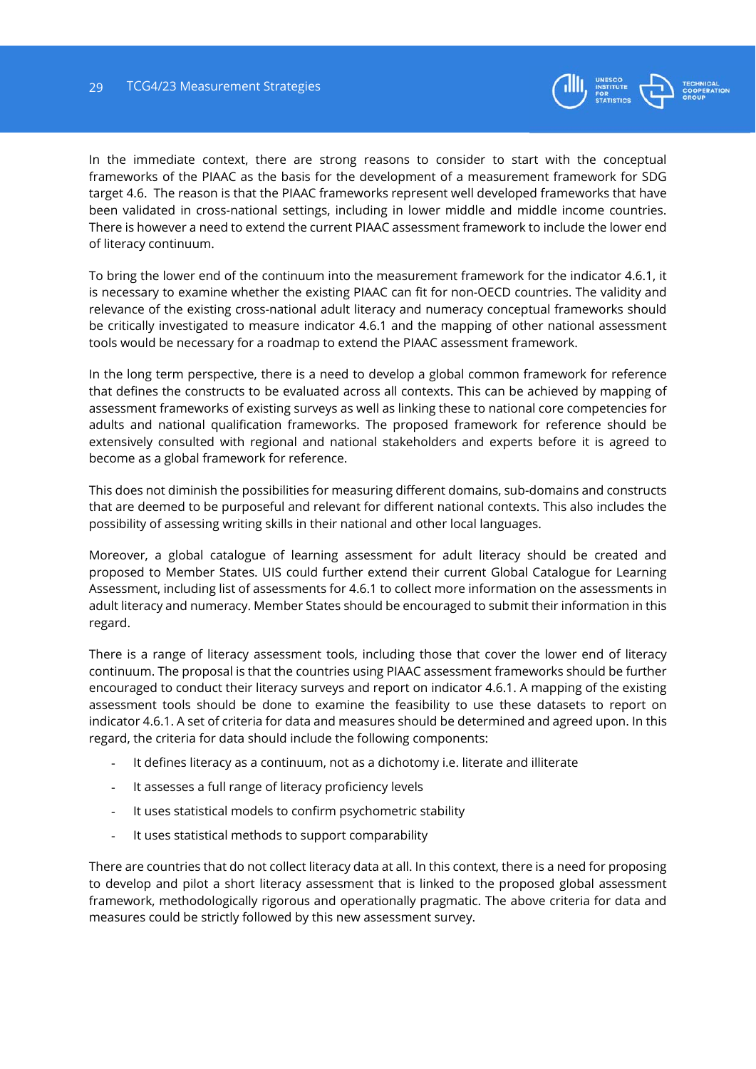In the immediate context, there are strong reasons to consider to start with the conceptual frameworks of the PIAAC as the basis for the development of a measurement framework for SDG target 4.6. The reason is that the PIAAC frameworks represent well developed frameworks that have been validated in cross-national settings, including in lower middle and middle income countries. There is however a need to extend the current PIAAC assessment framework to include the lower end of literacy continuum.

To bring the lower end of the continuum into the measurement framework for the indicator 4.6.1, it is necessary to examine whether the existing PIAAC can fit for non-OECD countries. The validity and relevance of the existing cross-national adult literacy and numeracy conceptual frameworks should be critically investigated to measure indicator 4.6.1 and the mapping of other national assessment tools would be necessary for a roadmap to extend the PIAAC assessment framework.

In the long term perspective, there is a need to develop a global common framework for reference that defines the constructs to be evaluated across all contexts. This can be achieved by mapping of assessment frameworks of existing surveys as well as linking these to national core competencies for adults and national qualification frameworks. The proposed framework for reference should be extensively consulted with regional and national stakeholders and experts before it is agreed to become as a global framework for reference.

This does not diminish the possibilities for measuring different domains, sub-domains and constructs that are deemed to be purposeful and relevant for different national contexts. This also includes the possibility of assessing writing skills in their national and other local languages.

Moreover, a global catalogue of learning assessment for adult literacy should be created and proposed to Member States. UIS could further extend their current Global Catalogue for Learning Assessment, including list of assessments for 4.6.1 to collect more information on the assessments in adult literacy and numeracy. Member States should be encouraged to submit their information in this regard.

There is a range of literacy assessment tools, including those that cover the lower end of literacy continuum. The proposal is that the countries using PIAAC assessment frameworks should be further encouraged to conduct their literacy surveys and report on indicator 4.6.1. A mapping of the existing assessment tools should be done to examine the feasibility to use these datasets to report on indicator 4.6.1. A set of criteria for data and measures should be determined and agreed upon. In this regard, the criteria for data should include the following components:

- It defines literacy as a continuum, not as a dichotomy i.e. literate and illiterate
- It assesses a full range of literacy proficiency levels
- It uses statistical models to confirm psychometric stability
- It uses statistical methods to support comparability

There are countries that do not collect literacy data at all. In this context, there is a need for proposing to develop and pilot a short literacy assessment that is linked to the proposed global assessment framework, methodologically rigorous and operationally pragmatic. The above criteria for data and measures could be strictly followed by this new assessment survey.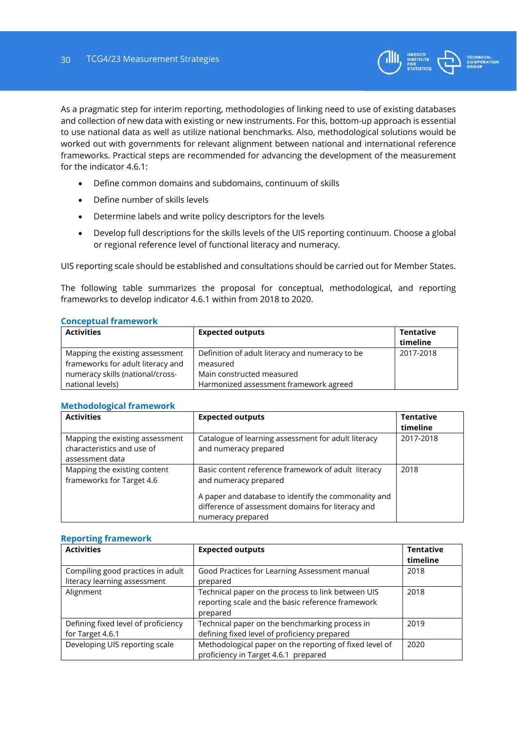As a pragmatic step for interim reporting, methodologies of linking need to use of existing databases and collection of new data with existing or new instruments. For this, bottom-up approach is essential to use national data as well as utilize national benchmarks. Also, methodological solutions would be worked out with governments for relevant alignment between national and international reference frameworks. Practical steps are recommended for advancing the development of the measurement for the indicator 4.6.1:

- Define common domains and subdomains, continuum of skills
- Define number of skills levels
- Determine labels and write policy descriptors for the levels
- Develop full descriptions for the skills levels of the UIS reporting continuum. Choose a global or regional reference level of functional literacy and numeracy.

UIS reporting scale should be established and consultations should be carried out for Member States.

The following table summarizes the proposal for conceptual, methodological, and reporting frameworks to develop indicator 4.6.1 within from 2018 to 2020.

#### Conceptual framework

| Activities | Expected outputs | Tentative timeline |
|---|---|---|
| Mapping the existing assessment frameworks for adult literacy and numeracy skills (national/cross-national levels) | Definition of adult literacy and numeracy to be measured<br>Main constructed measured<br>Harmonized assessment framework agreed | 2017-2018 |

#### Methodological framework

| Activities | Expected outputs | Tentative timeline |
|---|---|---|
| Mapping the existing assessment characteristics and use of assessment data | Catalogue of learning assessment for adult literacy and numeracy prepared | 2017-2018 |
| Mapping the existing content frameworks for Target 4.6 | Basic content reference framework of adult literacy and numeracy prepared<br><br>A paper and database to identify the commonality and difference of assessment domains for literacy and numeracy prepared | 2018 |

#### Reporting framework

| Activities | Expected outputs | Tentative timeline |
|---|---|---|
| Compiling good practices in adult literacy learning assessment | Good Practices for Learning Assessment manual prepared | 2018 |
| Alignment | Technical paper on the process to link between UIS reporting scale and the basic reference framework prepared | 2018 |
| Defining fixed level of proficiency for Target 4.6.1 | Technical paper on the benchmarking process in defining fixed level of proficiency prepared | 2019 |
| Developing UIS reporting scale | Methodological paper on the reporting of fixed level of proficiency in Target 4.6.1 prepared | 2020 |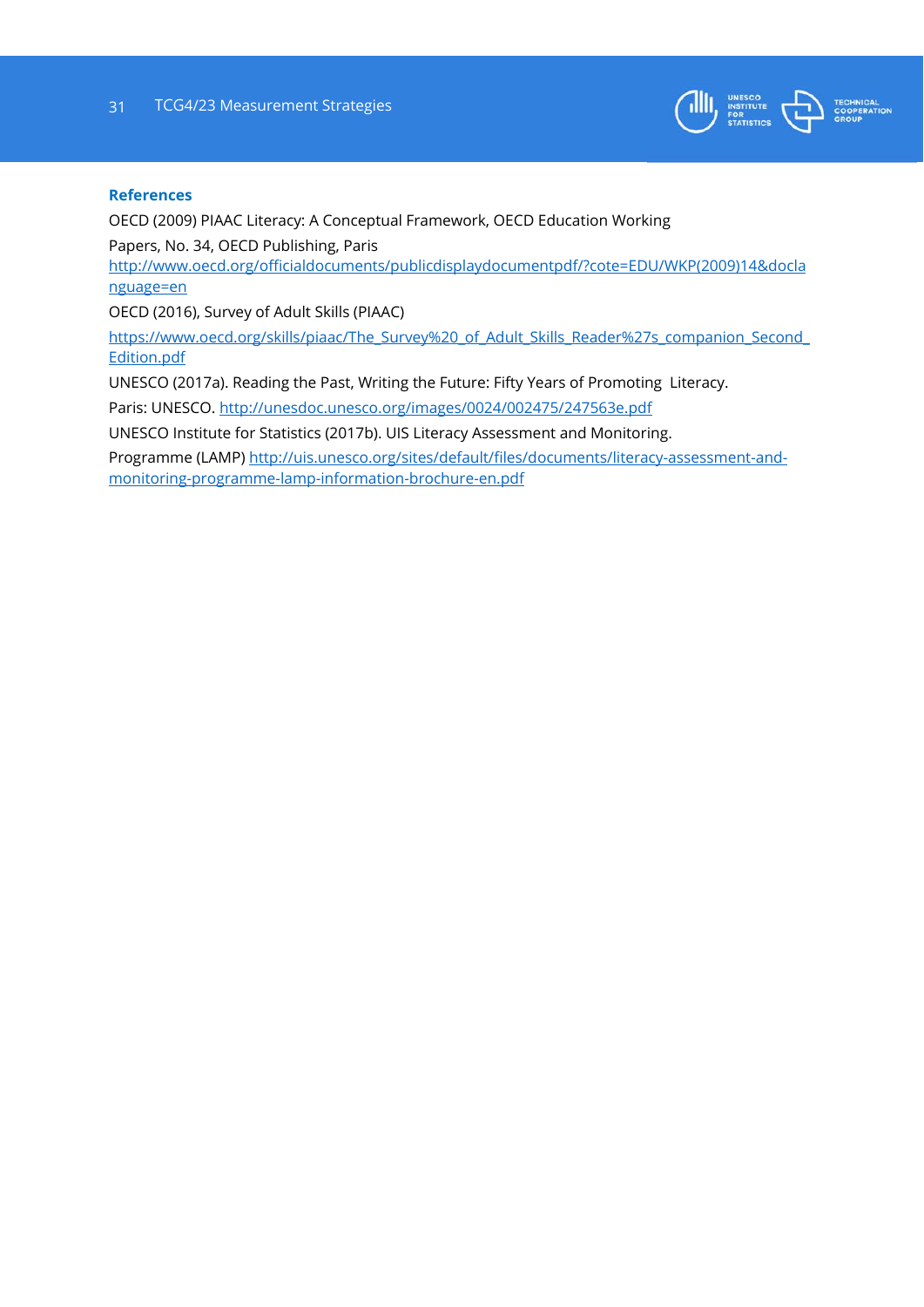## References

OECD (2009) PIAAC Literacy: A Conceptual Framework, OECD Education Working Papers, No. 34, OECD Publishing, Paris http://www.oecd.org/officialdocuments/publicdisplaydocumentpdf/?cote=EDU/WKP(2009)14&doclanguage=en

OECD (2016), Survey of Adult Skills (PIAAC) https://www.oecd.org/skills/piaac/The_Survey%20_of_Adult_Skills_Reader%27s_companion_Second_Edition.pdf

UNESCO (2017a). Reading the Past, Writing the Future: Fifty Years of Promoting Literacy. Paris: UNESCO. http://unesdoc.unesco.org/images/0024/002475/247563e.pdf

UNESCO Institute for Statistics (2017b). UIS Literacy Assessment and Monitoring. Programme (LAMP) http://uis.unesco.org/sites/default/files/documents/literacy-assessment-and-monitoring-programme-lamp-information-brochure-en.pdf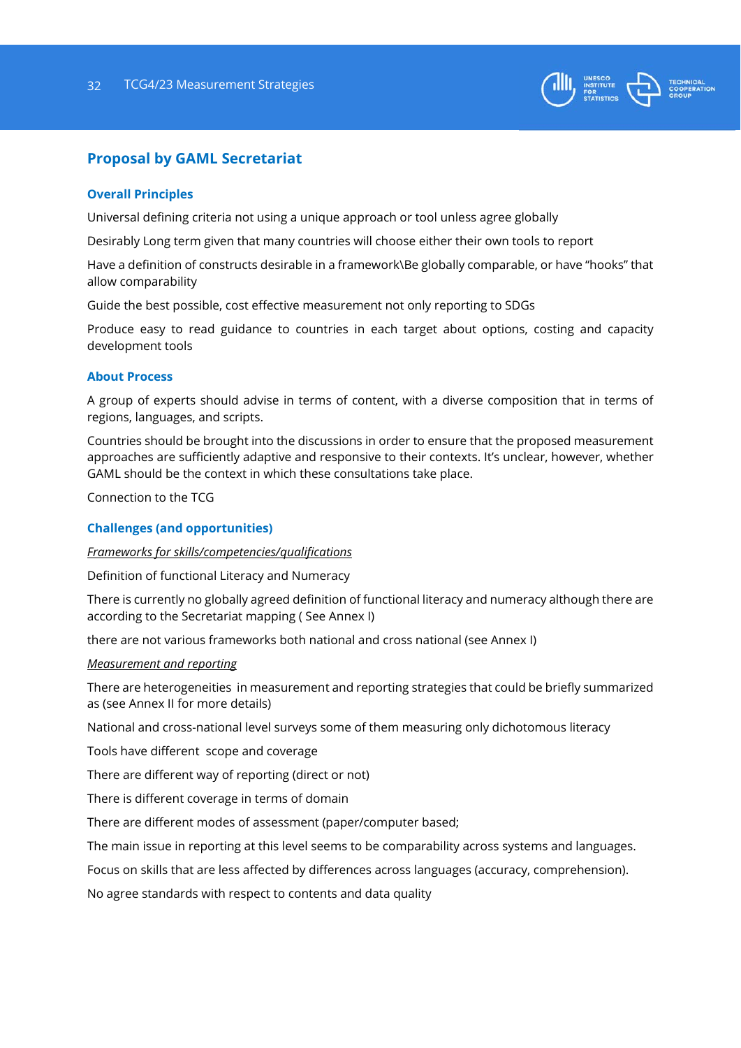## Proposal by GAML Secretariat

### Overall Principles

Universal defining criteria not using a unique approach or tool unless agree globally

Desirably Long term given that many countries will choose either their own tools to report

Have a definition of constructs desirable in a framework\Be globally comparable, or have "hooks" that allow comparability

Guide the best possible, cost effective measurement not only reporting to SDGs

Produce easy to read guidance to countries in each target about options, costing and capacity development tools

### About Process

A group of experts should advise in terms of content, with a diverse composition that in terms of regions, languages, and scripts.

Countries should be brought into the discussions in order to ensure that the proposed measurement approaches are sufficiently adaptive and responsive to their contexts. It's unclear, however, whether GAML should be the context in which these consultations take place.

Connection to the TCG

### Challenges (and opportunities)

*Frameworks for skills/competencies/qualifications*

Definition of functional Literacy and Numeracy

There is currently no globally agreed definition of functional literacy and numeracy although there are according to the Secretariat mapping ( See Annex I)

there are not various frameworks both national and cross national (see Annex I)

*Measurement and reporting*

There are heterogeneities  in measurement and reporting strategies that could be briefly summarized as (see Annex II for more details)

National and cross-national level surveys some of them measuring only dichotomous literacy

Tools have different  scope and coverage

There are different way of reporting (direct or not)

There is different coverage in terms of domain

There are different modes of assessment (paper/computer based;

The main issue in reporting at this level seems to be comparability across systems and languages.

Focus on skills that are less affected by differences across languages (accuracy, comprehension).

No agree standards with respect to contents and data quality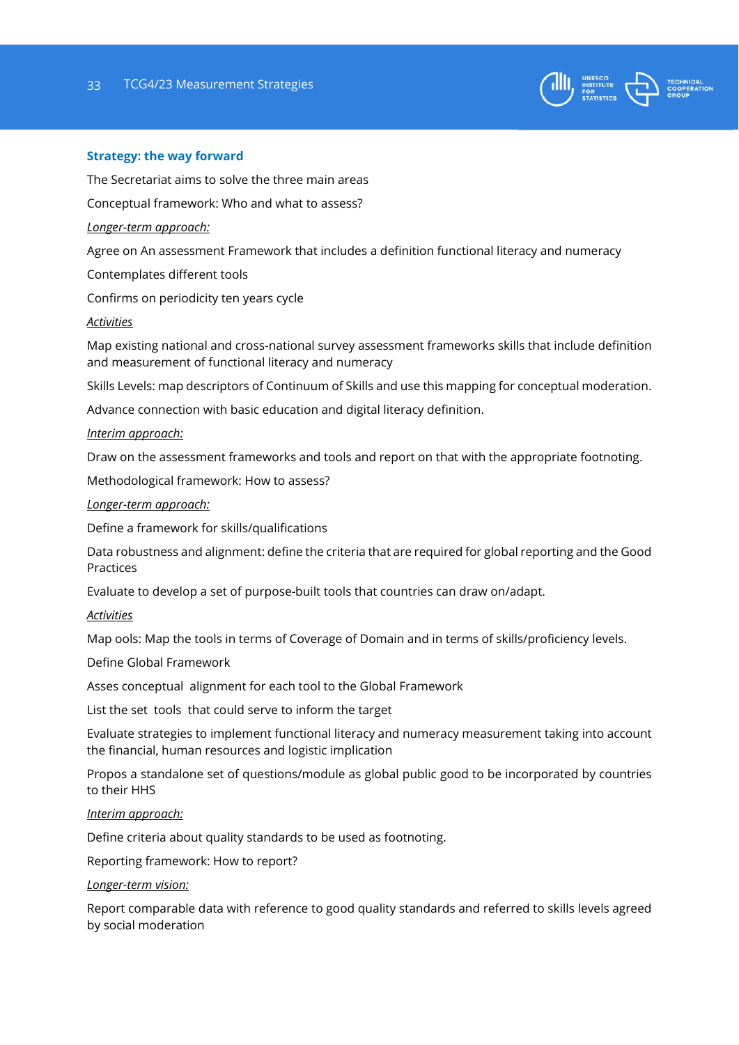### Strategy: the way forward

The Secretariat aims to solve the three main areas

Conceptual framework: Who and what to assess?

*Longer-term approach:*

Agree on An assessment Framework that includes a definition functional literacy and numeracy

Contemplates different tools

Confirms on periodicity ten years cycle

*Activities*

Map existing national and cross-national survey assessment frameworks skills that include definition and measurement of functional literacy and numeracy

Skills Levels: map descriptors of Continuum of Skills and use this mapping for conceptual moderation.

Advance connection with basic education and digital literacy definition.

*Interim approach:*

Draw on the assessment frameworks and tools and report on that with the appropriate footnoting.

Methodological framework: How to assess?

*Longer-term approach:*

Define a framework for skills/qualifications

Data robustness and alignment: define the criteria that are required for global reporting and the Good Practices

Evaluate to develop a set of purpose-built tools that countries can draw on/adapt.

*Activities*

Map ools: Map the tools in terms of Coverage of Domain and in terms of skills/proficiency levels.

Define Global Framework

Asses conceptual alignment for each tool to the Global Framework

List the set tools that could serve to inform the target

Evaluate strategies to implement functional literacy and numeracy measurement taking into account the financial, human resources and logistic implication

Propos a standalone set of questions/module as global public good to be incorporated by countries to their HHS

*Interim approach:*

Define criteria about quality standards to be used as footnoting.

Reporting framework: How to report?

*Longer-term vision:*

Report comparable data with reference to good quality standards and referred to skills levels agreed by social moderation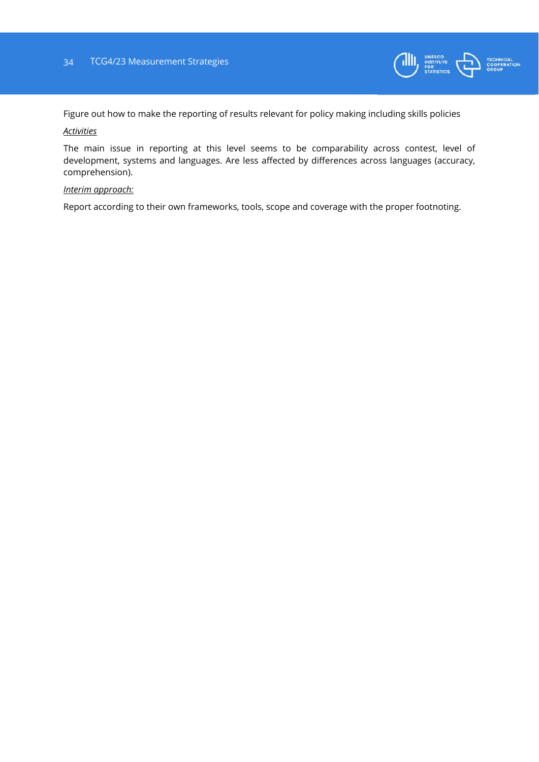Figure out how to make the reporting of results relevant for policy making including skills policies

*Activities*

The main issue in reporting at this level seems to be comparability across contest, level of development, systems and languages. Are less affected by differences across languages (accuracy, comprehension).

*Interim approach:*

Report according to their own frameworks, tools, scope and coverage with the proper footnoting.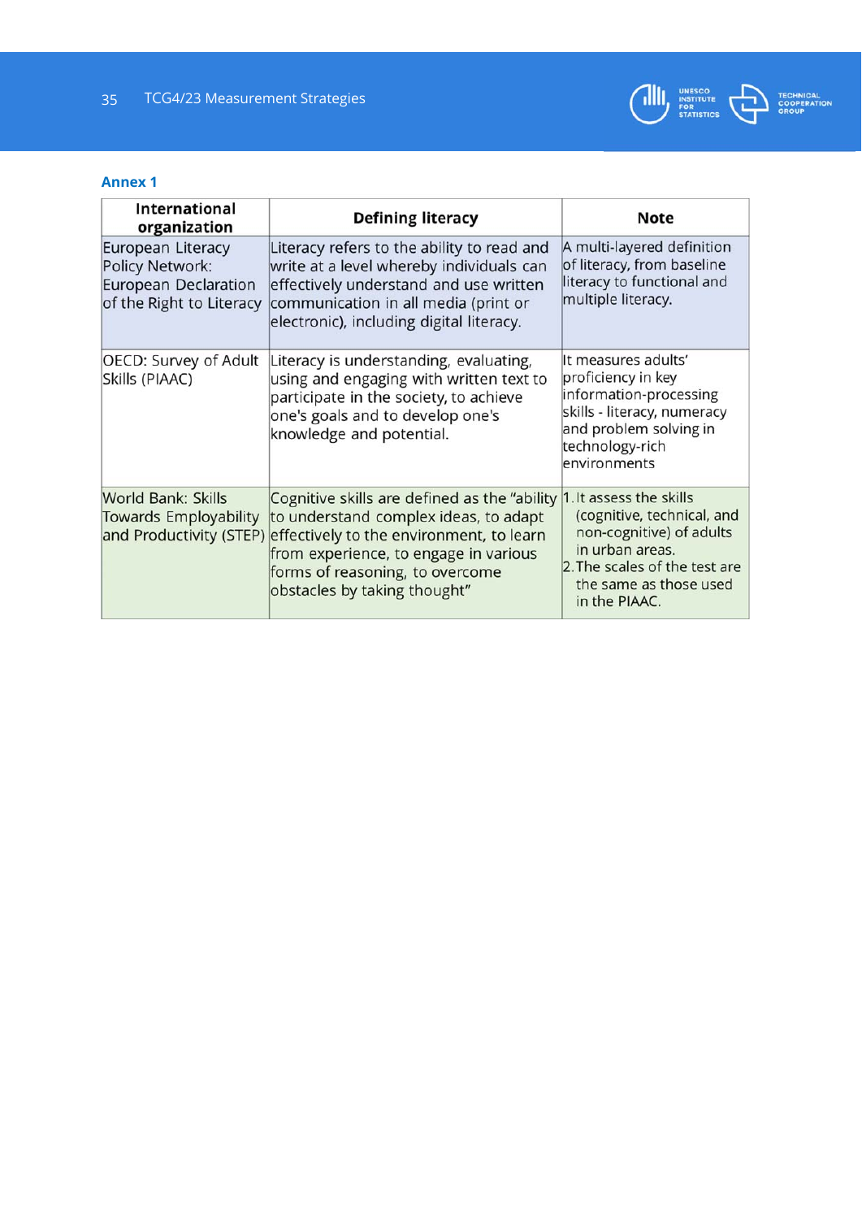## Annex 1

| International organization | Defining literacy | Note |
|---|---|---|
| European Literacy Policy Network: European Declaration of the Right to Literacy | Literacy refers to the ability to read and write at a level whereby individuals can effectively understand and use written communication in all media (print or electronic), including digital literacy. | A multi-layered definition of literacy, from baseline literacy to functional and multiple literacy. |
| OECD: Survey of Adult Skills (PIAAC) | Literacy is understanding, evaluating, using and engaging with written text to participate in the society, to achieve one's goals and to develop one's knowledge and potential. | It measures adults' proficiency in key information-processing skills - literacy, numeracy and problem solving in technology-rich environments |
| World Bank: Skills Towards Employability and Productivity (STEP) | Cognitive skills are defined as the "ability to understand complex ideas, to adapt effectively to the environment, to learn from experience, to engage in various forms of reasoning, to overcome obstacles by taking thought" | 1. It assess the skills (cognitive, technical, and non-cognitive) of adults in urban areas.<br>2. The scales of the test are the same as those used in the PIAAC. |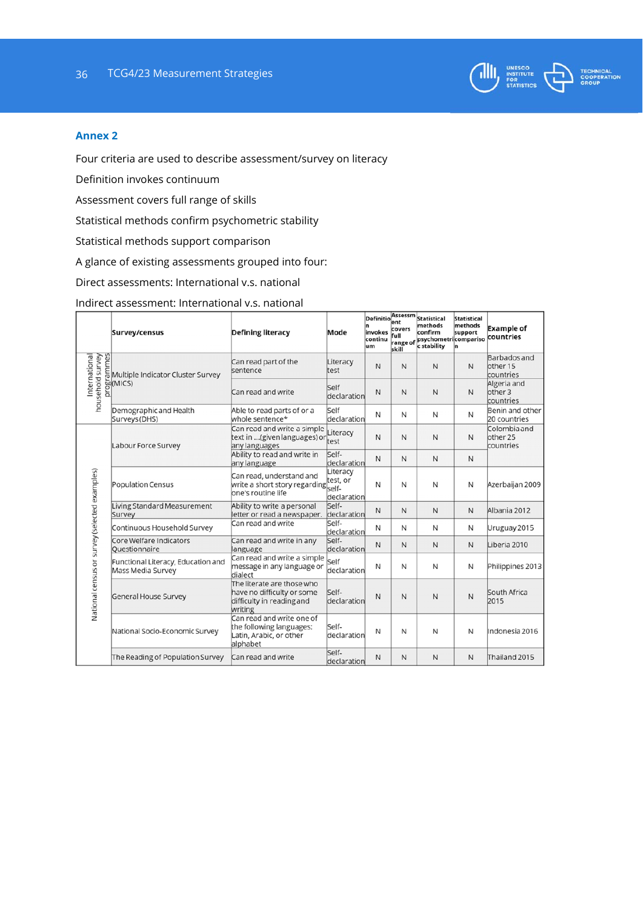## Annex 2

Four criteria are used to describe assessment/survey on literacy

Definition invokes continuum

Assessment covers full range of skills

Statistical methods confirm psychometric stability

Statistical methods support comparison

A glance of existing assessments grouped into four:

Direct assessments: International v.s. national

Indirect assessment: International v.s. national

| | Survey/census | Defining literacy | Mode | Definition invokes continuum | Assessment covers full range of skill | Statistical methods confirm psychometric stability | Statistical methods support comparison | Example of countries |
|---|---|---|---|---|---|---|---|---|
| International household survey programmes | Multiple Indicator Cluster Survey (MICS) | Can read part of the sentence | Literacy test | N | N | N | N | Barbados and other 15 countries |
| | | Can read and write | Self declaration | N | N | N | N | Algeria and other 3 countries |
| | Demographic and Health Surveys (DHS) | Able to read parts of or a whole sentence* | Self declaration | N | N | N | N | Benin and other 20 countries |
| National census or survey (selected examples) | Labour Force Survey | Can read and write a simple text in ...(given languages) or any languages | Literacy test | N | N | N | N | Colombia and other 25 countries |
| | | Ability to read and write in any language | Self-declaration | N | N | N | N | |
| | Population Census | Can read, understand and write a short story regarding one's routine life | Literacy test, or self-declaration | N | N | N | N | Azerbaijan 2009 |
| | Living Standard Measurement Survey | Ability to write a personal letter or read a newspaper. | Self-declaration | N | N | N | N | Albania 2012 |
| | Continuous Household Survey | Can read and write | Self-declaration | N | N | N | N | Uruguay 2015 |
| | Core Welfare Indicators Questionnaire | Can read and write in any language | Self-declaration | N | N | N | N | Liberia 2010 |
| | Functional Literacy, Education and Mass Media Survey | Can read and write a simple message in any language or dialect | Self declaration | N | N | N | N | Philippines 2013 |
| | General House Survey | The literate are those who have no difficulty or some difficulty in reading and writing | Self-declaration | N | N | N | N | South Africa 2015 |
| | National Socio-Economic Survey | Can read and write one of the following languages: Latin, Arabic, or other alphabet | Self-declaration | N | N | N | N | Indonesia 2016 |
| | The Reading of Population Survey | Can read and write | Self-declaration | N | N | N | N | Thailand 2015 |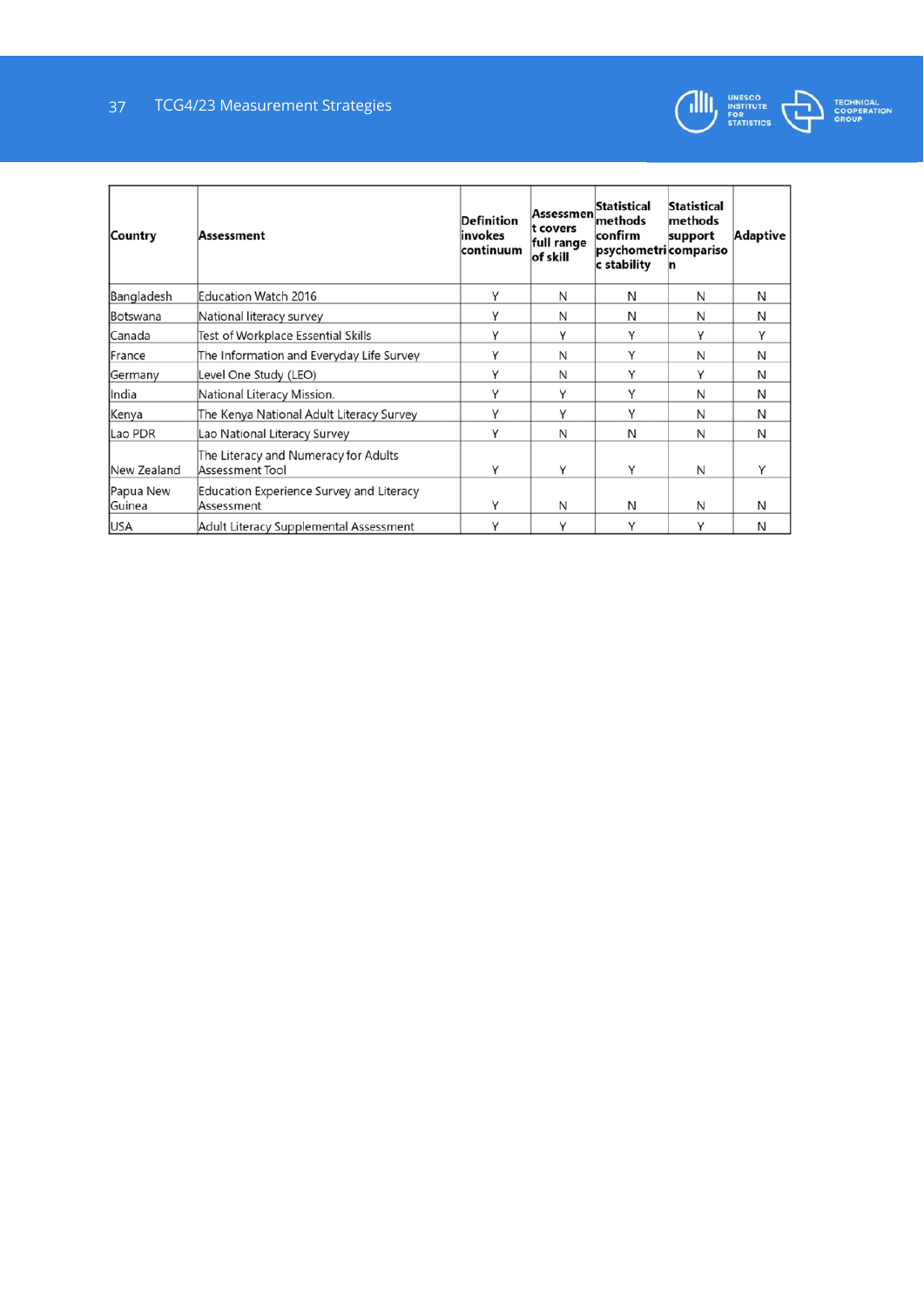| Country | Assessment | Definition invokes continuum | Assessment covers full range of skill | Statistical methods confirm psychometric stability | Statistical methods support comparison | Adaptive |
|---|---|---|---|---|---|---|
| Bangladesh | Education Watch 2016 | Y | N | N | N | N |
| Botswana | National literacy survey | Y | N | N | N | N |
| Canada | Test of Workplace Essential Skills | Y | Y | Y | Y | Y |
| France | The Information and Everyday Life Survey | Y | N | Y | N | N |
| Germany | Level One Study (LEO) | Y | N | Y | Y | N |
| India | National Literacy Mission. | Y | Y | Y | N | N |
| Kenya | The Kenya National Adult Literacy Survey | Y | Y | Y | N | N |
| Lao PDR | Lao National Literacy Survey | Y | N | N | N | N |
| New Zealand | The Literacy and Numeracy for Adults Assessment Tool | Y | Y | Y | N | Y |
| Papua New Guinea | Education Experience Survey and Literacy Assessment | Y | N | N | N | N |
| USA | Adult Literacy Supplemental Assessment | Y | Y | Y | Y | N |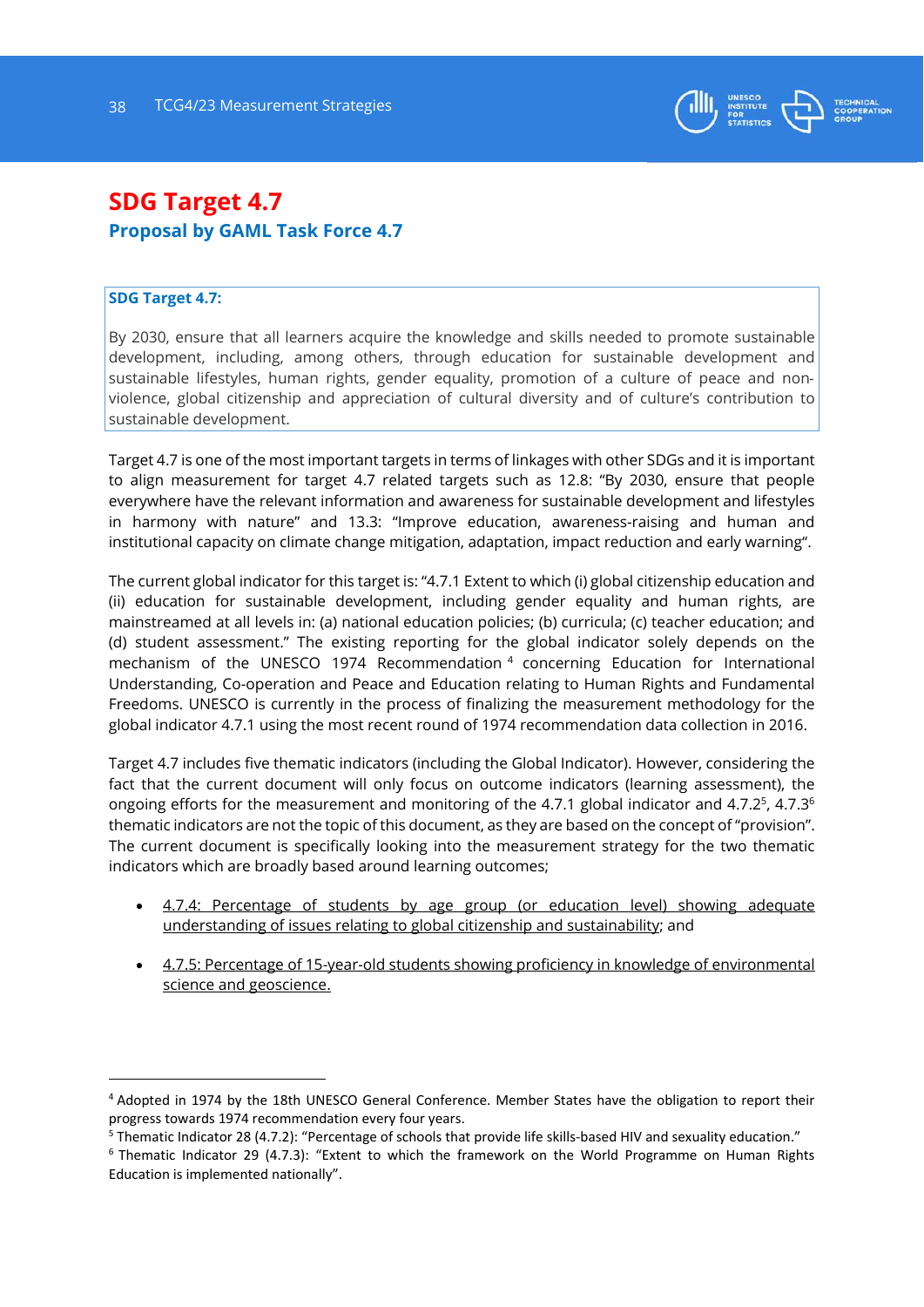# SDG Target 4.7

## Proposal by GAML Task Force 4.7

**SDG Target 4.7:**

By 2030, ensure that all learners acquire the knowledge and skills needed to promote sustainable development, including, among others, through education for sustainable development and sustainable lifestyles, human rights, gender equality, promotion of a culture of peace and non-violence, global citizenship and appreciation of cultural diversity and of culture's contribution to sustainable development.

Target 4.7 is one of the most important targets in terms of linkages with other SDGs and it is important to align measurement for target 4.7 related targets such as 12.8: "By 2030, ensure that people everywhere have the relevant information and awareness for sustainable development and lifestyles in harmony with nature" and 13.3: "Improve education, awareness-raising and human and institutional capacity on climate change mitigation, adaptation, impact reduction and early warning".

The current global indicator for this target is: "4.7.1 Extent to which (i) global citizenship education and (ii) education for sustainable development, including gender equality and human rights, are mainstreamed at all levels in: (a) national education policies; (b) curricula; (c) teacher education; and (d) student assessment." The existing reporting for the global indicator solely depends on the mechanism of the UNESCO 1974 Recommendation [4] concerning Education for International Understanding, Co-operation and Peace and Education relating to Human Rights and Fundamental Freedoms. UNESCO is currently in the process of finalizing the measurement methodology for the global indicator 4.7.1 using the most recent round of 1974 recommendation data collection in 2016.

Target 4.7 includes five thematic indicators (including the Global Indicator). However, considering the fact that the current document will only focus on outcome indicators (learning assessment), the ongoing efforts for the measurement and monitoring of the 4.7.1 global indicator and 4.7.2[5], 4.7.3[6] thematic indicators are not the topic of this document, as they are based on the concept of "provision". The current document is specifically looking into the measurement strategy for the two thematic indicators which are broadly based around learning outcomes;

- 4.7.4: Percentage of students by age group (or education level) showing adequate understanding of issues relating to global citizenship and sustainability; and
- 4.7.5: Percentage of 15-year-old students showing proficiency in knowledge of environmental science and geoscience.

---

[4] Adopted in 1974 by the 18th UNESCO General Conference. Member States have the obligation to report their progress towards 1974 recommendation every four years.

[5] Thematic Indicator 28 (4.7.2): "Percentage of schools that provide life skills-based HIV and sexuality education."

[6] Thematic Indicator 29 (4.7.3): "Extent to which the framework on the World Programme on Human Rights Education is implemented nationally".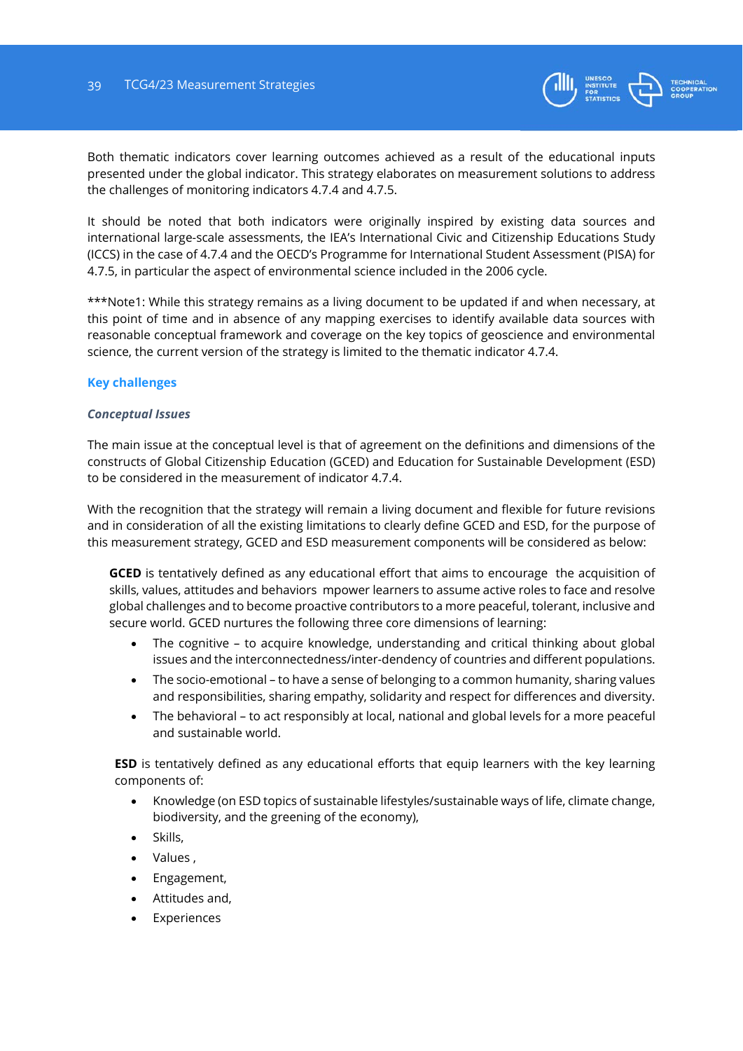Both thematic indicators cover learning outcomes achieved as a result of the educational inputs presented under the global indicator. This strategy elaborates on measurement solutions to address the challenges of monitoring indicators 4.7.4 and 4.7.5.

It should be noted that both indicators were originally inspired by existing data sources and international large-scale assessments, the IEA's International Civic and Citizenship Educations Study (ICCS) in the case of 4.7.4 and the OECD's Programme for International Student Assessment (PISA) for 4.7.5, in particular the aspect of environmental science included in the 2006 cycle.

***Note1: While this strategy remains as a living document to be updated if and when necessary, at this point of time and in absence of any mapping exercises to identify available data sources with reasonable conceptual framework and coverage on the key topics of geoscience and environmental science, the current version of the strategy is limited to the thematic indicator 4.7.4.

## Key challenges

### *Conceptual Issues*

The main issue at the conceptual level is that of agreement on the definitions and dimensions of the constructs of Global Citizenship Education (GCED) and Education for Sustainable Development (ESD) to be considered in the measurement of indicator 4.7.4.

With the recognition that the strategy will remain a living document and flexible for future revisions and in consideration of all the existing limitations to clearly define GCED and ESD, for the purpose of this measurement strategy, GCED and ESD measurement components will be considered as below:

**GCED** is tentatively defined as any educational effort that aims to encourage the acquisition of skills, values, attitudes and behaviors mpower learners to assume active roles to face and resolve global challenges and to become proactive contributors to a more peaceful, tolerant, inclusive and secure world. GCED nurtures the following three core dimensions of learning:

- The cognitive – to acquire knowledge, understanding and critical thinking about global issues and the interconnectedness/inter-dendency of countries and different populations.
- The socio-emotional – to have a sense of belonging to a common humanity, sharing values and responsibilities, sharing empathy, solidarity and respect for differences and diversity.
- The behavioral – to act responsibly at local, national and global levels for a more peaceful and sustainable world.

**ESD** is tentatively defined as any educational efforts that equip learners with the key learning components of:

- Knowledge (on ESD topics of sustainable lifestyles/sustainable ways of life, climate change, biodiversity, and the greening of the economy),
- Skills,
- Values ,
- Engagement,
- Attitudes and,
- Experiences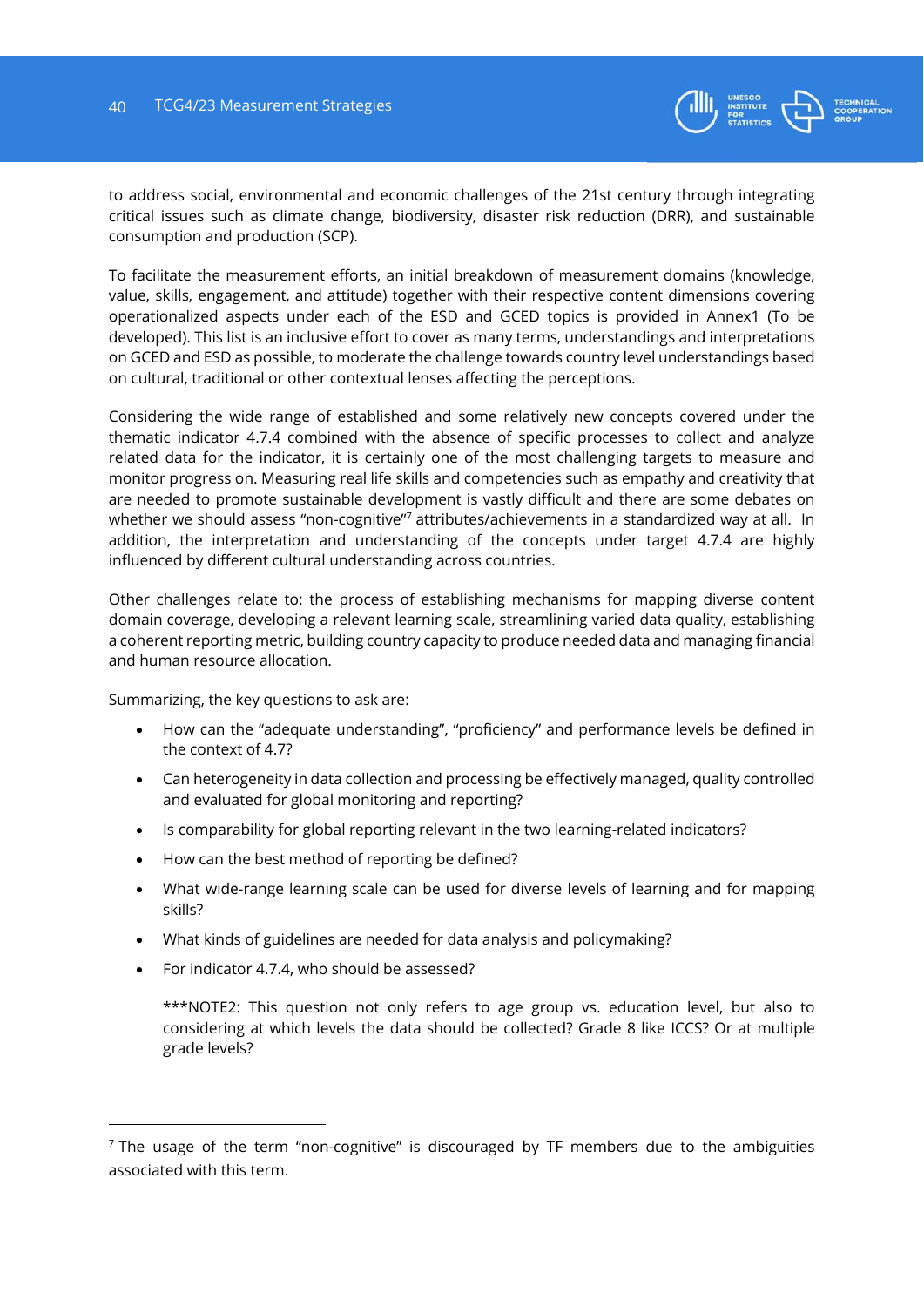to address social, environmental and economic challenges of the 21st century through integrating critical issues such as climate change, biodiversity, disaster risk reduction (DRR), and sustainable consumption and production (SCP).

To facilitate the measurement efforts, an initial breakdown of measurement domains (knowledge, value, skills, engagement, and attitude) together with their respective content dimensions covering operationalized aspects under each of the ESD and GCED topics is provided in Annex1 (To be developed). This list is an inclusive effort to cover as many terms, understandings and interpretations on GCED and ESD as possible, to moderate the challenge towards country level understandings based on cultural, traditional or other contextual lenses affecting the perceptions.

Considering the wide range of established and some relatively new concepts covered under the thematic indicator 4.7.4 combined with the absence of specific processes to collect and analyze related data for the indicator, it is certainly one of the most challenging targets to measure and monitor progress on. Measuring real life skills and competencies such as empathy and creativity that are needed to promote sustainable development is vastly difficult and there are some debates on whether we should assess "non-cognitive"[7] attributes/achievements in a standardized way at all. In addition, the interpretation and understanding of the concepts under target 4.7.4 are highly influenced by different cultural understanding across countries.

Other challenges relate to: the process of establishing mechanisms for mapping diverse content domain coverage, developing a relevant learning scale, streamlining varied data quality, establishing a coherent reporting metric, building country capacity to produce needed data and managing financial and human resource allocation.

Summarizing, the key questions to ask are:

- How can the "adequate understanding", "proficiency" and performance levels be defined in the context of 4.7?
- Can heterogeneity in data collection and processing be effectively managed, quality controlled and evaluated for global monitoring and reporting?
- Is comparability for global reporting relevant in the two learning-related indicators?
- How can the best method of reporting be defined?
- What wide-range learning scale can be used for diverse levels of learning and for mapping skills?
- What kinds of guidelines are needed for data analysis and policymaking?
- For indicator 4.7.4, who should be assessed?

  ***NOTE2: This question not only refers to age group vs. education level, but also to considering at which levels the data should be collected? Grade 8 like ICCS? Or at multiple grade levels?

[7] The usage of the term "non-cognitive" is discouraged by TF members due to the ambiguities associated with this term.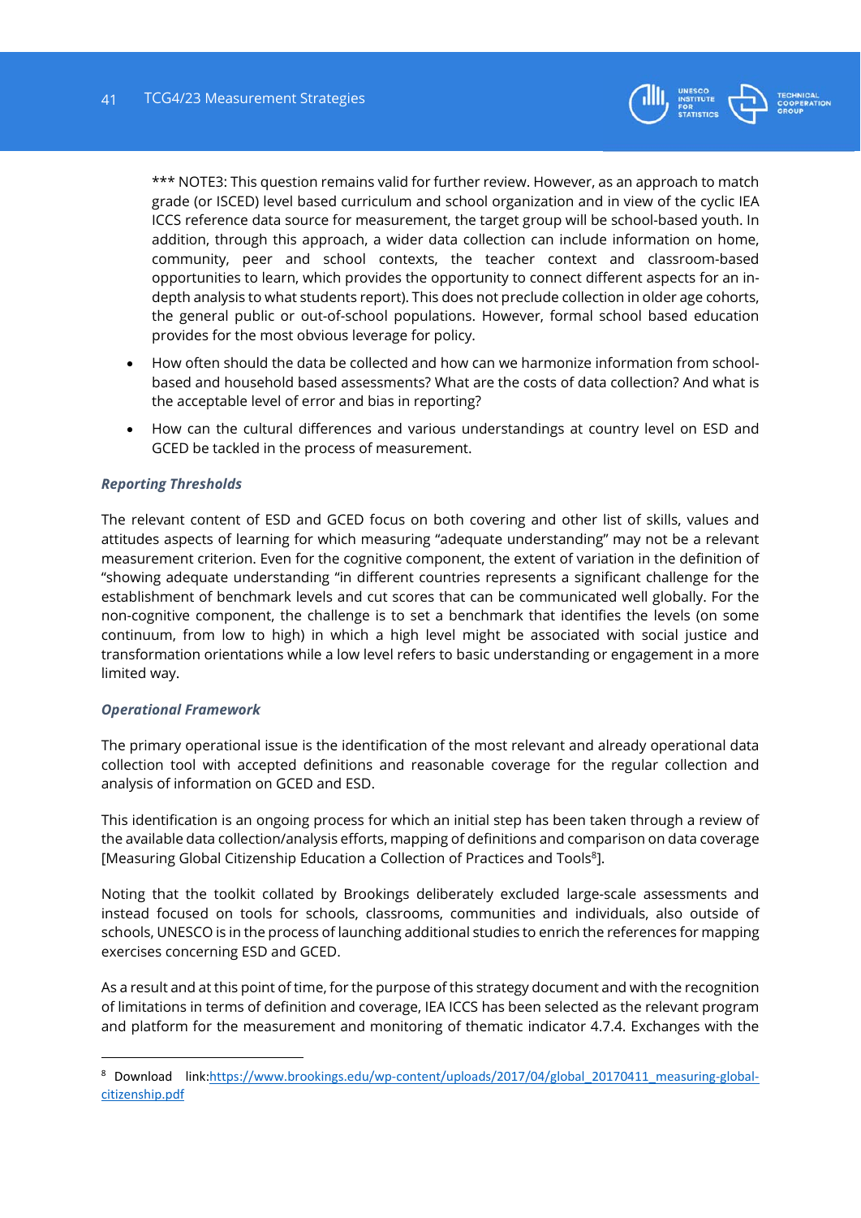*** NOTE3: This question remains valid for further review. However, as an approach to match grade (or ISCED) level based curriculum and school organization and in view of the cyclic IEA ICCS reference data source for measurement, the target group will be school-based youth. In addition, through this approach, a wider data collection can include information on home, community, peer and school contexts, the teacher context and classroom-based opportunities to learn, which provides the opportunity to connect different aspects for an in-depth analysis to what students report). This does not preclude collection in older age cohorts, the general public or out-of-school populations. However, formal school based education provides for the most obvious leverage for policy.

- How often should the data be collected and how can we harmonize information from school-based and household based assessments? What are the costs of data collection? And what is the acceptable level of error and bias in reporting?
- How can the cultural differences and various understandings at country level on ESD and GCED be tackled in the process of measurement.

***Reporting Thresholds***

The relevant content of ESD and GCED focus on both covering and other list of skills, values and attitudes aspects of learning for which measuring "adequate understanding" may not be a relevant measurement criterion. Even for the cognitive component, the extent of variation in the definition of "showing adequate understanding "in different countries represents a significant challenge for the establishment of benchmark levels and cut scores that can be communicated well globally. For the non-cognitive component, the challenge is to set a benchmark that identifies the levels (on some continuum, from low to high) in which a high level might be associated with social justice and transformation orientations while a low level refers to basic understanding or engagement in a more limited way.

***Operational Framework***

The primary operational issue is the identification of the most relevant and already operational data collection tool with accepted definitions and reasonable coverage for the regular collection and analysis of information on GCED and ESD.

This identification is an ongoing process for which an initial step has been taken through a review of the available data collection/analysis efforts, mapping of definitions and comparison on data coverage [Measuring Global Citizenship Education a Collection of Practices and Tools[8]].

Noting that the toolkit collated by Brookings deliberately excluded large-scale assessments and instead focused on tools for schools, classrooms, communities and individuals, also outside of schools, UNESCO is in the process of launching additional studies to enrich the references for mapping exercises concerning ESD and GCED.

As a result and at this point of time, for the purpose of this strategy document and with the recognition of limitations in terms of definition and coverage, IEA ICCS has been selected as the relevant program and platform for the measurement and monitoring of thematic indicator 4.7.4. Exchanges with the

[8] Download link:https://www.brookings.edu/wp-content/uploads/2017/04/global_20170411_measuring-global-citizenship.pdf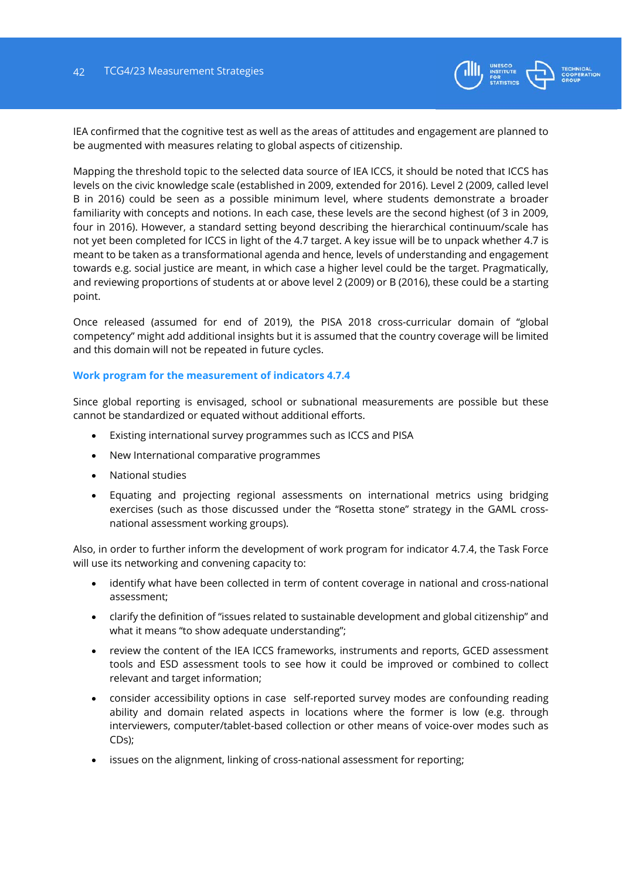IEA confirmed that the cognitive test as well as the areas of attitudes and engagement are planned to be augmented with measures relating to global aspects of citizenship.

Mapping the threshold topic to the selected data source of IEA ICCS, it should be noted that ICCS has levels on the civic knowledge scale (established in 2009, extended for 2016). Level 2 (2009, called level B in 2016) could be seen as a possible minimum level, where students demonstrate a broader familiarity with concepts and notions. In each case, these levels are the second highest (of 3 in 2009, four in 2016). However, a standard setting beyond describing the hierarchical continuum/scale has not yet been completed for ICCS in light of the 4.7 target. A key issue will be to unpack whether 4.7 is meant to be taken as a transformational agenda and hence, levels of understanding and engagement towards e.g. social justice are meant, in which case a higher level could be the target. Pragmatically, and reviewing proportions of students at or above level 2 (2009) or B (2016), these could be a starting point.

Once released (assumed for end of 2019), the PISA 2018 cross-curricular domain of "global competency" might add additional insights but it is assumed that the country coverage will be limited and this domain will not be repeated in future cycles.

### Work program for the measurement of indicators 4.7.4

Since global reporting is envisaged, school or subnational measurements are possible but these cannot be standardized or equated without additional efforts.

- Existing international survey programmes such as ICCS and PISA
- New International comparative programmes
- National studies
- Equating and projecting regional assessments on international metrics using bridging exercises (such as those discussed under the "Rosetta stone" strategy in the GAML cross-national assessment working groups).

Also, in order to further inform the development of work program for indicator 4.7.4, the Task Force will use its networking and convening capacity to:

- identify what have been collected in term of content coverage in national and cross-national assessment;
- clarify the definition of "issues related to sustainable development and global citizenship" and what it means "to show adequate understanding";
- review the content of the IEA ICCS frameworks, instruments and reports, GCED assessment tools and ESD assessment tools to see how it could be improved or combined to collect relevant and target information;
- consider accessibility options in case self-reported survey modes are confounding reading ability and domain related aspects in locations where the former is low (e.g. through interviewers, computer/tablet-based collection or other means of voice-over modes such as CDs);
- issues on the alignment, linking of cross-national assessment for reporting;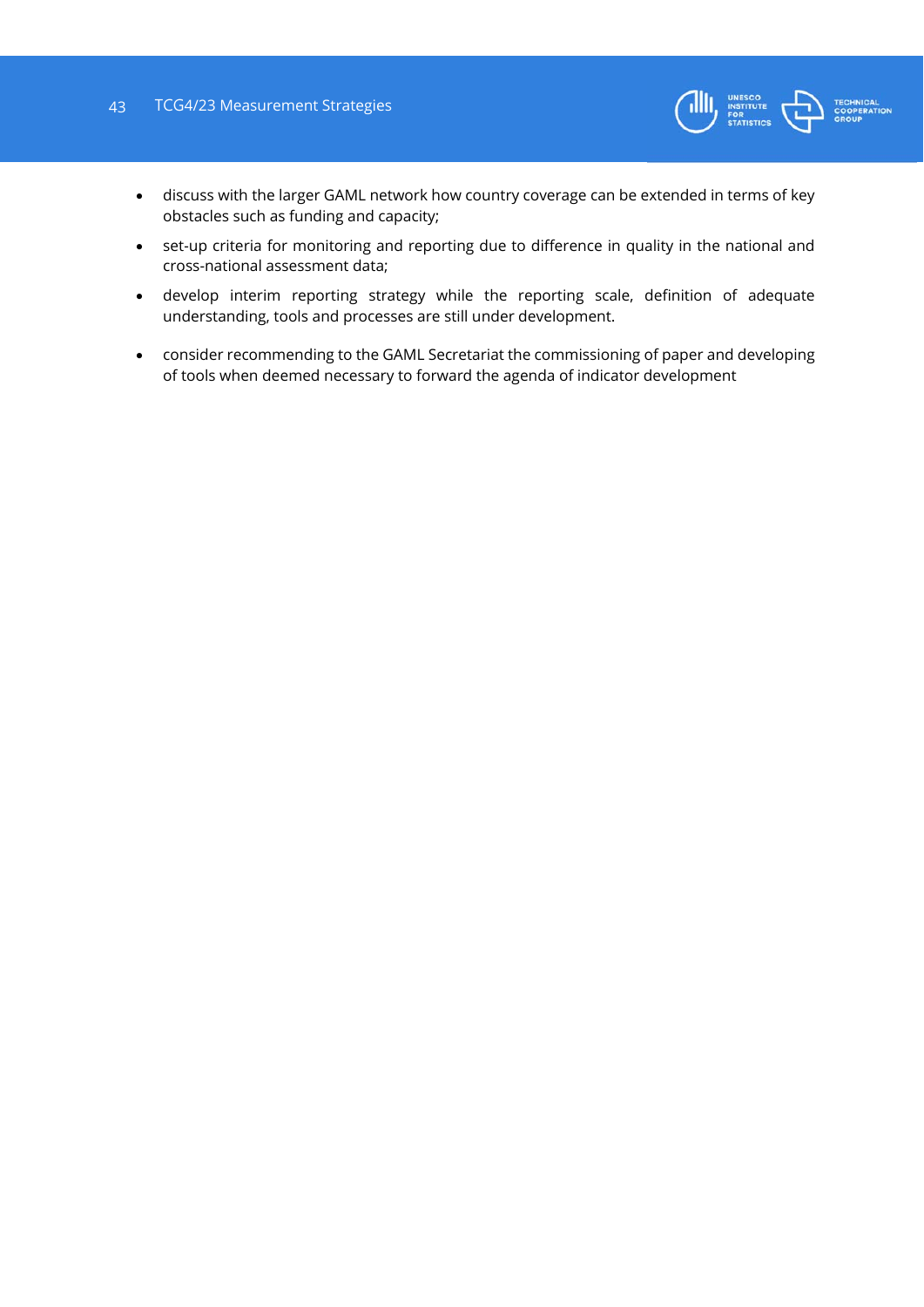- discuss with the larger GAML network how country coverage can be extended in terms of key obstacles such as funding and capacity;
- set-up criteria for monitoring and reporting due to difference in quality in the national and cross-national assessment data;
- develop interim reporting strategy while the reporting scale, definition of adequate understanding, tools and processes are still under development.
- consider recommending to the GAML Secretariat the commissioning of paper and developing of tools when deemed necessary to forward the agenda of indicator development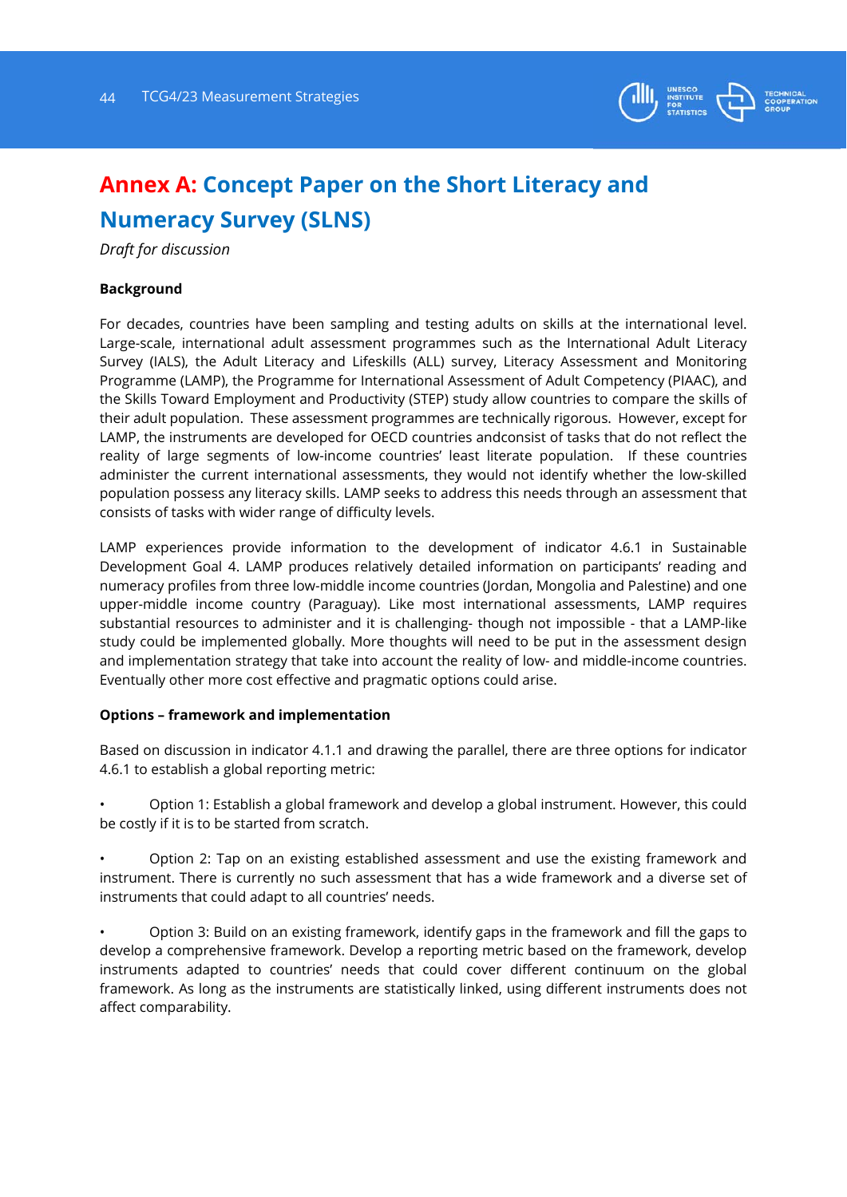# Annex A: Concept Paper on the Short Literacy and Numeracy Survey (SLNS)

*Draft for discussion*

**Background**

For decades, countries have been sampling and testing adults on skills at the international level. Large-scale, international adult assessment programmes such as the International Adult Literacy Survey (IALS), the Adult Literacy and Lifeskills (ALL) survey, Literacy Assessment and Monitoring Programme (LAMP), the Programme for International Assessment of Adult Competency (PIAAC), and the Skills Toward Employment and Productivity (STEP) study allow countries to compare the skills of their adult population. These assessment programmes are technically rigorous. However, except for LAMP, the instruments are developed for OECD countries andconsist of tasks that do not reflect the reality of large segments of low-income countries' least literate population. If these countries administer the current international assessments, they would not identify whether the low-skilled population possess any literacy skills. LAMP seeks to address this needs through an assessment that consists of tasks with wider range of difficulty levels.

LAMP experiences provide information to the development of indicator 4.6.1 in Sustainable Development Goal 4. LAMP produces relatively detailed information on participants' reading and numeracy profiles from three low-middle income countries (Jordan, Mongolia and Palestine) and one upper-middle income country (Paraguay). Like most international assessments, LAMP requires substantial resources to administer and it is challenging- though not impossible - that a LAMP-like study could be implemented globally. More thoughts will need to be put in the assessment design and implementation strategy that take into account the reality of low- and middle-income countries. Eventually other more cost effective and pragmatic options could arise.

**Options – framework and implementation**

Based on discussion in indicator 4.1.1 and drawing the parallel, there are three options for indicator 4.6.1 to establish a global reporting metric:

- Option 1: Establish a global framework and develop a global instrument. However, this could be costly if it is to be started from scratch.

- Option 2: Tap on an existing established assessment and use the existing framework and instrument. There is currently no such assessment that has a wide framework and a diverse set of instruments that could adapt to all countries' needs.

- Option 3: Build on an existing framework, identify gaps in the framework and fill the gaps to develop a comprehensive framework. Develop a reporting metric based on the framework, develop instruments adapted to countries' needs that could cover different continuum on the global framework. As long as the instruments are statistically linked, using different instruments does not affect comparability.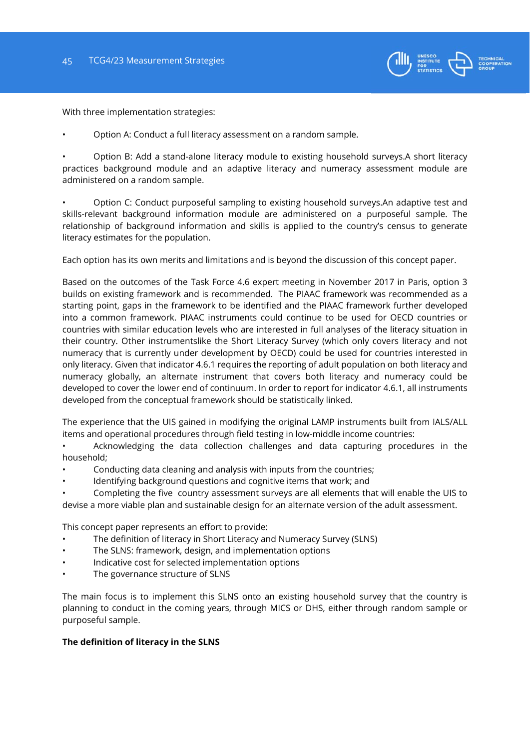With three implementation strategies:

- Option A: Conduct a full literacy assessment on a random sample.

- Option B: Add a stand-alone literacy module to existing household surveys.A short literacy practices background module and an adaptive literacy and numeracy assessment module are administered on a random sample.

- Option C: Conduct purposeful sampling to existing household surveys.An adaptive test and skills-relevant background information module are administered on a purposeful sample. The relationship of background information and skills is applied to the country's census to generate literacy estimates for the population.

Each option has its own merits and limitations and is beyond the discussion of this concept paper.

Based on the outcomes of the Task Force 4.6 expert meeting in November 2017 in Paris, option 3 builds on existing framework and is recommended. The PIAAC framework was recommended as a starting point, gaps in the framework to be identified and the PIAAC framework further developed into a common framework. PIAAC instruments could continue to be used for OECD countries or countries with similar education levels who are interested in full analyses of the literacy situation in their country. Other instrumentslike the Short Literacy Survey (which only covers literacy and not numeracy that is currently under development by OECD) could be used for countries interested in only literacy. Given that indicator 4.6.1 requires the reporting of adult population on both literacy and numeracy globally, an alternate instrument that covers both literacy and numeracy could be developed to cover the lower end of continuum. In order to report for indicator 4.6.1, all instruments developed from the conceptual framework should be statistically linked.

The experience that the UIS gained in modifying the original LAMP instruments built from IALS/ALL items and operational procedures through field testing in low-middle income countries:

- Acknowledging the data collection challenges and data capturing procedures in the household;
- Conducting data cleaning and analysis with inputs from the countries;
- Identifying background questions and cognitive items that work; and
- Completing the five country assessment surveys are all elements that will enable the UIS to devise a more viable plan and sustainable design for an alternate version of the adult assessment.

This concept paper represents an effort to provide:

- The definition of literacy in Short Literacy and Numeracy Survey (SLNS)
- The SLNS: framework, design, and implementation options
- Indicative cost for selected implementation options
- The governance structure of SLNS

The main focus is to implement this SLNS onto an existing household survey that the country is planning to conduct in the coming years, through MICS or DHS, either through random sample or purposeful sample.

**The definition of literacy in the SLNS**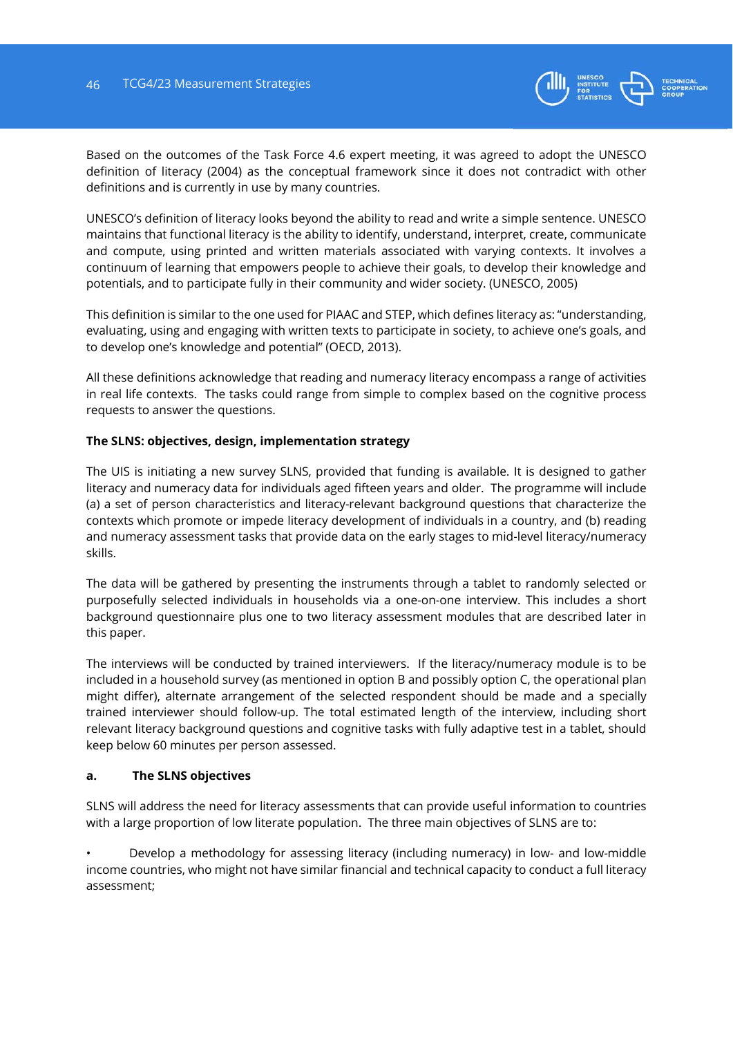Based on the outcomes of the Task Force 4.6 expert meeting, it was agreed to adopt the UNESCO definition of literacy (2004) as the conceptual framework since it does not contradict with other definitions and is currently in use by many countries.

UNESCO's definition of literacy looks beyond the ability to read and write a simple sentence. UNESCO maintains that functional literacy is the ability to identify, understand, interpret, create, communicate and compute, using printed and written materials associated with varying contexts. It involves a continuum of learning that empowers people to achieve their goals, to develop their knowledge and potentials, and to participate fully in their community and wider society. (UNESCO, 2005)

This definition is similar to the one used for PIAAC and STEP, which defines literacy as: "understanding, evaluating, using and engaging with written texts to participate in society, to achieve one's goals, and to develop one's knowledge and potential" (OECD, 2013).

All these definitions acknowledge that reading and numeracy literacy encompass a range of activities in real life contexts.  The tasks could range from simple to complex based on the cognitive process requests to answer the questions.

**The SLNS: objectives, design, implementation strategy**

The UIS is initiating a new survey SLNS, provided that funding is available. It is designed to gather literacy and numeracy data for individuals aged fifteen years and older.  The programme will include (a) a set of person characteristics and literacy-relevant background questions that characterize the contexts which promote or impede literacy development of individuals in a country, and (b) reading and numeracy assessment tasks that provide data on the early stages to mid-level literacy/numeracy skills.

The data will be gathered by presenting the instruments through a tablet to randomly selected or purposefully selected individuals in households via a one-on-one interview. This includes a short background questionnaire plus one to two literacy assessment modules that are described later in this paper.

The interviews will be conducted by trained interviewers.  If the literacy/numeracy module is to be included in a household survey (as mentioned in option B and possibly option C, the operational plan might differ), alternate arrangement of the selected respondent should be made and a specially trained interviewer should follow-up. The total estimated length of the interview, including short relevant literacy background questions and cognitive tasks with fully adaptive test in a tablet, should keep below 60 minutes per person assessed.

**a. The SLNS objectives**

SLNS will address the need for literacy assessments that can provide useful information to countries with a large proportion of low literate population.  The three main objectives of SLNS are to:

- Develop a methodology for assessing literacy (including numeracy) in low- and low-middle income countries, who might not have similar financial and technical capacity to conduct a full literacy assessment;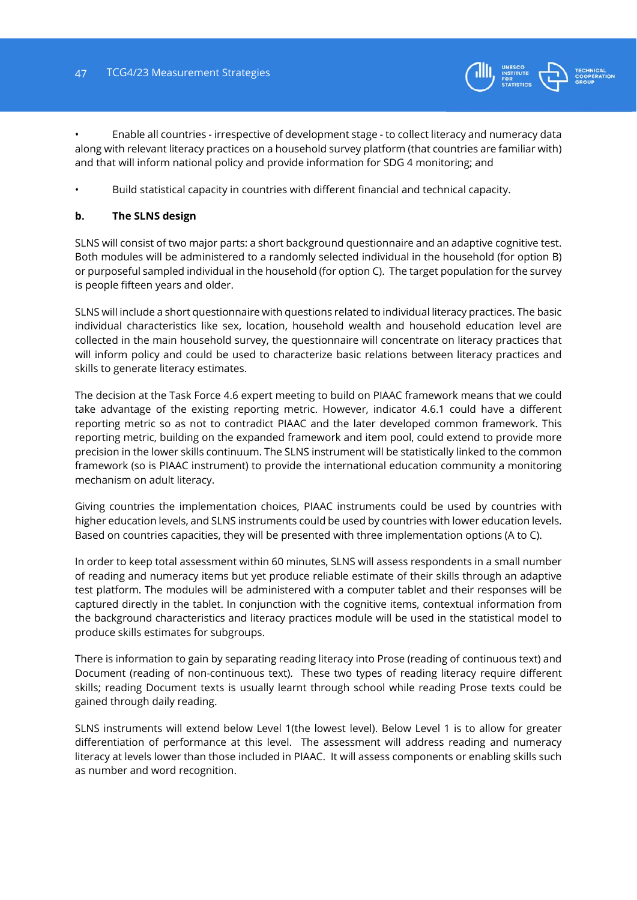- Enable all countries - irrespective of development stage - to collect literacy and numeracy data along with relevant literacy practices on a household survey platform (that countries are familiar with) and that will inform national policy and provide information for SDG 4 monitoring; and

- Build statistical capacity in countries with different financial and technical capacity.

**b. The SLNS design**

SLNS will consist of two major parts: a short background questionnaire and an adaptive cognitive test. Both modules will be administered to a randomly selected individual in the household (for option B) or purposeful sampled individual in the household (for option C). The target population for the survey is people fifteen years and older.

SLNS will include a short questionnaire with questions related to individual literacy practices. The basic individual characteristics like sex, location, household wealth and household education level are collected in the main household survey, the questionnaire will concentrate on literacy practices that will inform policy and could be used to characterize basic relations between literacy practices and skills to generate literacy estimates.

The decision at the Task Force 4.6 expert meeting to build on PIAAC framework means that we could take advantage of the existing reporting metric. However, indicator 4.6.1 could have a different reporting metric so as not to contradict PIAAC and the later developed common framework. This reporting metric, building on the expanded framework and item pool, could extend to provide more precision in the lower skills continuum. The SLNS instrument will be statistically linked to the common framework (so is PIAAC instrument) to provide the international education community a monitoring mechanism on adult literacy.

Giving countries the implementation choices, PIAAC instruments could be used by countries with higher education levels, and SLNS instruments could be used by countries with lower education levels. Based on countries capacities, they will be presented with three implementation options (A to C).

In order to keep total assessment within 60 minutes, SLNS will assess respondents in a small number of reading and numeracy items but yet produce reliable estimate of their skills through an adaptive test platform. The modules will be administered with a computer tablet and their responses will be captured directly in the tablet. In conjunction with the cognitive items, contextual information from the background characteristics and literacy practices module will be used in the statistical model to produce skills estimates for subgroups.

There is information to gain by separating reading literacy into Prose (reading of continuous text) and Document (reading of non-continuous text). These two types of reading literacy require different skills; reading Document texts is usually learnt through school while reading Prose texts could be gained through daily reading.

SLNS instruments will extend below Level 1(the lowest level). Below Level 1 is to allow for greater differentiation of performance at this level. The assessment will address reading and numeracy literacy at levels lower than those included in PIAAC. It will assess components or enabling skills such as number and word recognition.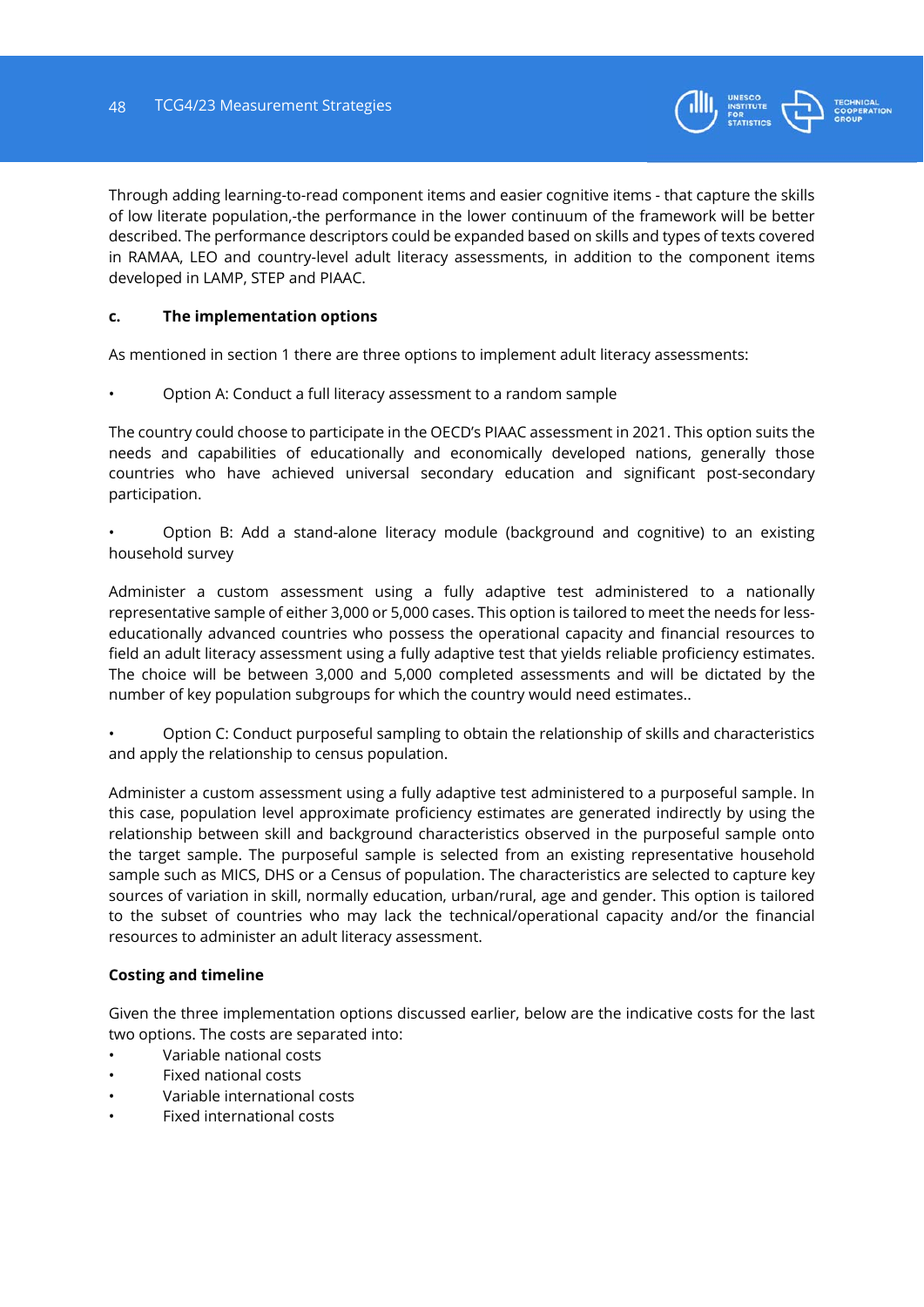Through adding learning-to-read component items and easier cognitive items - that capture the skills of low literate population,-the performance in the lower continuum of the framework will be better described. The performance descriptors could be expanded based on skills and types of texts covered in RAMAA, LEO and country-level adult literacy assessments, in addition to the component items developed in LAMP, STEP and PIAAC.

### c. The implementation options

As mentioned in section 1 there are three options to implement adult literacy assessments:

- Option A: Conduct a full literacy assessment to a random sample

The country could choose to participate in the OECD's PIAAC assessment in 2021. This option suits the needs and capabilities of educationally and economically developed nations, generally those countries who have achieved universal secondary education and significant post-secondary participation.

- Option B: Add a stand-alone literacy module (background and cognitive) to an existing household survey

Administer a custom assessment using a fully adaptive test administered to a nationally representative sample of either 3,000 or 5,000 cases. This option is tailored to meet the needs for less-educationally advanced countries who possess the operational capacity and financial resources to field an adult literacy assessment using a fully adaptive test that yields reliable proficiency estimates. The choice will be between 3,000 and 5,000 completed assessments and will be dictated by the number of key population subgroups for which the country would need estimates..

- Option C: Conduct purposeful sampling to obtain the relationship of skills and characteristics and apply the relationship to census population.

Administer a custom assessment using a fully adaptive test administered to a purposeful sample. In this case, population level approximate proficiency estimates are generated indirectly by using the relationship between skill and background characteristics observed in the purposeful sample onto the target sample. The purposeful sample is selected from an existing representative household sample such as MICS, DHS or a Census of population. The characteristics are selected to capture key sources of variation in skill, normally education, urban/rural, age and gender. This option is tailored to the subset of countries who may lack the technical/operational capacity and/or the financial resources to administer an adult literacy assessment.

**Costing and timeline**

Given the three implementation options discussed earlier, below are the indicative costs for the last two options. The costs are separated into:

- Variable national costs
- Fixed national costs
- Variable international costs
- Fixed international costs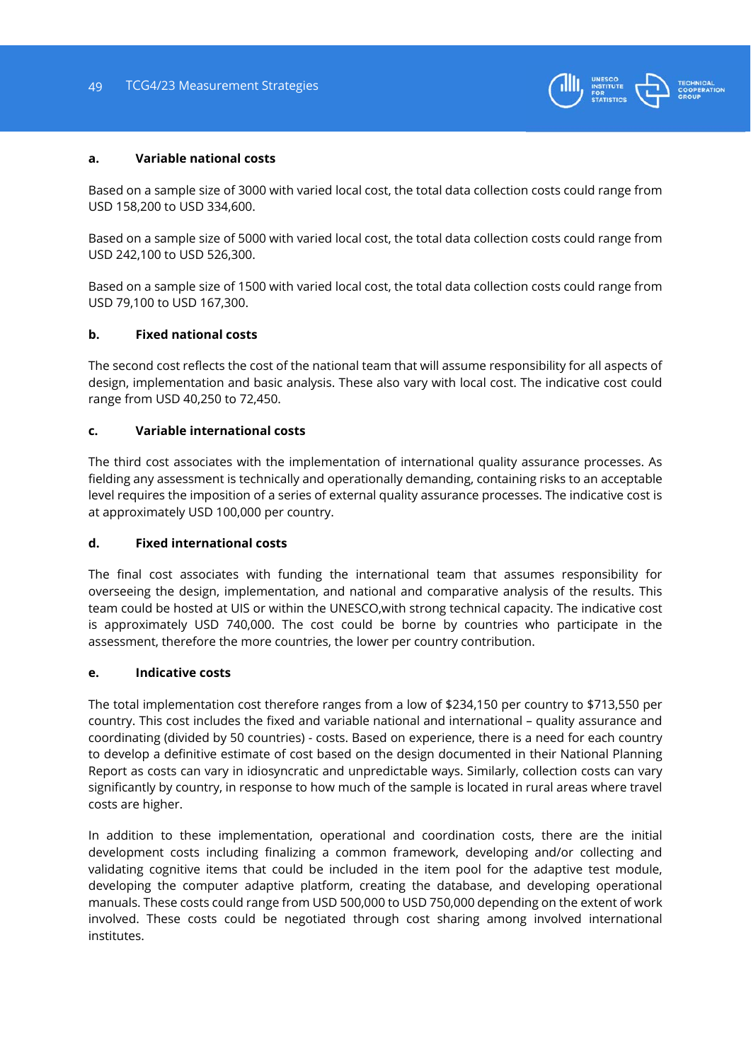**a. Variable national costs**

Based on a sample size of 3000 with varied local cost, the total data collection costs could range from USD 158,200 to USD 334,600.

Based on a sample size of 5000 with varied local cost, the total data collection costs could range from USD 242,100 to USD 526,300.

Based on a sample size of 1500 with varied local cost, the total data collection costs could range from USD 79,100 to USD 167,300.

**b. Fixed national costs**

The second cost reflects the cost of the national team that will assume responsibility for all aspects of design, implementation and basic analysis. These also vary with local cost. The indicative cost could range from USD 40,250 to 72,450.

**c. Variable international costs**

The third cost associates with the implementation of international quality assurance processes. As fielding any assessment is technically and operationally demanding, containing risks to an acceptable level requires the imposition of a series of external quality assurance processes. The indicative cost is at approximately USD 100,000 per country.

**d. Fixed international costs**

The final cost associates with funding the international team that assumes responsibility for overseeing the design, implementation, and national and comparative analysis of the results. This team could be hosted at UIS or within the UNESCO,with strong technical capacity. The indicative cost is approximately USD 740,000. The cost could be borne by countries who participate in the assessment, therefore the more countries, the lower per country contribution.

**e. Indicative costs**

The total implementation cost therefore ranges from a low of $234,150 per country to $713,550 per country. This cost includes the fixed and variable national and international – quality assurance and coordinating (divided by 50 countries) - costs. Based on experience, there is a need for each country to develop a definitive estimate of cost based on the design documented in their National Planning Report as costs can vary in idiosyncratic and unpredictable ways. Similarly, collection costs can vary significantly by country, in response to how much of the sample is located in rural areas where travel costs are higher.

In addition to these implementation, operational and coordination costs, there are the initial development costs including finalizing a common framework, developing and/or collecting and validating cognitive items that could be included in the item pool for the adaptive test module, developing the computer adaptive platform, creating the database, and developing operational manuals. These costs could range from USD 500,000 to USD 750,000 depending on the extent of work involved. These costs could be negotiated through cost sharing among involved international institutes.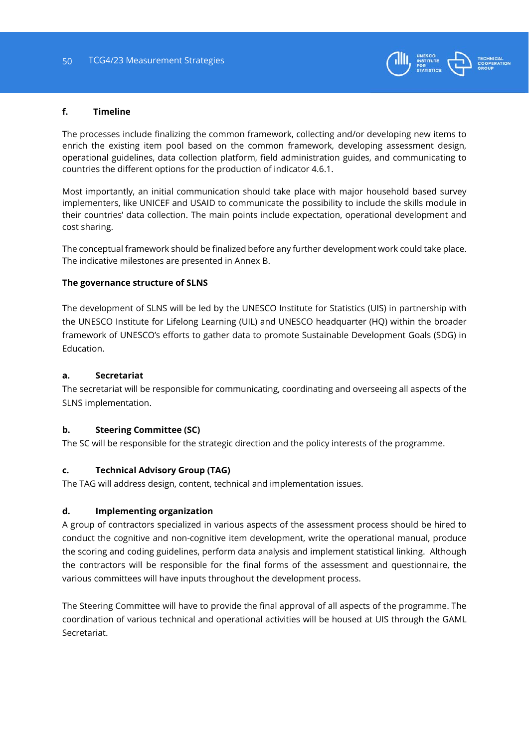### f. Timeline

The processes include finalizing the common framework, collecting and/or developing new items to enrich the existing item pool based on the common framework, developing assessment design, operational guidelines, data collection platform, field administration guides, and communicating to countries the different options for the production of indicator 4.6.1.

Most importantly, an initial communication should take place with major household based survey implementers, like UNICEF and USAID to communicate the possibility to include the skills module in their countries' data collection. The main points include expectation, operational development and cost sharing.

The conceptual framework should be finalized before any further development work could take place. The indicative milestones are presented in Annex B.

### The governance structure of SLNS

The development of SLNS will be led by the UNESCO Institute for Statistics (UIS) in partnership with the UNESCO Institute for Lifelong Learning (UIL) and UNESCO headquarter (HQ) within the broader framework of UNESCO's efforts to gather data to promote Sustainable Development Goals (SDG) in Education.

#### a. Secretariat

The secretariat will be responsible for communicating, coordinating and overseeing all aspects of the SLNS implementation.

#### b. Steering Committee (SC)

The SC will be responsible for the strategic direction and the policy interests of the programme.

#### c. Technical Advisory Group (TAG)

The TAG will address design, content, technical and implementation issues.

#### d. Implementing organization

A group of contractors specialized in various aspects of the assessment process should be hired to conduct the cognitive and non-cognitive item development, write the operational manual, produce the scoring and coding guidelines, perform data analysis and implement statistical linking. Although the contractors will be responsible for the final forms of the assessment and questionnaire, the various committees will have inputs throughout the development process.

The Steering Committee will have to provide the final approval of all aspects of the programme. The coordination of various technical and operational activities will be housed at UIS through the GAML Secretariat.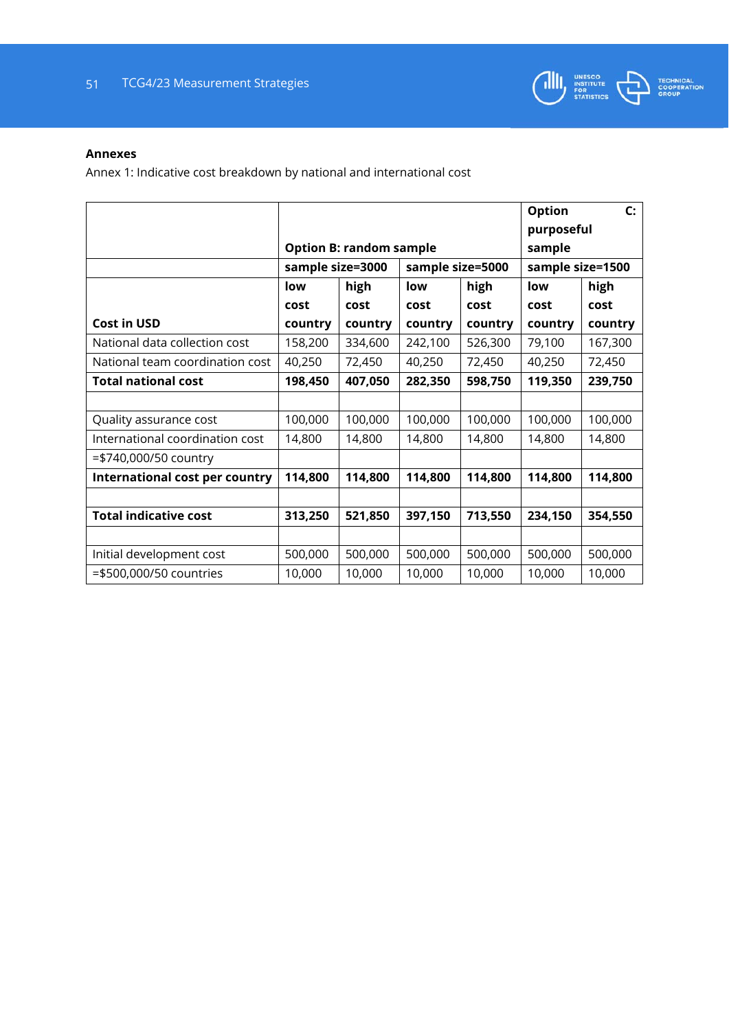**Annexes**

Annex 1: Indicative cost breakdown by national and international cost

| | Option B: random sample | | | | Option C: purposeful sample | |
|---|---|---|---|---|---|---|
| | sample size=3000 | | sample size=5000 | | sample size=1500 | |
| **Cost in USD** | **low cost country** | **high cost country** | **low cost country** | **high cost country** | **low cost country** | **high cost country** |
| National data collection cost | 158,200 | 334,600 | 242,100 | 526,300 | 79,100 | 167,300 |
| National team coordination cost | 40,250 | 72,450 | 40,250 | 72,450 | 40,250 | 72,450 |
| **Total national cost** | **198,450** | **407,050** | **282,350** | **598,750** | **119,350** | **239,750** |
| | | | | | | |
| Quality assurance cost | 100,000 | 100,000 | 100,000 | 100,000 | 100,000 | 100,000 |
| International coordination cost | 14,800 | 14,800 | 14,800 | 14,800 | 14,800 | 14,800 |
| =$740,000/50 country | | | | | | |
| **International cost per country** | **114,800** | **114,800** | **114,800** | **114,800** | **114,800** | **114,800** |
| | | | | | | |
| **Total indicative cost** | **313,250** | **521,850** | **397,150** | **713,550** | **234,150** | **354,550** |
| | | | | | | |
| Initial development cost | 500,000 | 500,000 | 500,000 | 500,000 | 500,000 | 500,000 |
| =$500,000/50 countries | 10,000 | 10,000 | 10,000 | 10,000 | 10,000 | 10,000 |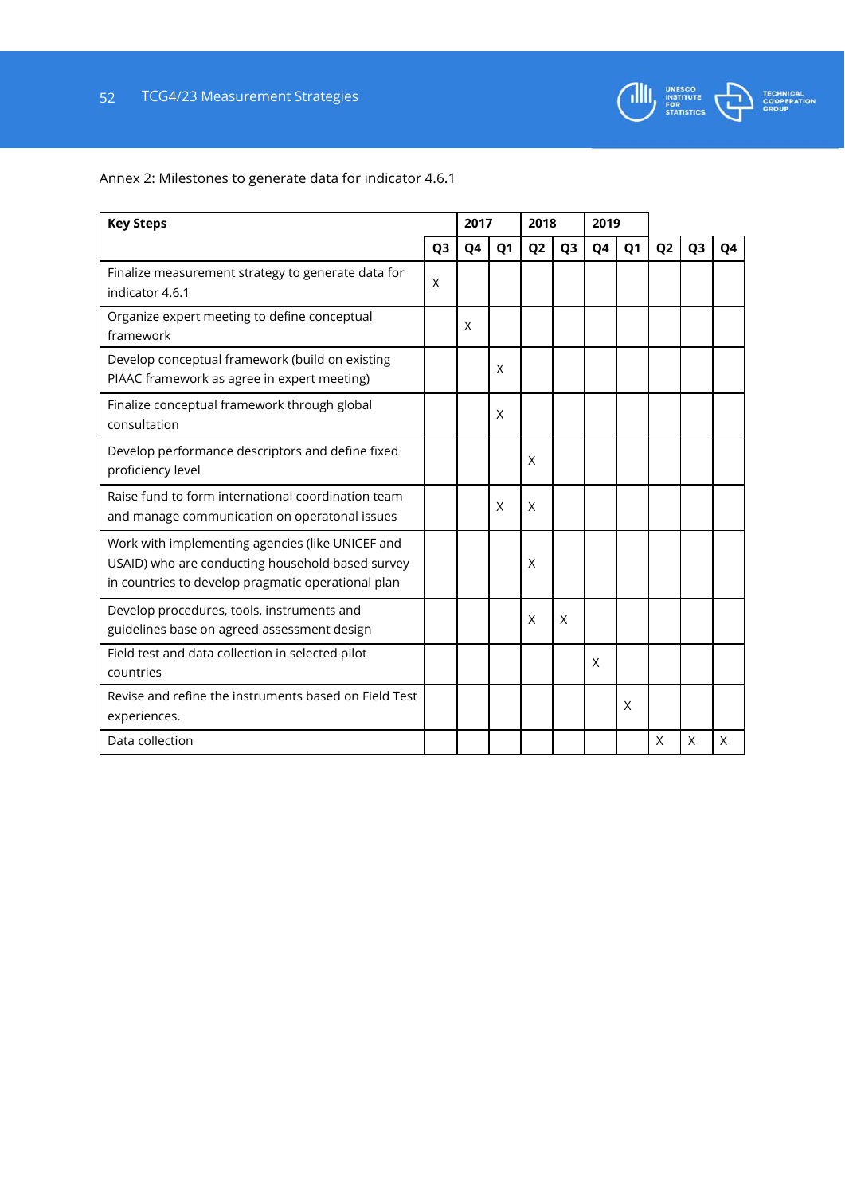Annex 2: Milestones to generate data for indicator 4.6.1

| **Key Steps** | | 2017 | | 2018 | | 2019 | | | | |
|---|---|---|---|---|---|---|---|---|---|---|
| | **Q3** | **Q4** | **Q1** | **Q2** | **Q3** | **Q4** | **Q1** | **Q2** | **Q3** | **Q4** |
| Finalize measurement strategy to generate data for indicator 4.6.1 | X | | | | | | | | | |
| Organize expert meeting to define conceptual framework | | X | | | | | | | | |
| Develop conceptual framework (build on existing PIAAC framework as agree in expert meeting) | | | X | | | | | | | |
| Finalize conceptual framework through global consultation | | | X | | | | | | | |
| Develop performance descriptors and define fixed proficiency level | | | | X | | | | | | |
| Raise fund to form international coordination team and manage communication on operatonal issues | | | X | X | | | | | | |
| Work with implementing agencies (like UNICEF and USAID) who are conducting household based survey in countries to develop pragmatic operational plan | | | | X | | | | | | |
| Develop procedures, tools, instruments and guidelines base on agreed assessment design | | | | X | X | | | | | |
| Field test and data collection in selected pilot countries | | | | | | X | | | | |
| Revise and refine the instruments based on Field Test experiences. | | | | | | | X | | | |
| Data collection | | | | | | | | X | X | X |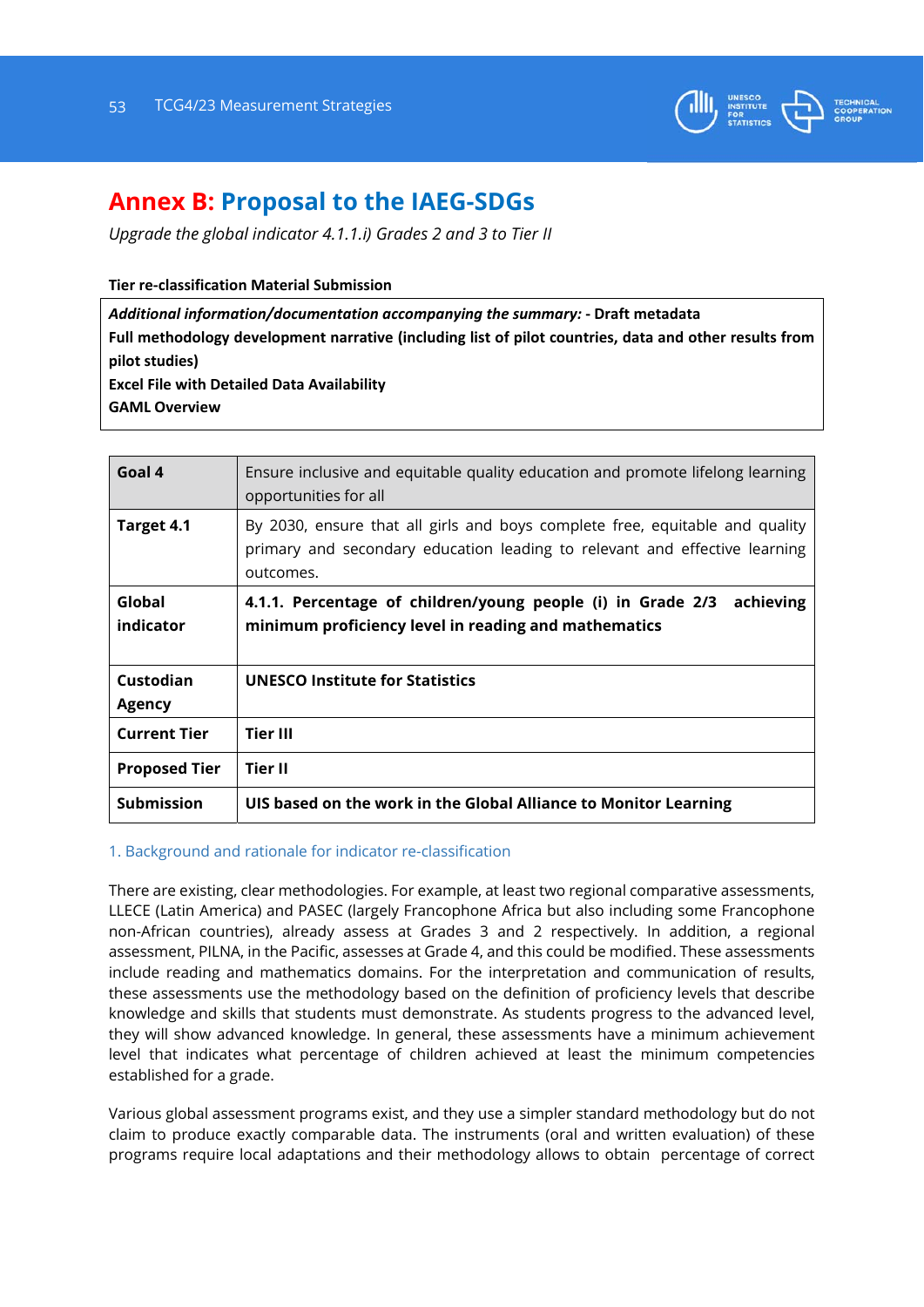# Annex B: Proposal to the IAEG-SDGs

*Upgrade the global indicator 4.1.1.i) Grades 2 and 3 to Tier II*

**Tier re-classification Material Submission**

| ***Additional information/documentation accompanying the summary:* - Draft metadata** **Full methodology development narrative (including list of pilot countries, data and other results from pilot studies)** **Excel File with Detailed Data Availability** **GAML Overview** |
|---|

| **Goal 4** | Ensure inclusive and equitable quality education and promote lifelong learning opportunities for all |
|---|---|
| **Target 4.1** | By 2030, ensure that all girls and boys complete free, equitable and quality primary and secondary education leading to relevant and effective learning outcomes. |
| **Global indicator** | **4.1.1. Percentage of children/young people (i) in Grade 2/3 achieving minimum proficiency level in reading and mathematics** |
| **Custodian Agency** | **UNESCO Institute for Statistics** |
| **Current Tier** | **Tier III** |
| **Proposed Tier** | **Tier II** |
| **Submission** | **UIS based on the work in the Global Alliance to Monitor Learning** |

## 1. Background and rationale for indicator re-classification

There are existing, clear methodologies. For example, at least two regional comparative assessments, LLECE (Latin America) and PASEC (largely Francophone Africa but also including some Francophone non-African countries), already assess at Grades 3 and 2 respectively. In addition, a regional assessment, PILNA, in the Pacific, assesses at Grade 4, and this could be modified. These assessments include reading and mathematics domains. For the interpretation and communication of results, these assessments use the methodology based on the definition of proficiency levels that describe knowledge and skills that students must demonstrate. As students progress to the advanced level, they will show advanced knowledge. In general, these assessments have a minimum achievement level that indicates what percentage of children achieved at least the minimum competencies established for a grade.

Various global assessment programs exist, and they use a simpler standard methodology but do not claim to produce exactly comparable data. The instruments (oral and written evaluation) of these programs require local adaptations and their methodology allows to obtain percentage of correct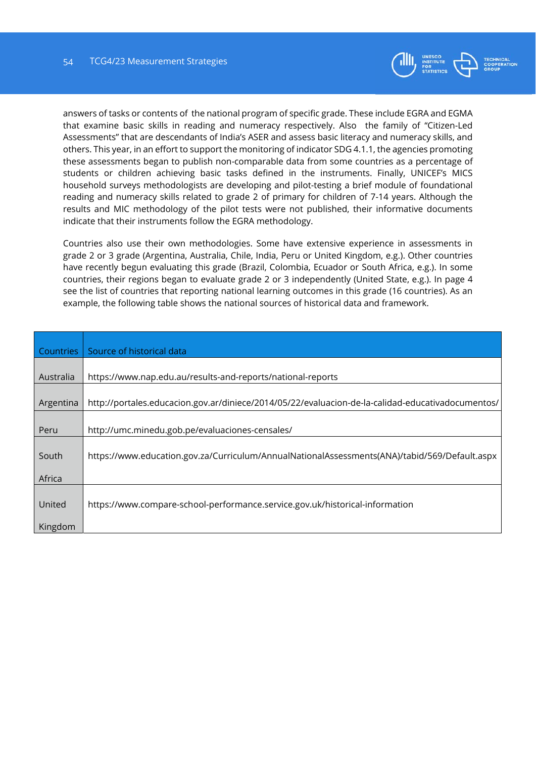answers of tasks or contents of the national program of specific grade. These include EGRA and EGMA that examine basic skills in reading and numeracy respectively. Also the family of "Citizen-Led Assessments" that are descendants of India's ASER and assess basic literacy and numeracy skills, and others. This year, in an effort to support the monitoring of indicator SDG 4.1.1, the agencies promoting these assessments began to publish non-comparable data from some countries as a percentage of students or children achieving basic tasks defined in the instruments. Finally, UNICEF's MICS household surveys methodologists are developing and pilot-testing a brief module of foundational reading and numeracy skills related to grade 2 of primary for children of 7-14 years. Although the results and MIC methodology of the pilot tests were not published, their informative documents indicate that their instruments follow the EGRA methodology.

Countries also use their own methodologies. Some have extensive experience in assessments in grade 2 or 3 grade (Argentina, Australia, Chile, India, Peru or United Kingdom, e.g.). Other countries have recently begun evaluating this grade (Brazil, Colombia, Ecuador or South Africa, e.g.). In some countries, their regions began to evaluate grade 2 or 3 independently (United State, e.g.). In page 4 see the list of countries that reporting national learning outcomes in this grade (16 countries). As an example, the following table shows the national sources of historical data and framework.

| Countries | Source of historical data |
|---|---|
| Australia | https://www.nap.edu.au/results-and-reports/national-reports |
| Argentina | http://portales.educacion.gov.ar/diniece/2014/05/22/evaluacion-de-la-calidad-educativadocumentos/ |
| Peru | http://umc.minedu.gob.pe/evaluaciones-censales/ |
| South Africa | https://www.education.gov.za/Curriculum/AnnualNationalAssessments(ANA)/tabid/569/Default.aspx |
| United Kingdom | https://www.compare-school-performance.service.gov.uk/historical-information |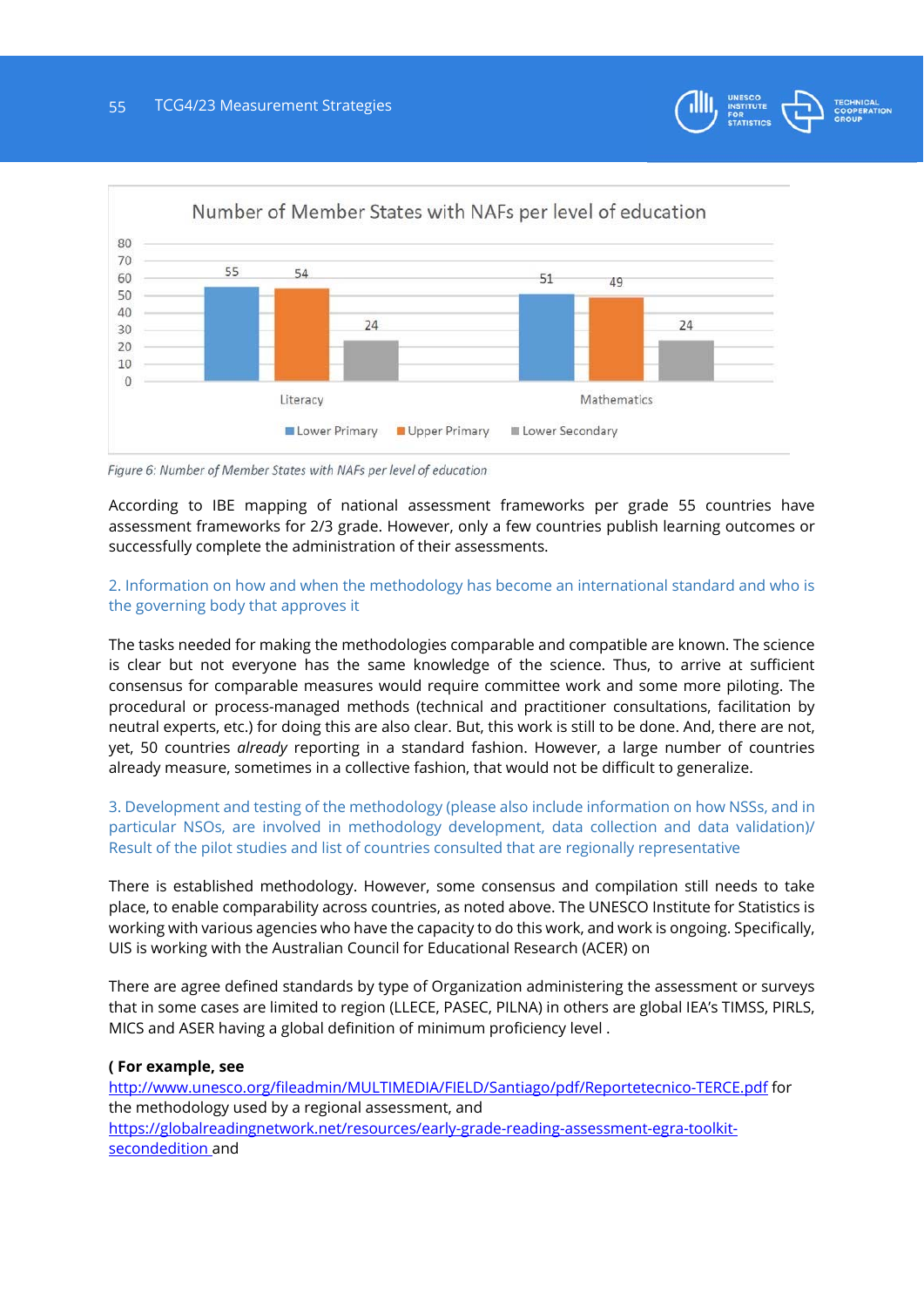Number of Member States with NAFs per level of education

| | Lower Primary | Upper Primary | Lower Secondary |
|---|---|---|---|
| Literacy | 55 | 54 | 24 |
| Mathematics | 51 | 49 | 24 |

*Figure 6: Number of Member States with NAFs per level of education*

According to IBE mapping of national assessment frameworks per grade 55 countries have assessment frameworks for 2/3 grade. However, only a few countries publish learning outcomes or successfully complete the administration of their assessments.

### 2. Information on how and when the methodology has become an international standard and who is the governing body that approves it

The tasks needed for making the methodologies comparable and compatible are known. The science is clear but not everyone has the same knowledge of the science. Thus, to arrive at sufficient consensus for comparable measures would require committee work and some more piloting. The procedural or process-managed methods (technical and practitioner consultations, facilitation by neutral experts, etc.) for doing this are also clear. But, this work is still to be done. And, there are not, yet, 50 countries *already* reporting in a standard fashion. However, a large number of countries already measure, sometimes in a collective fashion, that would not be difficult to generalize.

### 3. Development and testing of the methodology (please also include information on how NSSs, and in particular NSOs, are involved in methodology development, data collection and data validation)/ Result of the pilot studies and list of countries consulted that are regionally representative

There is established methodology. However, some consensus and compilation still needs to take place, to enable comparability across countries, as noted above. The UNESCO Institute for Statistics is working with various agencies who have the capacity to do this work, and work is ongoing. Specifically, UIS is working with the Australian Council for Educational Research (ACER) on

There are agree defined standards by type of Organization administering the assessment or surveys that in some cases are limited to region (LLECE, PASEC, PILNA) in others are global IEA's TIMSS, PIRLS, MICS and ASER having a global definition of minimum proficiency level .

**( For example, see**
http://www.unesco.org/fileadmin/MULTIMEDIA/FIELD/Santiago/pdf/Reportetecnico-TERCE.pdf for the methodology used by a regional assessment, and
https://globalreadingnetwork.net/resources/early-grade-reading-assessment-egra-toolkit-secondedition and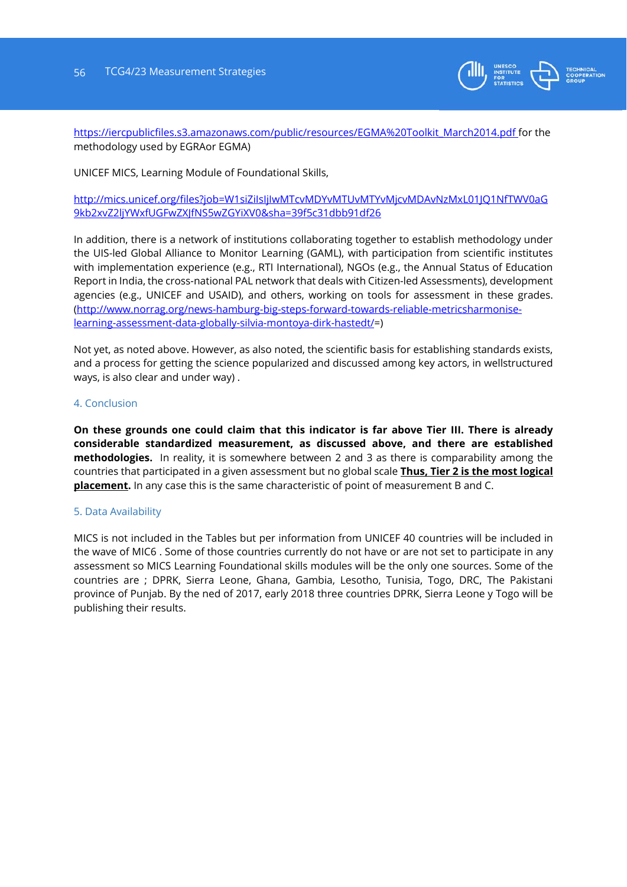https://iercpublicfiles.s3.amazonaws.com/public/resources/EGMA%20Toolkit_March2014.pdf for the methodology used by EGRAor EGMA)

UNICEF MICS, Learning Module of Foundational Skills,

http://mics.unicef.org/files?job=W1siZilsIjIwMTcvMDYvMTUvMTYvMjcvMDAvNzMxL01JQ1NfTWV0aG9kb2xvZ2ljYWxfUGFwZXJfNS5wZGYiXV0&sha=39f5c31dbb91df26

In addition, there is a network of institutions collaborating together to establish methodology under the UIS-led Global Alliance to Monitor Learning (GAML), with participation from scientific institutes with implementation experience (e.g., RTI International), NGOs (e.g., the Annual Status of Education Report in India, the cross-national PAL network that deals with Citizen-led Assessments), development agencies (e.g., UNICEF and USAID), and others, working on tools for assessment in these grades. (http://www.norrag.org/news-hamburg-big-steps-forward-towards-reliable-metricsharmonise-learning-assessment-data-globally-silvia-montoya-dirk-hastedt/=)

Not yet, as noted above. However, as also noted, the scientific basis for establishing standards exists, and a process for getting the science popularized and discussed among key actors, in wellstructured ways, is also clear and under way) .

## 4. Conclusion

**On these grounds one could claim that this indicator is far above Tier III. There is already considerable standardized measurement, as discussed above, and there are established methodologies.** In reality, it is somewhere between 2 and 3 as there is comparability among the countries that participated in a given assessment but no global scale **Thus, Tier 2 is the most logical placement.** In any case this is the same characteristic of point of measurement B and C.

## 5. Data Availability

MICS is not included in the Tables but per information from UNICEF 40 countries will be included in the wave of MIC6 . Some of those countries currently do not have or are not set to participate in any assessment so MICS Learning Foundational skills modules will be the only one sources. Some of the countries are ; DPRK, Sierra Leone, Ghana, Gambia, Lesotho, Tunisia, Togo, DRC, The Pakistani province of Punjab. By the ned of 2017, early 2018 three countries DPRK, Sierra Leone y Togo will be publishing their results.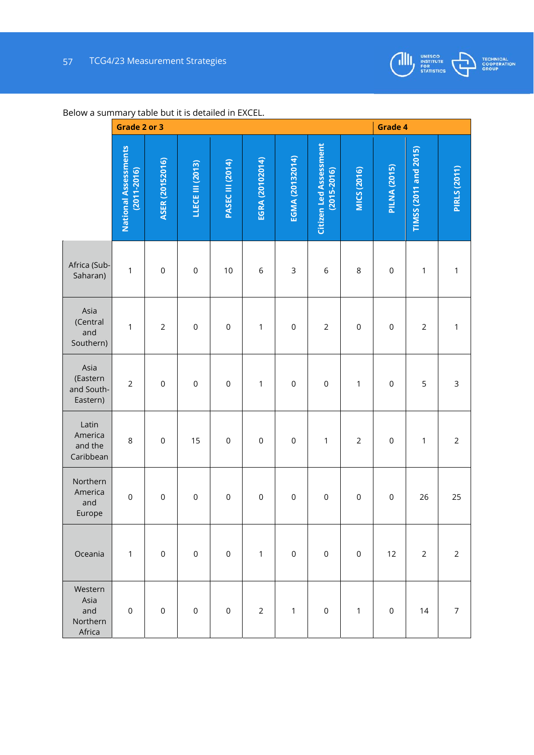Below a summary table but it is detailed in EXCEL.

| | Grade 2 or 3 | | | | | | | | Grade 4 | | |
|---|---|---|---|---|---|---|---|---|---|---|---|
| | National Assessments (2011-2016) | ASER (20152016) | LLECE III (2013) | PASEC III (2014) | EGRA (20102014) | EGMA (20132014) | Citizen Led Assessment (2015-2016) | MICS (2016) | PILNA (2015) | TIMSS (2011 and 2015) | PIRLS (2011) |
| Africa (Sub-Saharan) | 1 | 0 | 0 | 10 | 6 | 3 | 6 | 8 | 0 | 1 | 1 |
| Asia (Central and Southern) | 1 | 2 | 0 | 0 | 1 | 0 | 2 | 0 | 0 | 2 | 1 |
| Asia (Eastern and South-Eastern) | 2 | 0 | 0 | 0 | 1 | 0 | 0 | 1 | 0 | 5 | 3 |
| Latin America and the Caribbean | 8 | 0 | 15 | 0 | 0 | 0 | 1 | 2 | 0 | 1 | 2 |
| Northern America and Europe | 0 | 0 | 0 | 0 | 0 | 0 | 0 | 0 | 0 | 26 | 25 |
| Oceania | 1 | 0 | 0 | 0 | 1 | 0 | 0 | 0 | 12 | 2 | 2 |
| Western Asia and Northern Africa | 0 | 0 | 0 | 0 | 2 | 1 | 0 | 1 | 0 | 14 | 7 |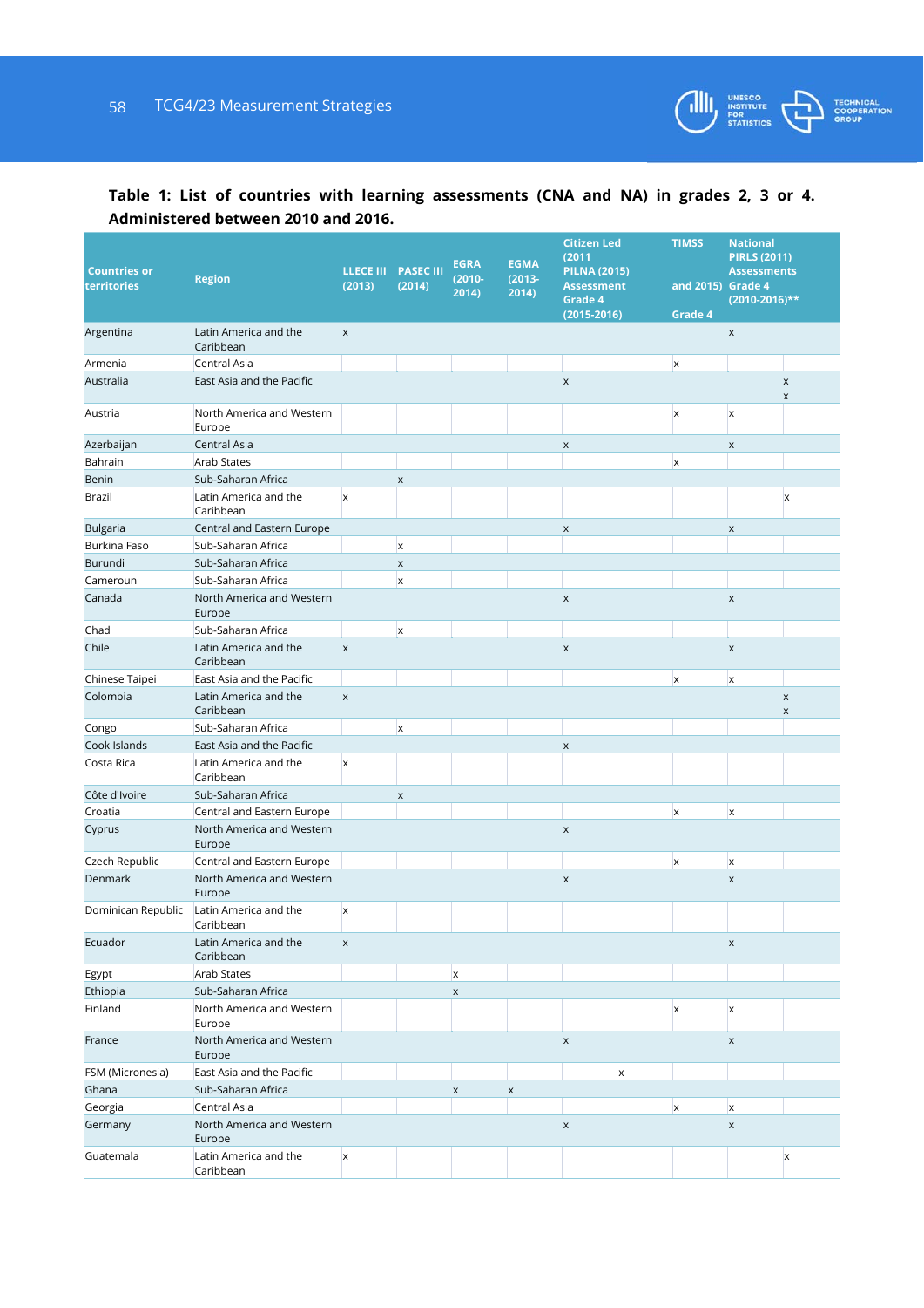**Table 1: List of countries with learning assessments (CNA and NA) in grades 2, 3 or 4. Administered between 2010 and 2016.**

| Countries or territories | Region | LLECE III (2013) | PASEC III (2014) | EGRA (2010-2014) | EGMA (2013-2014) | Citizen Led Assessment (2015-2016) | PILNA (2015) | TIMSS (2011 and 2015) Grade 4 | PIRLS (2011) Grade 4 | National Assessments (2010-2016)** |
|---|---|---|---|---|---|---|---|---|---|---|
| Argentina | Latin America and the Caribbean | x | | | | | | | x | |
| Armenia | Central Asia | | | | | | | x | | |
| Australia | East Asia and the Pacific | | | | | x | | | | x x |
| Austria | North America and Western Europe | | | | | | | x | x | |
| Azerbaijan | Central Asia | | | | | x | | | x | |
| Bahrain | Arab States | | | | | | | x | | |
| Benin | Sub-Saharan Africa | | x | | | | | | | |
| Brazil | Latin America and the Caribbean | x | | | | | | | | x |
| Bulgaria | Central and Eastern Europe | | | | | x | | | x | |
| Burkina Faso | Sub-Saharan Africa | | x | | | | | | | |
| Burundi | Sub-Saharan Africa | | x | | | | | | | |
| Cameroun | Sub-Saharan Africa | | x | | | | | | | |
| Canada | North America and Western Europe | | | | | x | | | x | |
| Chad | Sub-Saharan Africa | | x | | | | | | | |
| Chile | Latin America and the Caribbean | x | | | | x | | | x | |
| Chinese Taipei | East Asia and the Pacific | | | | | | | x | x | |
| Colombia | Latin America and the Caribbean | x | | | | | | | | x x |
| Congo | Sub-Saharan Africa | | x | | | | | | | |
| Cook Islands | East Asia and the Pacific | | | | | x | | | | |
| Costa Rica | Latin America and the Caribbean | x | | | | | | | | |
| Côte d'Ivoire | Sub-Saharan Africa | | x | | | | | | | |
| Croatia | Central and Eastern Europe | | | | | | | x | x | |
| Cyprus | North America and Western Europe | | | | | x | | | | |
| Czech Republic | Central and Eastern Europe | | | | | | | x | x | |
| Denmark | North America and Western Europe | | | | | x | | | x | |
| Dominican Republic | Latin America and the Caribbean | x | | | | | | | | |
| Ecuador | Latin America and the Caribbean | x | | | | | | | x | |
| Egypt | Arab States | | | x | | | | | | |
| Ethiopia | Sub-Saharan Africa | | | x | | | | | | |
| Finland | North America and Western Europe | | | | | | | x | x | |
| France | North America and Western Europe | | | | | x | | | x | |
| FSM (Micronesia) | East Asia and the Pacific | | | | | | x | | | |
| Ghana | Sub-Saharan Africa | | | x | x | | | | | |
| Georgia | Central Asia | | | | | | | x | x | |
| Germany | North America and Western Europe | | | | | x | | | x | |
| Guatemala | Latin America and the Caribbean | x | | | | | | | | x |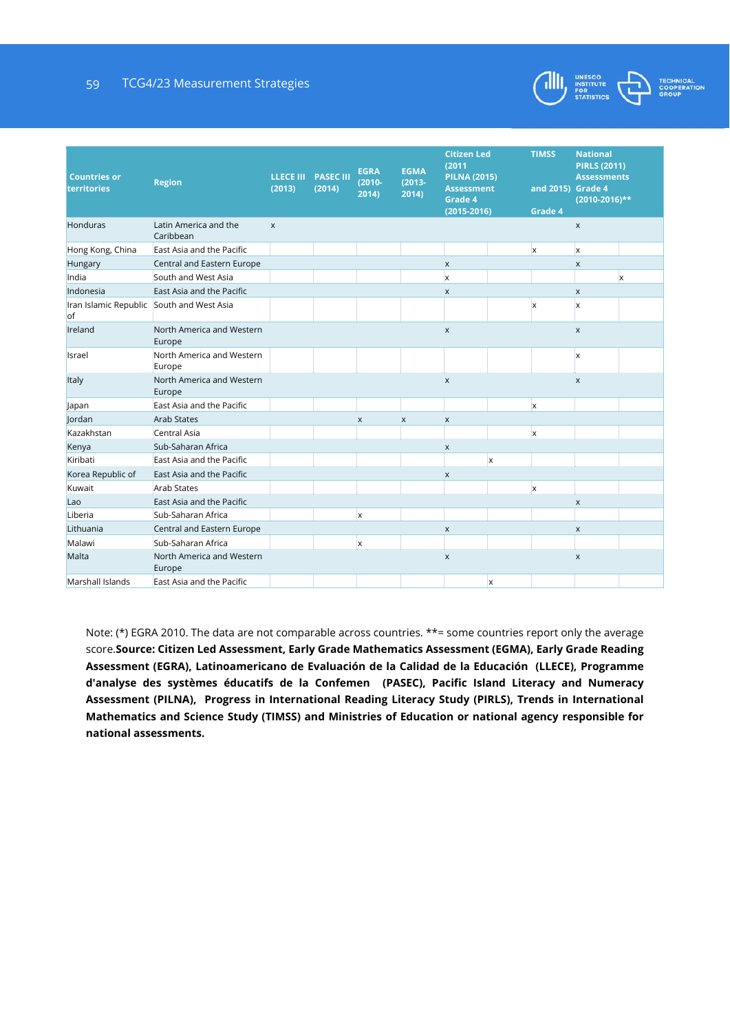| Countries or territories | Region | LLECE III (2013) | PASEC III (2014) | EGRA (2010-2014) | EGMA (2013-2014) | Citizen Led (2011 PILNA (2015) Assessment Grade 4 (2015-2016) | | TIMSS and 2015) Grade 4 | National PIRLS (2011) Assessments Grade 4 (2010-2016)** | |
|---|---|---|---|---|---|---|---|---|---|---|
| Honduras | Latin America and the Caribbean | x | | | | | | | x | |
| Hong Kong, China | East Asia and the Pacific | | | | | | | x | x | |
| Hungary | Central and Eastern Europe | | | | | x | | | x | |
| India | South and West Asia | | | | | x | | | | x |
| Indonesia | East Asia and the Pacific | | | | | x | | | x | |
| Iran Islamic Republic of | South and West Asia | | | | | | | x | x | |
| Ireland | North America and Western Europe | | | | | x | | | x | |
| Israel | North America and Western Europe | | | | | | | | x | |
| Italy | North America and Western Europe | | | | | x | | | x | |
| Japan | East Asia and the Pacific | | | | | | | x | | |
| Jordan | Arab States | | | x | x | x | | | | |
| Kazakhstan | Central Asia | | | | | | | x | | |
| Kenya | Sub-Saharan Africa | | | | | x | | | | |
| Kiribati | East Asia and the Pacific | | | | | | x | | | |
| Korea Republic of | East Asia and the Pacific | | | | | x | | | | |
| Kuwait | Arab States | | | | | | | x | | |
| Lao | East Asia and the Pacific | | | | | | | | x | |
| Liberia | Sub-Saharan Africa | | | x | | | | | | |
| Lithuania | Central and Eastern Europe | | | | | x | | | x | |
| Malawi | Sub-Saharan Africa | | | x | | | | | | |
| Malta | North America and Western Europe | | | | | x | | | x | |
| Marshall Islands | East Asia and the Pacific | | | | | | x | | | |

Note: (*) EGRA 2010. The data are not comparable across countries. **= some countries report only the average score.**Source: Citizen Led Assessment, Early Grade Mathematics Assessment (EGMA), Early Grade Reading Assessment (EGRA), Latinoamericano de Evaluación de la Calidad de la Educación (LLECE), Programme d'analyse des systèmes éducatifs de la Confemen (PASEC), Pacific Island Literacy and Numeracy Assessment (PILNA), Progress in International Reading Literacy Study (PIRLS), Trends in International Mathematics and Science Study (TIMSS) and Ministries of Education or national agency responsible for national assessments.**